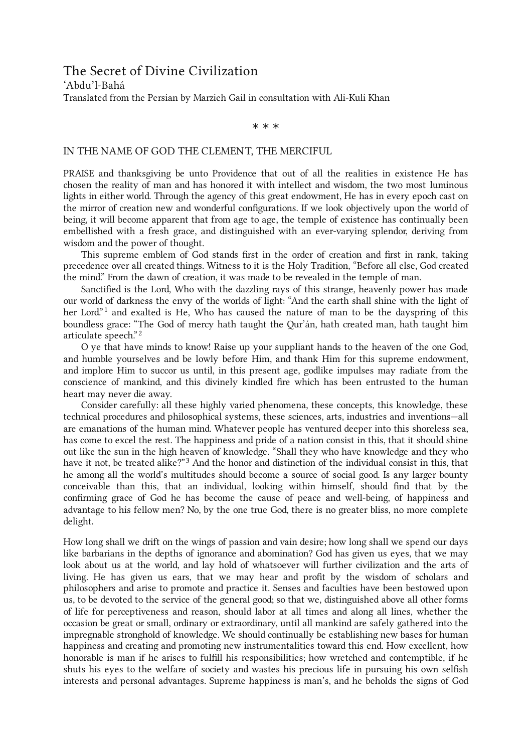# The Secret of Divine Civilization

‘Abdu’l-Bahá

Translated from the Persian by Marzieh Gail in consultation with Ali-Kuli Khan

\* \* \*

IN THE NAME OF GOD THE CLEMENT, THE MERCIFUL

PRAISE and thanksgiving be unto Providence that out of all the realities in existence He has chosen the reality of man and has honored it with intellect and wisdom, the two most luminous lights in either world. Through the agency of this great endowment, He has in every epoch cast on the mirror of creation new and wonderful configurations. If we look objectively upon the world of being, it will become apparent that from age to age, the temple of existence has continually been embellished with a fresh grace, and distinguished with an ever-varying splendor, deriving from wisdom and the power of thought.

This supreme emblem of God stands first in the order of creation and first in rank, taking precedence over all created things. Witness to it is the Holy Tradition, “Before all else, God created the mind.” From the dawn of creation, it was made to be revealed in the temple of man.

Sanctified is the Lord, Who with the dazzling rays of this strange, heavenly power has made our world of darkness the envy of the worlds of light: “And the earth shall shine with the light of her Lord.”[1] and exalted is He, Who has caused the nature of man to be the dayspring of this boundless grace: “The God of mercy hath taught the Qur’án, hath created man, hath taught him articulate speech.”[2]

O ye that have minds to know! Raise up your suppliant hands to the heaven of the one God, and humble yourselves and be lowly before Him, and thank Him for this supreme endowment, and implore Him to succor us until, in this present age, godlike impulses may radiate from the conscience of mankind, and this divinely kindled fire which has been entrusted to the human heart may never die away.

Consider carefully: all these highly varied phenomena, these concepts, this knowledge, these technical procedures and philosophical systems, these sciences, arts, industries and inventions—all are emanations of the human mind. Whatever people has ventured deeper into this shoreless sea, has come to excel the rest. The happiness and pride of a nation consist in this, that it should shine out like the sun in the high heaven of knowledge. “Shall they who have knowledge and they who have it not, be treated alike?”[3] And the honor and distinction of the individual consist in this, that he among all the world’s multitudes should become a source of social good. Is any larger bounty conceivable than this, that an individual, looking within himself, should find that by the confirming grace of God he has become the cause of peace and well-being, of happiness and advantage to his fellow men? No, by the one true God, there is no greater bliss, no more complete delight.

How long shall we drift on the wings of passion and vain desire; how long shall we spend our days like barbarians in the depths of ignorance and abomination? God has given us eyes, that we may look about us at the world, and lay hold of whatsoever will further civilization and the arts of living. He has given us ears, that we may hear and profit by the wisdom of scholars and philosophers and arise to promote and practice it. Senses and faculties have been bestowed upon us, to be devoted to the service of the general good; so that we, distinguished above all other forms of life for perceptiveness and reason, should labor at all times and along all lines, whether the occasion be great or small, ordinary or extraordinary, until all mankind are safely gathered into the impregnable stronghold of knowledge. We should continually be establishing new bases for human happiness and creating and promoting new instrumentalities toward this end. How excellent, how honorable is man if he arises to fulfill his responsibilities; how wretched and contemptible, if he shuts his eyes to the welfare of society and wastes his precious life in pursuing his own selfish interests and personal advantages. Supreme happiness is man’s, and he beholds the signs of God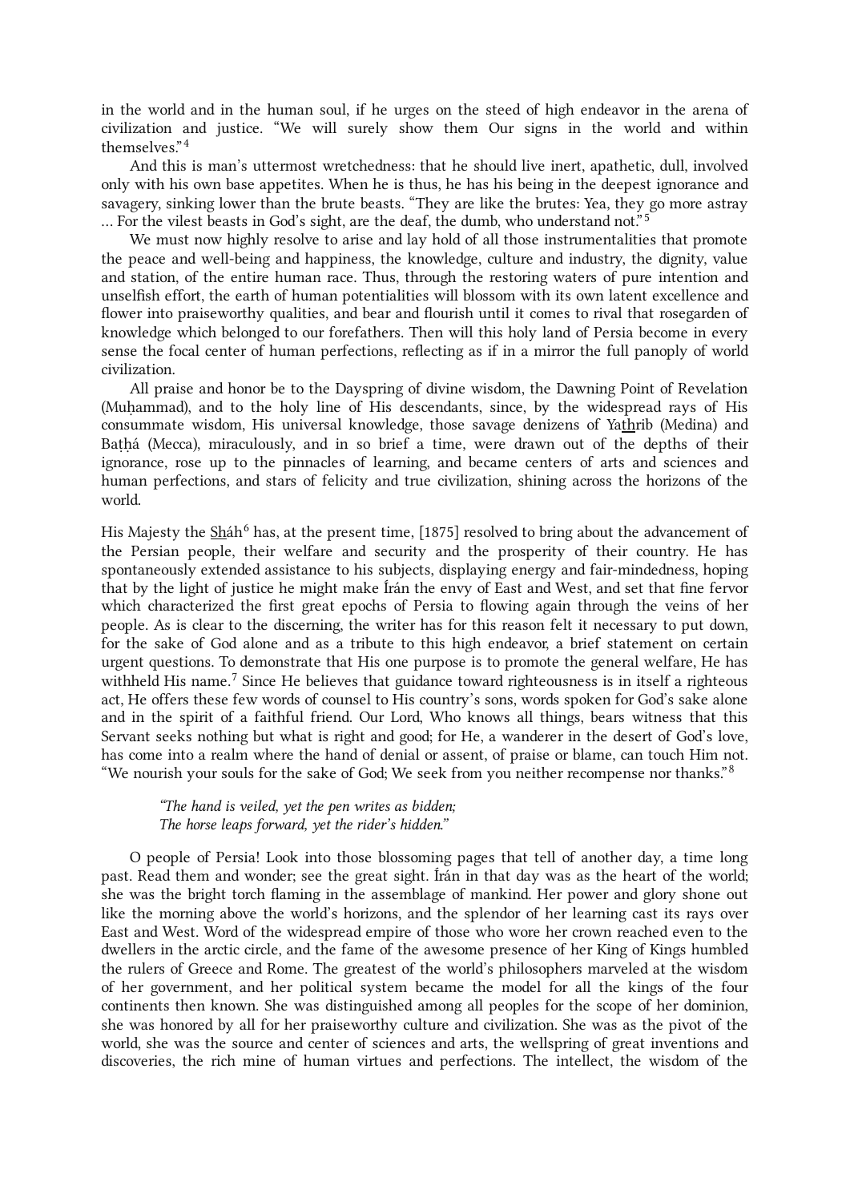in the world and in the human soul, if he urges on the steed of high endeavor in the arena of civilization and justice. "We will surely show them Our signs in the world and within themselves."[4]

And this is man's uttermost wretchedness: that he should live inert, apathetic, dull, involved only with his own base appetites. When he is thus, he has his being in the deepest ignorance and savagery, sinking lower than the brute beasts. "They are like the brutes: Yea, they go more astray … For the vilest beasts in God's sight, are the deaf, the dumb, who understand not."[5]

We must now highly resolve to arise and lay hold of all those instrumentalities that promote the peace and well-being and happiness, the knowledge, culture and industry, the dignity, value and station, of the entire human race. Thus, through the restoring waters of pure intention and unselfish effort, the earth of human potentialities will blossom with its own latent excellence and flower into praiseworthy qualities, and bear and flourish until it comes to rival that rosegarden of knowledge which belonged to our forefathers. Then will this holy land of Persia become in every sense the focal center of human perfections, reflecting as if in a mirror the full panoply of world civilization.

All praise and honor be to the Dayspring of divine wisdom, the Dawning Point of Revelation (Muḥammad), and to the holy line of His descendants, since, by the widespread rays of His consummate wisdom, His universal knowledge, those savage denizens of Ya<u>th</u>rib (Medina) and Baṭḥá (Mecca), miraculously, and in so brief a time, were drawn out of the depths of their ignorance, rose up to the pinnacles of learning, and became centers of arts and sciences and human perfections, and stars of felicity and true civilization, shining across the horizons of the world.

His Majesty the <u>Sh</u>áh[6] has, at the present time, [1875] resolved to bring about the advancement of the Persian people, their welfare and security and the prosperity of their country. He has spontaneously extended assistance to his subjects, displaying energy and fair-mindedness, hoping that by the light of justice he might make Írán the envy of East and West, and set that fine fervor which characterized the first great epochs of Persia to flowing again through the veins of her people. As is clear to the discerning, the writer has for this reason felt it necessary to put down, for the sake of God alone and as a tribute to this high endeavor, a brief statement on certain urgent questions. To demonstrate that His one purpose is to promote the general welfare, He has withheld His name.[7] Since He believes that guidance toward righteousness is in itself a righteous act, He offers these few words of counsel to His country's sons, words spoken for God's sake alone and in the spirit of a faithful friend. Our Lord, Who knows all things, bears witness that this Servant seeks nothing but what is right and good; for He, a wanderer in the desert of God's love, has come into a realm where the hand of denial or assent, of praise or blame, can touch Him not. "We nourish your souls for the sake of God; We seek from you neither recompense nor thanks."[8]

> *"The hand is veiled, yet the pen writes as bidden;*
> *The horse leaps forward, yet the rider's hidden."*

O people of Persia! Look into those blossoming pages that tell of another day, a time long past. Read them and wonder; see the great sight. Írán in that day was as the heart of the world; she was the bright torch flaming in the assemblage of mankind. Her power and glory shone out like the morning above the world's horizons, and the splendor of her learning cast its rays over East and West. Word of the widespread empire of those who wore her crown reached even to the dwellers in the arctic circle, and the fame of the awesome presence of her King of Kings humbled the rulers of Greece and Rome. The greatest of the world's philosophers marveled at the wisdom of her government, and her political system became the model for all the kings of the four continents then known. She was distinguished among all peoples for the scope of her dominion, she was honored by all for her praiseworthy culture and civilization. She was as the pivot of the world, she was the source and center of sciences and arts, the wellspring of great inventions and discoveries, the rich mine of human virtues and perfections. The intellect, the wisdom of the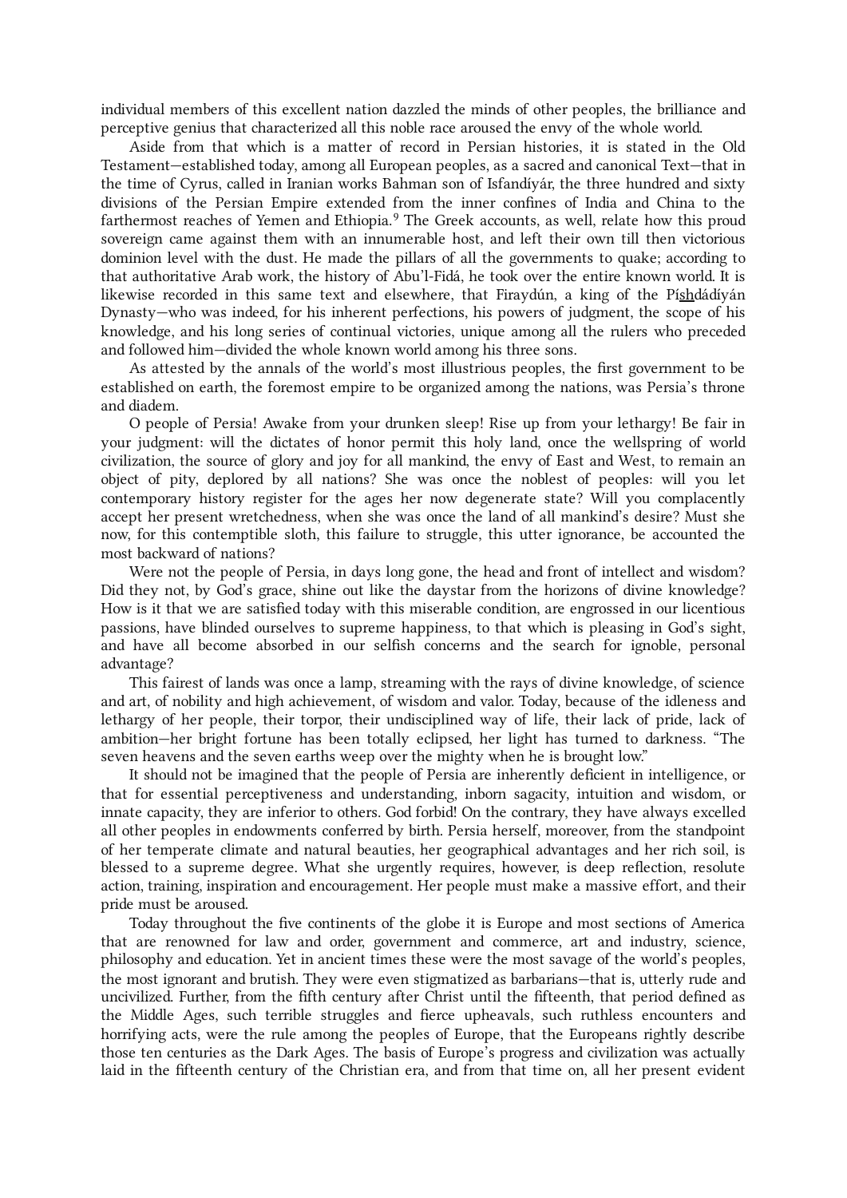individual members of this excellent nation dazzled the minds of other peoples, the brilliance and perceptive genius that characterized all this noble race aroused the envy of the whole world.

Aside from that which is a matter of record in Persian histories, it is stated in the Old Testament—established today, among all European peoples, as a sacred and canonical Text—that in the time of Cyrus, called in Iranian works Bahman son of Isfandíyár, the three hundred and sixty divisions of the Persian Empire extended from the inner confines of India and China to the farthermost reaches of Yemen and Ethiopia.[9] The Greek accounts, as well, relate how this proud sovereign came against them with an innumerable host, and left their own till then victorious dominion level with the dust. He made the pillars of all the governments to quake; according to that authoritative Arab work, the history of Abu'l-Fidá, he took over the entire known world. It is likewise recorded in this same text and elsewhere, that Firaydún, a king of the Píshdádíyán Dynasty—who was indeed, for his inherent perfections, his powers of judgment, the scope of his knowledge, and his long series of continual victories, unique among all the rulers who preceded and followed him—divided the whole known world among his three sons.

As attested by the annals of the world's most illustrious peoples, the first government to be established on earth, the foremost empire to be organized among the nations, was Persia's throne and diadem.

O people of Persia! Awake from your drunken sleep! Rise up from your lethargy! Be fair in your judgment: will the dictates of honor permit this holy land, once the wellspring of world civilization, the source of glory and joy for all mankind, the envy of East and West, to remain an object of pity, deplored by all nations? She was once the noblest of peoples: will you let contemporary history register for the ages her now degenerate state? Will you complacently accept her present wretchedness, when she was once the land of all mankind's desire? Must she now, for this contemptible sloth, this failure to struggle, this utter ignorance, be accounted the most backward of nations?

Were not the people of Persia, in days long gone, the head and front of intellect and wisdom? Did they not, by God's grace, shine out like the daystar from the horizons of divine knowledge? How is it that we are satisfied today with this miserable condition, are engrossed in our licentious passions, have blinded ourselves to supreme happiness, to that which is pleasing in God's sight, and have all become absorbed in our selfish concerns and the search for ignoble, personal advantage?

This fairest of lands was once a lamp, streaming with the rays of divine knowledge, of science and art, of nobility and high achievement, of wisdom and valor. Today, because of the idleness and lethargy of her people, their torpor, their undisciplined way of life, their lack of pride, lack of ambition—her bright fortune has been totally eclipsed, her light has turned to darkness. "The seven heavens and the seven earths weep over the mighty when he is brought low."

It should not be imagined that the people of Persia are inherently deficient in intelligence, or that for essential perceptiveness and understanding, inborn sagacity, intuition and wisdom, or innate capacity, they are inferior to others. God forbid! On the contrary, they have always excelled all other peoples in endowments conferred by birth. Persia herself, moreover, from the standpoint of her temperate climate and natural beauties, her geographical advantages and her rich soil, is blessed to a supreme degree. What she urgently requires, however, is deep reflection, resolute action, training, inspiration and encouragement. Her people must make a massive effort, and their pride must be aroused.

Today throughout the five continents of the globe it is Europe and most sections of America that are renowned for law and order, government and commerce, art and industry, science, philosophy and education. Yet in ancient times these were the most savage of the world's peoples, the most ignorant and brutish. They were even stigmatized as barbarians—that is, utterly rude and uncivilized. Further, from the fifth century after Christ until the fifteenth, that period defined as the Middle Ages, such terrible struggles and fierce upheavals, such ruthless encounters and horrifying acts, were the rule among the peoples of Europe, that the Europeans rightly describe those ten centuries as the Dark Ages. The basis of Europe's progress and civilization was actually laid in the fifteenth century of the Christian era, and from that time on, all her present evident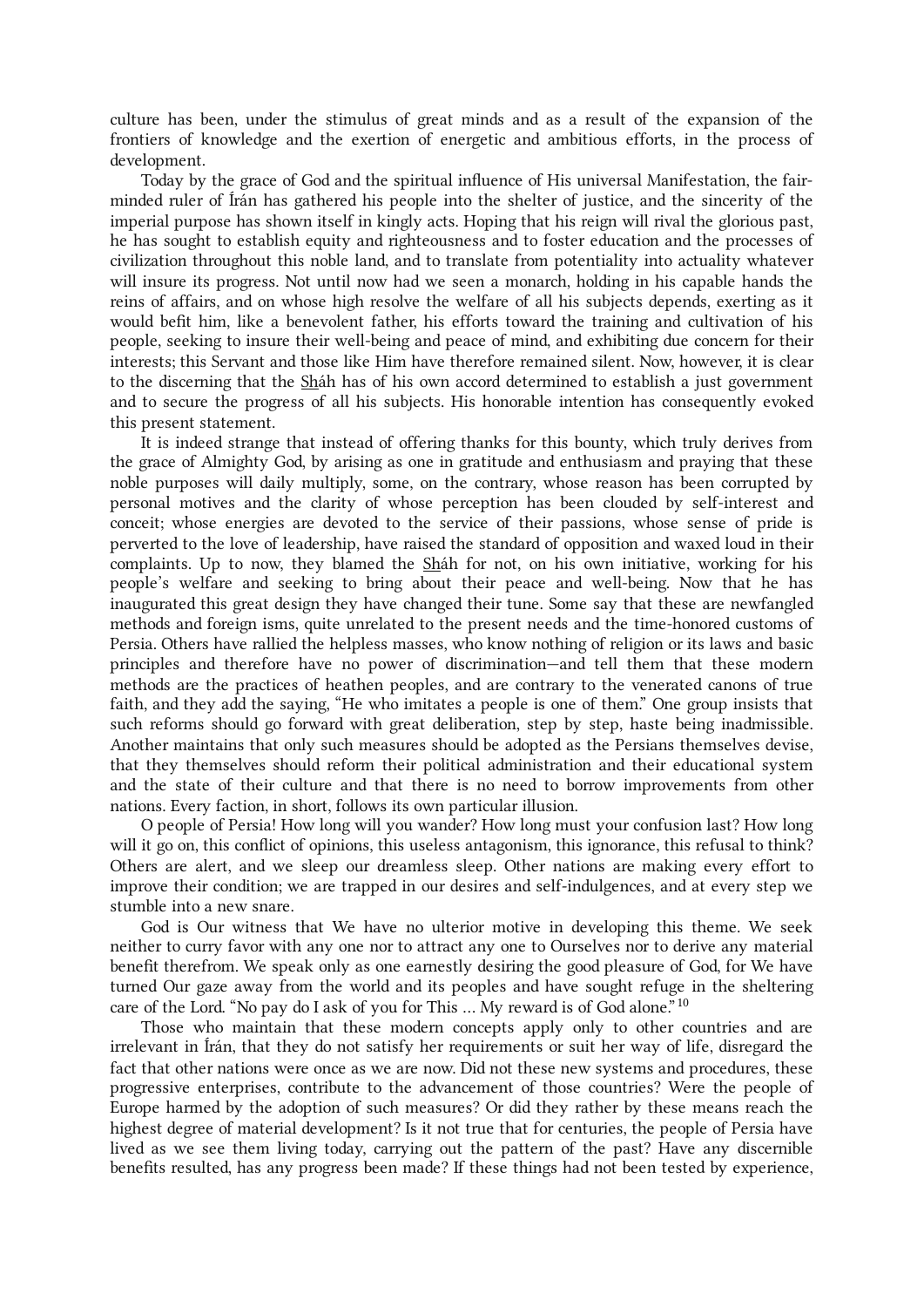culture has been, under the stimulus of great minds and as a result of the expansion of the frontiers of knowledge and the exertion of energetic and ambitious efforts, in the process of development.

Today by the grace of God and the spiritual influence of His universal Manifestation, the fair-minded ruler of Írán has gathered his people into the shelter of justice, and the sincerity of the imperial purpose has shown itself in kingly acts. Hoping that his reign will rival the glorious past, he has sought to establish equity and righteousness and to foster education and the processes of civilization throughout this noble land, and to translate from potentiality into actuality whatever will insure its progress. Not until now had we seen a monarch, holding in his capable hands the reins of affairs, and on whose high resolve the welfare of all his subjects depends, exerting as it would befit him, like a benevolent father, his efforts toward the training and cultivation of his people, seeking to insure their well-being and peace of mind, and exhibiting due concern for their interests; this Servant and those like Him have therefore remained silent. Now, however, it is clear to the discerning that the Sháh has of his own accord determined to establish a just government and to secure the progress of all his subjects. His honorable intention has consequently evoked this present statement.

It is indeed strange that instead of offering thanks for this bounty, which truly derives from the grace of Almighty God, by arising as one in gratitude and enthusiasm and praying that these noble purposes will daily multiply, some, on the contrary, whose reason has been corrupted by personal motives and the clarity of whose perception has been clouded by self-interest and conceit; whose energies are devoted to the service of their passions, whose sense of pride is perverted to the love of leadership, have raised the standard of opposition and waxed loud in their complaints. Up to now, they blamed the Sháh for not, on his own initiative, working for his people's welfare and seeking to bring about their peace and well-being. Now that he has inaugurated this great design they have changed their tune. Some say that these are newfangled methods and foreign isms, quite unrelated to the present needs and the time-honored customs of Persia. Others have rallied the helpless masses, who know nothing of religion or its laws and basic principles and therefore have no power of discrimination—and tell them that these modern methods are the practices of heathen peoples, and are contrary to the venerated canons of true faith, and they add the saying, "He who imitates a people is one of them." One group insists that such reforms should go forward with great deliberation, step by step, haste being inadmissible. Another maintains that only such measures should be adopted as the Persians themselves devise, that they themselves should reform their political administration and their educational system and the state of their culture and that there is no need to borrow improvements from other nations. Every faction, in short, follows its own particular illusion.

O people of Persia! How long will you wander? How long must your confusion last? How long will it go on, this conflict of opinions, this useless antagonism, this ignorance, this refusal to think? Others are alert, and we sleep our dreamless sleep. Other nations are making every effort to improve their condition; we are trapped in our desires and self-indulgences, and at every step we stumble into a new snare.

God is Our witness that We have no ulterior motive in developing this theme. We seek neither to curry favor with any one nor to attract any one to Ourselves nor to derive any material benefit therefrom. We speak only as one earnestly desiring the good pleasure of God, for We have turned Our gaze away from the world and its peoples and have sought refuge in the sheltering care of the Lord. "No pay do I ask of you for This ... My reward is of God alone."[10]

Those who maintain that these modern concepts apply only to other countries and are irrelevant in Írán, that they do not satisfy her requirements or suit her way of life, disregard the fact that other nations were once as we are now. Did not these new systems and procedures, these progressive enterprises, contribute to the advancement of those countries? Were the people of Europe harmed by the adoption of such measures? Or did they rather by these means reach the highest degree of material development? Is it not true that for centuries, the people of Persia have lived as we see them living today, carrying out the pattern of the past? Have any discernible benefits resulted, has any progress been made? If these things had not been tested by experience,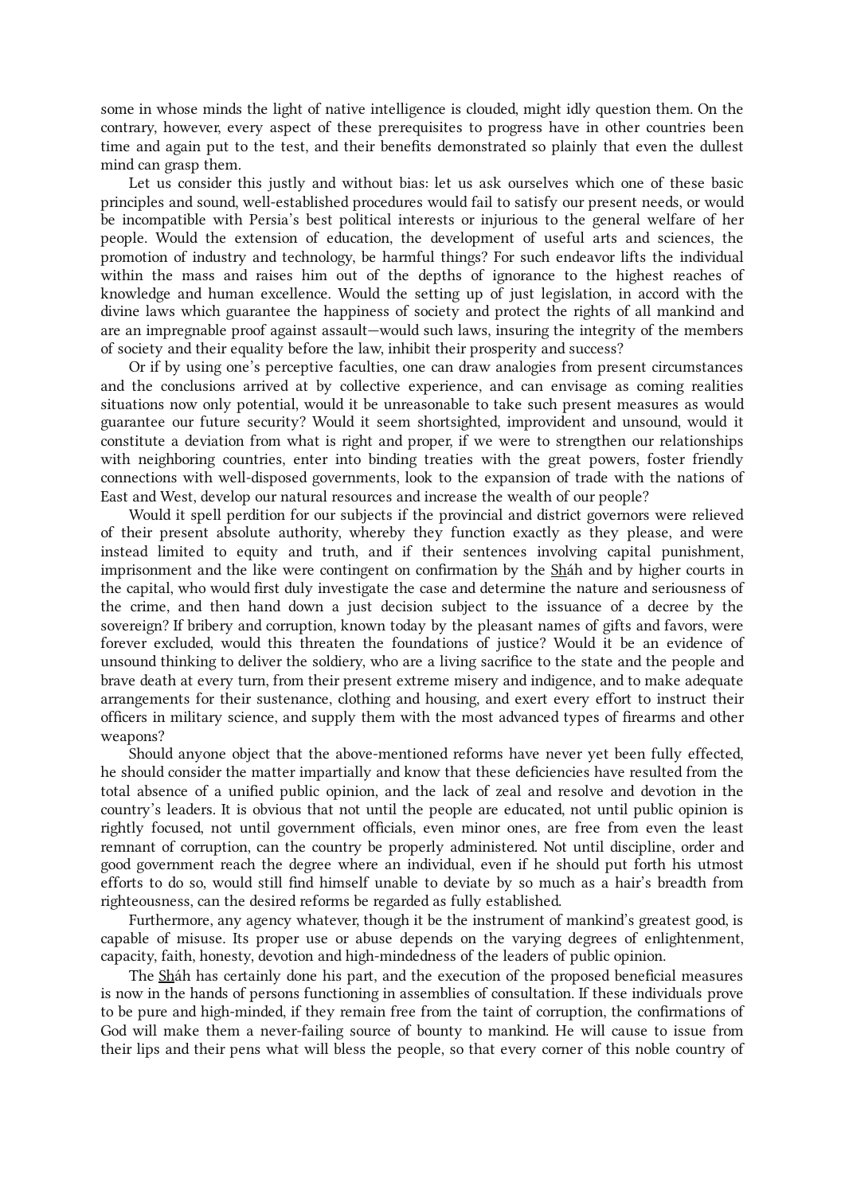some in whose minds the light of native intelligence is clouded, might idly question them. On the contrary, however, every aspect of these prerequisites to progress have in other countries been time and again put to the test, and their benefits demonstrated so plainly that even the dullest mind can grasp them.

Let us consider this justly and without bias: let us ask ourselves which one of these basic principles and sound, well-established procedures would fail to satisfy our present needs, or would be incompatible with Persia's best political interests or injurious to the general welfare of her people. Would the extension of education, the development of useful arts and sciences, the promotion of industry and technology, be harmful things? For such endeavor lifts the individual within the mass and raises him out of the depths of ignorance to the highest reaches of knowledge and human excellence. Would the setting up of just legislation, in accord with the divine laws which guarantee the happiness of society and protect the rights of all mankind and are an impregnable proof against assault—would such laws, insuring the integrity of the members of society and their equality before the law, inhibit their prosperity and success?

Or if by using one's perceptive faculties, one can draw analogies from present circumstances and the conclusions arrived at by collective experience, and can envisage as coming realities situations now only potential, would it be unreasonable to take such present measures as would guarantee our future security? Would it seem shortsighted, improvident and unsound, would it constitute a deviation from what is right and proper, if we were to strengthen our relationships with neighboring countries, enter into binding treaties with the great powers, foster friendly connections with well-disposed governments, look to the expansion of trade with the nations of East and West, develop our natural resources and increase the wealth of our people?

Would it spell perdition for our subjects if the provincial and district governors were relieved of their present absolute authority, whereby they function exactly as they please, and were instead limited to equity and truth, and if their sentences involving capital punishment, imprisonment and the like were contingent on confirmation by the Sháh and by higher courts in the capital, who would first duly investigate the case and determine the nature and seriousness of the crime, and then hand down a just decision subject to the issuance of a decree by the sovereign? If bribery and corruption, known today by the pleasant names of gifts and favors, were forever excluded, would this threaten the foundations of justice? Would it be an evidence of unsound thinking to deliver the soldiery, who are a living sacrifice to the state and the people and brave death at every turn, from their present extreme misery and indigence, and to make adequate arrangements for their sustenance, clothing and housing, and exert every effort to instruct their officers in military science, and supply them with the most advanced types of firearms and other weapons?

Should anyone object that the above-mentioned reforms have never yet been fully effected, he should consider the matter impartially and know that these deficiencies have resulted from the total absence of a unified public opinion, and the lack of zeal and resolve and devotion in the country's leaders. It is obvious that not until the people are educated, not until public opinion is rightly focused, not until government officials, even minor ones, are free from even the least remnant of corruption, can the country be properly administered. Not until discipline, order and good government reach the degree where an individual, even if he should put forth his utmost efforts to do so, would still find himself unable to deviate by so much as a hair's breadth from righteousness, can the desired reforms be regarded as fully established.

Furthermore, any agency whatever, though it be the instrument of mankind's greatest good, is capable of misuse. Its proper use or abuse depends on the varying degrees of enlightenment, capacity, faith, honesty, devotion and high-mindedness of the leaders of public opinion.

The Sháh has certainly done his part, and the execution of the proposed beneficial measures is now in the hands of persons functioning in assemblies of consultation. If these individuals prove to be pure and high-minded, if they remain free from the taint of corruption, the confirmations of God will make them a never-failing source of bounty to mankind. He will cause to issue from their lips and their pens what will bless the people, so that every corner of this noble country of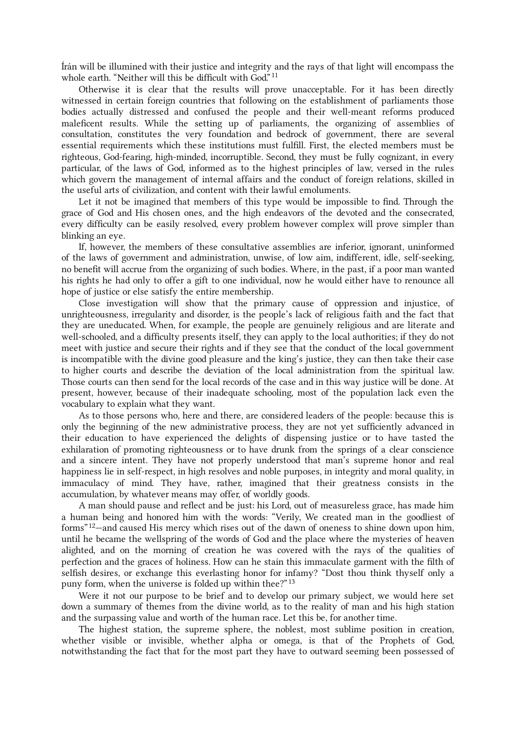Írán will be illumined with their justice and integrity and the rays of that light will encompass the whole earth. "Neither will this be difficult with God."[11]

Otherwise it is clear that the results will prove unacceptable. For it has been directly witnessed in certain foreign countries that following on the establishment of parliaments those bodies actually distressed and confused the people and their well-meant reforms produced maleficent results. While the setting up of parliaments, the organizing of assemblies of consultation, constitutes the very foundation and bedrock of government, there are several essential requirements which these institutions must fulfill. First, the elected members must be righteous, God-fearing, high-minded, incorruptible. Second, they must be fully cognizant, in every particular, of the laws of God, informed as to the highest principles of law, versed in the rules which govern the management of internal affairs and the conduct of foreign relations, skilled in the useful arts of civilization, and content with their lawful emoluments.

Let it not be imagined that members of this type would be impossible to find. Through the grace of God and His chosen ones, and the high endeavors of the devoted and the consecrated, every difficulty can be easily resolved, every problem however complex will prove simpler than blinking an eye.

If, however, the members of these consultative assemblies are inferior, ignorant, uninformed of the laws of government and administration, unwise, of low aim, indifferent, idle, self-seeking, no benefit will accrue from the organizing of such bodies. Where, in the past, if a poor man wanted his rights he had only to offer a gift to one individual, now he would either have to renounce all hope of justice or else satisfy the entire membership.

Close investigation will show that the primary cause of oppression and injustice, of unrighteousness, irregularity and disorder, is the people's lack of religious faith and the fact that they are uneducated. When, for example, the people are genuinely religious and are literate and well-schooled, and a difficulty presents itself, they can apply to the local authorities; if they do not meet with justice and secure their rights and if they see that the conduct of the local government is incompatible with the divine good pleasure and the king's justice, they can then take their case to higher courts and describe the deviation of the local administration from the spiritual law. Those courts can then send for the local records of the case and in this way justice will be done. At present, however, because of their inadequate schooling, most of the population lack even the vocabulary to explain what they want.

As to those persons who, here and there, are considered leaders of the people: because this is only the beginning of the new administrative process, they are not yet sufficiently advanced in their education to have experienced the delights of dispensing justice or to have tasted the exhilaration of promoting righteousness or to have drunk from the springs of a clear conscience and a sincere intent. They have not properly understood that man's supreme honor and real happiness lie in self-respect, in high resolves and noble purposes, in integrity and moral quality, in immaculacy of mind. They have, rather, imagined that their greatness consists in the accumulation, by whatever means may offer, of worldly goods.

A man should pause and reflect and be just: his Lord, out of measureless grace, has made him a human being and honored him with the words: "Verily, We created man in the goodliest of forms"[12]—and caused His mercy which rises out of the dawn of oneness to shine down upon him, until he became the wellspring of the words of God and the place where the mysteries of heaven alighted, and on the morning of creation he was covered with the rays of the qualities of perfection and the graces of holiness. How can he stain this immaculate garment with the filth of selfish desires, or exchange this everlasting honor for infamy? "Dost thou think thyself only a puny form, when the universe is folded up within thee?"[13]

Were it not our purpose to be brief and to develop our primary subject, we would here set down a summary of themes from the divine world, as to the reality of man and his high station and the surpassing value and worth of the human race. Let this be, for another time.

The highest station, the supreme sphere, the noblest, most sublime position in creation, whether visible or invisible, whether alpha or omega, is that of the Prophets of God, notwithstanding the fact that for the most part they have to outward seeming been possessed of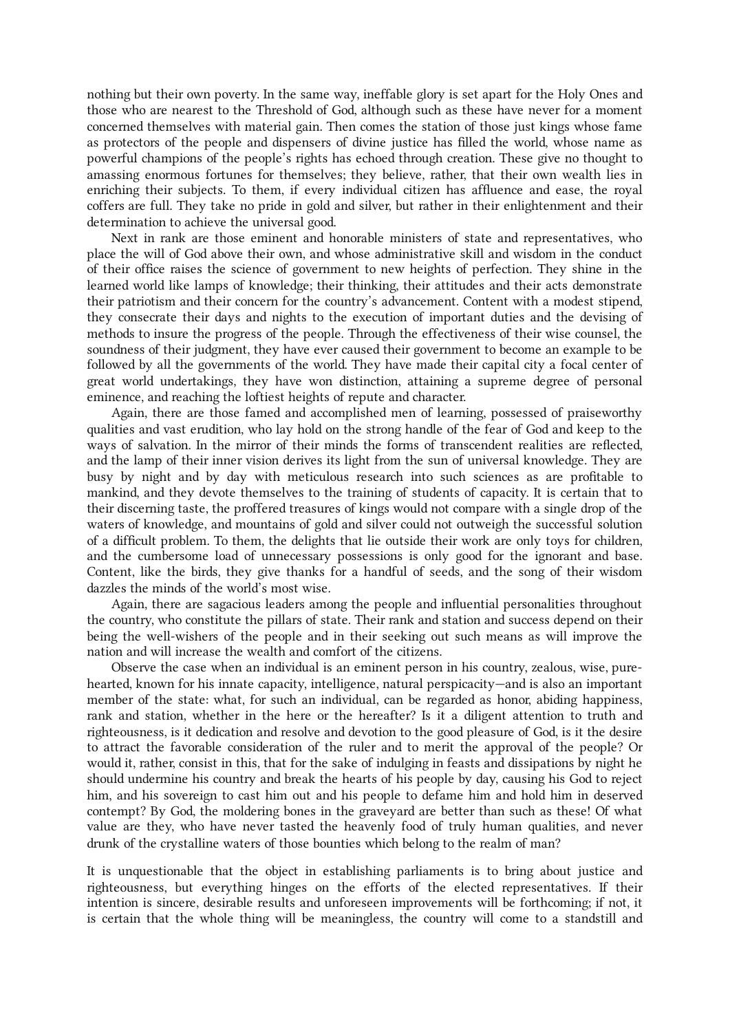nothing but their own poverty. In the same way, ineffable glory is set apart for the Holy Ones and those who are nearest to the Threshold of God, although such as these have never for a moment concerned themselves with material gain. Then comes the station of those just kings whose fame as protectors of the people and dispensers of divine justice has filled the world, whose name as powerful champions of the people's rights has echoed through creation. These give no thought to amassing enormous fortunes for themselves; they believe, rather, that their own wealth lies in enriching their subjects. To them, if every individual citizen has affluence and ease, the royal coffers are full. They take no pride in gold and silver, but rather in their enlightenment and their determination to achieve the universal good.

Next in rank are those eminent and honorable ministers of state and representatives, who place the will of God above their own, and whose administrative skill and wisdom in the conduct of their office raises the science of government to new heights of perfection. They shine in the learned world like lamps of knowledge; their thinking, their attitudes and their acts demonstrate their patriotism and their concern for the country's advancement. Content with a modest stipend, they consecrate their days and nights to the execution of important duties and the devising of methods to insure the progress of the people. Through the effectiveness of their wise counsel, the soundness of their judgment, they have ever caused their government to become an example to be followed by all the governments of the world. They have made their capital city a focal center of great world undertakings, they have won distinction, attaining a supreme degree of personal eminence, and reaching the loftiest heights of repute and character.

Again, there are those famed and accomplished men of learning, possessed of praiseworthy qualities and vast erudition, who lay hold on the strong handle of the fear of God and keep to the ways of salvation. In the mirror of their minds the forms of transcendent realities are reflected, and the lamp of their inner vision derives its light from the sun of universal knowledge. They are busy by night and by day with meticulous research into such sciences as are profitable to mankind, and they devote themselves to the training of students of capacity. It is certain that to their discerning taste, the proffered treasures of kings would not compare with a single drop of the waters of knowledge, and mountains of gold and silver could not outweigh the successful solution of a difficult problem. To them, the delights that lie outside their work are only toys for children, and the cumbersome load of unnecessary possessions is only good for the ignorant and base. Content, like the birds, they give thanks for a handful of seeds, and the song of their wisdom dazzles the minds of the world's most wise.

Again, there are sagacious leaders among the people and influential personalities throughout the country, who constitute the pillars of state. Their rank and station and success depend on their being the well-wishers of the people and in their seeking out such means as will improve the nation and will increase the wealth and comfort of the citizens.

Observe the case when an individual is an eminent person in his country, zealous, wise, pure-hearted, known for his innate capacity, intelligence, natural perspicacity—and is also an important member of the state: what, for such an individual, can be regarded as honor, abiding happiness, rank and station, whether in the here or the hereafter? Is it a diligent attention to truth and righteousness, is it dedication and resolve and devotion to the good pleasure of God, is it the desire to attract the favorable consideration of the ruler and to merit the approval of the people? Or would it, rather, consist in this, that for the sake of indulging in feasts and dissipations by night he should undermine his country and break the hearts of his people by day, causing his God to reject him, and his sovereign to cast him out and his people to defame him and hold him in deserved contempt? By God, the moldering bones in the graveyard are better than such as these! Of what value are they, who have never tasted the heavenly food of truly human qualities, and never drunk of the crystalline waters of those bounties which belong to the realm of man?

It is unquestionable that the object in establishing parliaments is to bring about justice and righteousness, but everything hinges on the efforts of the elected representatives. If their intention is sincere, desirable results and unforeseen improvements will be forthcoming; if not, it is certain that the whole thing will be meaningless, the country will come to a standstill and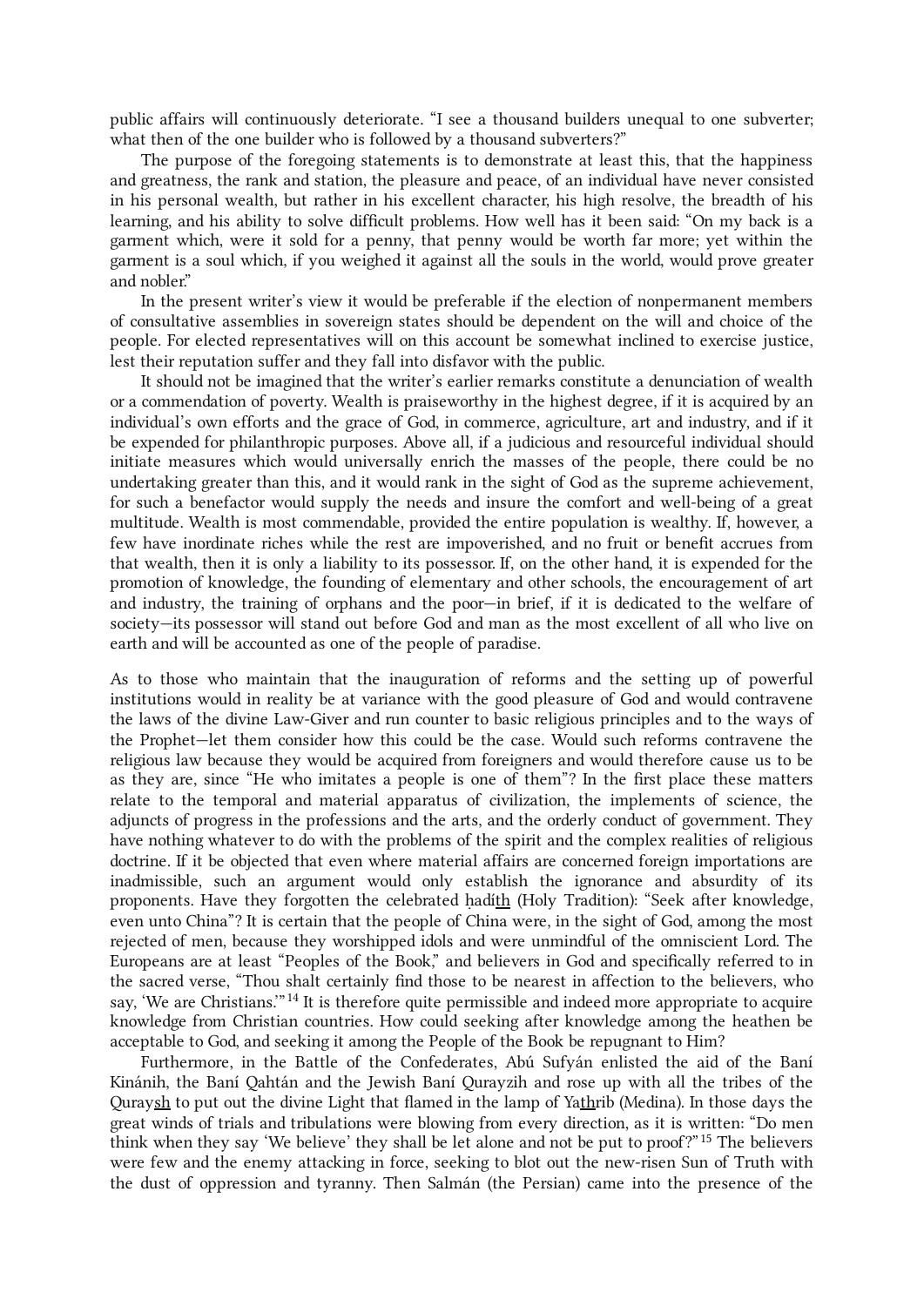public affairs will continuously deteriorate. “I see a thousand builders unequal to one subverter; what then of the one builder who is followed by a thousand subverters?”

The purpose of the foregoing statements is to demonstrate at least this, that the happiness and greatness, the rank and station, the pleasure and peace, of an individual have never consisted in his personal wealth, but rather in his excellent character, his high resolve, the breadth of his learning, and his ability to solve difficult problems. How well has it been said: “On my back is a garment which, were it sold for a penny, that penny would be worth far more; yet within the garment is a soul which, if you weighed it against all the souls in the world, would prove greater and nobler.”

In the present writer’s view it would be preferable if the election of nonpermanent members of consultative assemblies in sovereign states should be dependent on the will and choice of the people. For elected representatives will on this account be somewhat inclined to exercise justice, lest their reputation suffer and they fall into disfavor with the public.

It should not be imagined that the writer’s earlier remarks constitute a denunciation of wealth or a commendation of poverty. Wealth is praiseworthy in the highest degree, if it is acquired by an individual’s own efforts and the grace of God, in commerce, agriculture, art and industry, and if it be expended for philanthropic purposes. Above all, if a judicious and resourceful individual should initiate measures which would universally enrich the masses of the people, there could be no undertaking greater than this, and it would rank in the sight of God as the supreme achievement, for such a benefactor would supply the needs and insure the comfort and well-being of a great multitude. Wealth is most commendable, provided the entire population is wealthy. If, however, a few have inordinate riches while the rest are impoverished, and no fruit or benefit accrues from that wealth, then it is only a liability to its possessor. If, on the other hand, it is expended for the promotion of knowledge, the founding of elementary and other schools, the encouragement of art and industry, the training of orphans and the poor—in brief, if it is dedicated to the welfare of society—its possessor will stand out before God and man as the most excellent of all who live on earth and will be accounted as one of the people of paradise.

As to those who maintain that the inauguration of reforms and the setting up of powerful institutions would in reality be at variance with the good pleasure of God and would contravene the laws of the divine Law-Giver and run counter to basic religious principles and to the ways of the Prophet—let them consider how this could be the case. Would such reforms contravene the religious law because they would be acquired from foreigners and would therefore cause us to be as they are, since “He who imitates a people is one of them”? In the first place these matters relate to the temporal and material apparatus of civilization, the implements of science, the adjuncts of progress in the professions and the arts, and the orderly conduct of government. They have nothing whatever to do with the problems of the spirit and the complex realities of religious doctrine. If it be objected that even where material affairs are concerned foreign importations are inadmissible, such an argument would only establish the ignorance and absurdity of its proponents. Have they forgotten the celebrated ḥadí<u>th</u> (Holy Tradition): “Seek after knowledge, even unto China”? It is certain that the people of China were, in the sight of God, among the most rejected of men, because they worshipped idols and were unmindful of the omniscient Lord. The Europeans are at least “Peoples of the Book,” and believers in God and specifically referred to in the sacred verse, “Thou shalt certainly find those to be nearest in affection to the believers, who say, ‘We are Christians.’”[14] It is therefore quite permissible and indeed more appropriate to acquire knowledge from Christian countries. How could seeking after knowledge among the heathen be acceptable to God, and seeking it among the People of the Book be repugnant to Him?

Furthermore, in the Battle of the Confederates, Abú Sufyán enlisted the aid of the Baní Kinánih, the Baní Qaḥtán and the Jewish Baní Qurayẓih and rose up with all the tribes of the Quray<u>sh</u> to put out the divine Light that flamed in the lamp of Ya<u>th</u>rib (Medina). In those days the great winds of trials and tribulations were blowing from every direction, as it is written: “Do men think when they say ‘We believe’ they shall be let alone and not be put to proof?”[15] The believers were few and the enemy attacking in force, seeking to blot out the new-risen Sun of Truth with the dust of oppression and tyranny. Then Salmán (the Persian) came into the presence of the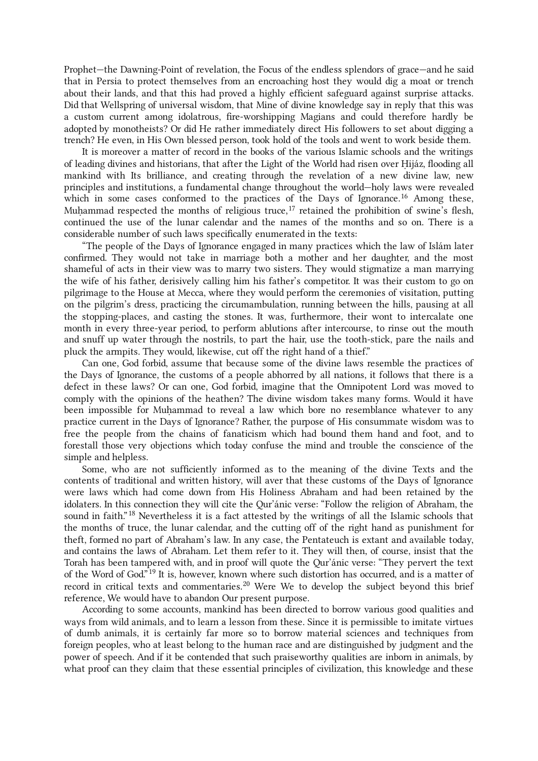Prophet—the Dawning-Point of revelation, the Focus of the endless splendors of grace—and he said that in Persia to protect themselves from an encroaching host they would dig a moat or trench about their lands, and that this had proved a highly efficient safeguard against surprise attacks. Did that Wellspring of universal wisdom, that Mine of divine knowledge say in reply that this was a custom current among idolatrous, fire-worshipping Magians and could therefore hardly be adopted by monotheists? Or did He rather immediately direct His followers to set about digging a trench? He even, in His Own blessed person, took hold of the tools and went to work beside them.

It is moreover a matter of record in the books of the various Islamic schools and the writings of leading divines and historians, that after the Light of the World had risen over Ḥijáz, flooding all mankind with Its brilliance, and creating through the revelation of a new divine law, new principles and institutions, a fundamental change throughout the world—holy laws were revealed which in some cases conformed to the practices of the Days of Ignorance.[16] Among these, Muḥammad respected the months of religious truce,[17] retained the prohibition of swine's flesh, continued the use of the lunar calendar and the names of the months and so on. There is a considerable number of such laws specifically enumerated in the texts:

"The people of the Days of Ignorance engaged in many practices which the law of Islám later confirmed. They would not take in marriage both a mother and her daughter, and the most shameful of acts in their view was to marry two sisters. They would stigmatize a man marrying the wife of his father, derisively calling him his father's competitor. It was their custom to go on pilgrimage to the House at Mecca, where they would perform the ceremonies of visitation, putting on the pilgrim's dress, practicing the circumambulation, running between the hills, pausing at all the stopping-places, and casting the stones. It was, furthermore, their wont to intercalate one month in every three-year period, to perform ablutions after intercourse, to rinse out the mouth and snuff up water through the nostrils, to part the hair, use the tooth-stick, pare the nails and pluck the armpits. They would, likewise, cut off the right hand of a thief."

Can one, God forbid, assume that because some of the divine laws resemble the practices of the Days of Ignorance, the customs of a people abhorred by all nations, it follows that there is a defect in these laws? Or can one, God forbid, imagine that the Omnipotent Lord was moved to comply with the opinions of the heathen? The divine wisdom takes many forms. Would it have been impossible for Muḥammad to reveal a law which bore no resemblance whatever to any practice current in the Days of Ignorance? Rather, the purpose of His consummate wisdom was to free the people from the chains of fanaticism which had bound them hand and foot, and to forestall those very objections which today confuse the mind and trouble the conscience of the simple and helpless.

Some, who are not sufficiently informed as to the meaning of the divine Texts and the contents of traditional and written history, will aver that these customs of the Days of Ignorance were laws which had come down from His Holiness Abraham and had been retained by the idolaters. In this connection they will cite the Qur'ánic verse: "Follow the religion of Abraham, the sound in faith."[18] Nevertheless it is a fact attested by the writings of all the Islamic schools that the months of truce, the lunar calendar, and the cutting off of the right hand as punishment for theft, formed no part of Abraham's law. In any case, the Pentateuch is extant and available today, and contains the laws of Abraham. Let them refer to it. They will then, of course, insist that the Torah has been tampered with, and in proof will quote the Qur'ánic verse: "They pervert the text of the Word of God."[19] It is, however, known where such distortion has occurred, and is a matter of record in critical texts and commentaries.[20] Were We to develop the subject beyond this brief reference, We would have to abandon Our present purpose.

According to some accounts, mankind has been directed to borrow various good qualities and ways from wild animals, and to learn a lesson from these. Since it is permissible to imitate virtues of dumb animals, it is certainly far more so to borrow material sciences and techniques from foreign peoples, who at least belong to the human race and are distinguished by judgment and the power of speech. And if it be contended that such praiseworthy qualities are inborn in animals, by what proof can they claim that these essential principles of civilization, this knowledge and these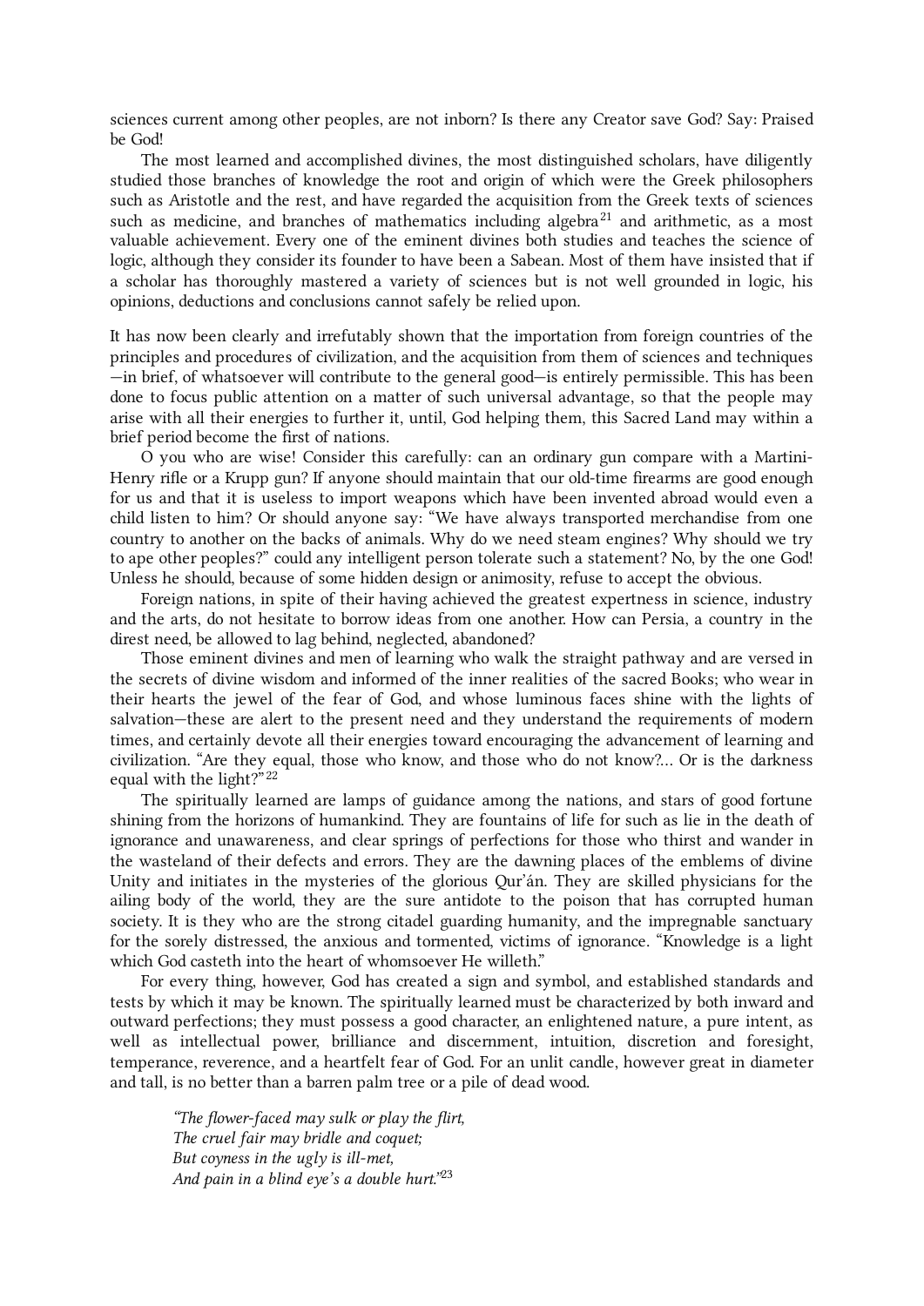sciences current among other peoples, are not inborn? Is there any Creator save God? Say: Praised be God!

The most learned and accomplished divines, the most distinguished scholars, have diligently studied those branches of knowledge the root and origin of which were the Greek philosophers such as Aristotle and the rest, and have regarded the acquisition from the Greek texts of sciences such as medicine, and branches of mathematics including algebra[21] and arithmetic, as a most valuable achievement. Every one of the eminent divines both studies and teaches the science of logic, although they consider its founder to have been a Sabean. Most of them have insisted that if a scholar has thoroughly mastered a variety of sciences but is not well grounded in logic, his opinions, deductions and conclusions cannot safely be relied upon.

It has now been clearly and irrefutably shown that the importation from foreign countries of the principles and procedures of civilization, and the acquisition from them of sciences and techniques—in brief, of whatsoever will contribute to the general good—is entirely permissible. This has been done to focus public attention on a matter of such universal advantage, so that the people may arise with all their energies to further it, until, God helping them, this Sacred Land may within a brief period become the first of nations.

O you who are wise! Consider this carefully: can an ordinary gun compare with a Martini-Henry rifle or a Krupp gun? If anyone should maintain that our old-time firearms are good enough for us and that it is useless to import weapons which have been invented abroad would even a child listen to him? Or should anyone say: "We have always transported merchandise from one country to another on the backs of animals. Why do we need steam engines? Why should we try to ape other peoples?" could any intelligent person tolerate such a statement? No, by the one God! Unless he should, because of some hidden design or animosity, refuse to accept the obvious.

Foreign nations, in spite of their having achieved the greatest expertness in science, industry and the arts, do not hesitate to borrow ideas from one another. How can Persia, a country in the direst need, be allowed to lag behind, neglected, abandoned?

Those eminent divines and men of learning who walk the straight pathway and are versed in the secrets of divine wisdom and informed of the inner realities of the sacred Books; who wear in their hearts the jewel of the fear of God, and whose luminous faces shine with the lights of salvation—these are alert to the present need and they understand the requirements of modern times, and certainly devote all their energies toward encouraging the advancement of learning and civilization. "Are they equal, those who know, and those who do not know?… Or is the darkness equal with the light?"[22]

The spiritually learned are lamps of guidance among the nations, and stars of good fortune shining from the horizons of humankind. They are fountains of life for such as lie in the death of ignorance and unawareness, and clear springs of perfections for those who thirst and wander in the wasteland of their defects and errors. They are the dawning places of the emblems of divine Unity and initiates in the mysteries of the glorious Qur'án. They are skilled physicians for the ailing body of the world, they are the sure antidote to the poison that has corrupted human society. It is they who are the strong citadel guarding humanity, and the impregnable sanctuary for the sorely distressed, the anxious and tormented, victims of ignorance. "Knowledge is a light which God casteth into the heart of whomsoever He willeth."

For every thing, however, God has created a sign and symbol, and established standards and tests by which it may be known. The spiritually learned must be characterized by both inward and outward perfections; they must possess a good character, an enlightened nature, a pure intent, as well as intellectual power, brilliance and discernment, intuition, discretion and foresight, temperance, reverence, and a heartfelt fear of God. For an unlit candle, however great in diameter and tall, is no better than a barren palm tree or a pile of dead wood.

> *"The flower-faced may sulk or play the flirt,*
> *The cruel fair may bridle and coquet;*
> *But coyness in the ugly is ill-met,*
> *And pain in a blind eye's a double hurt."*[23]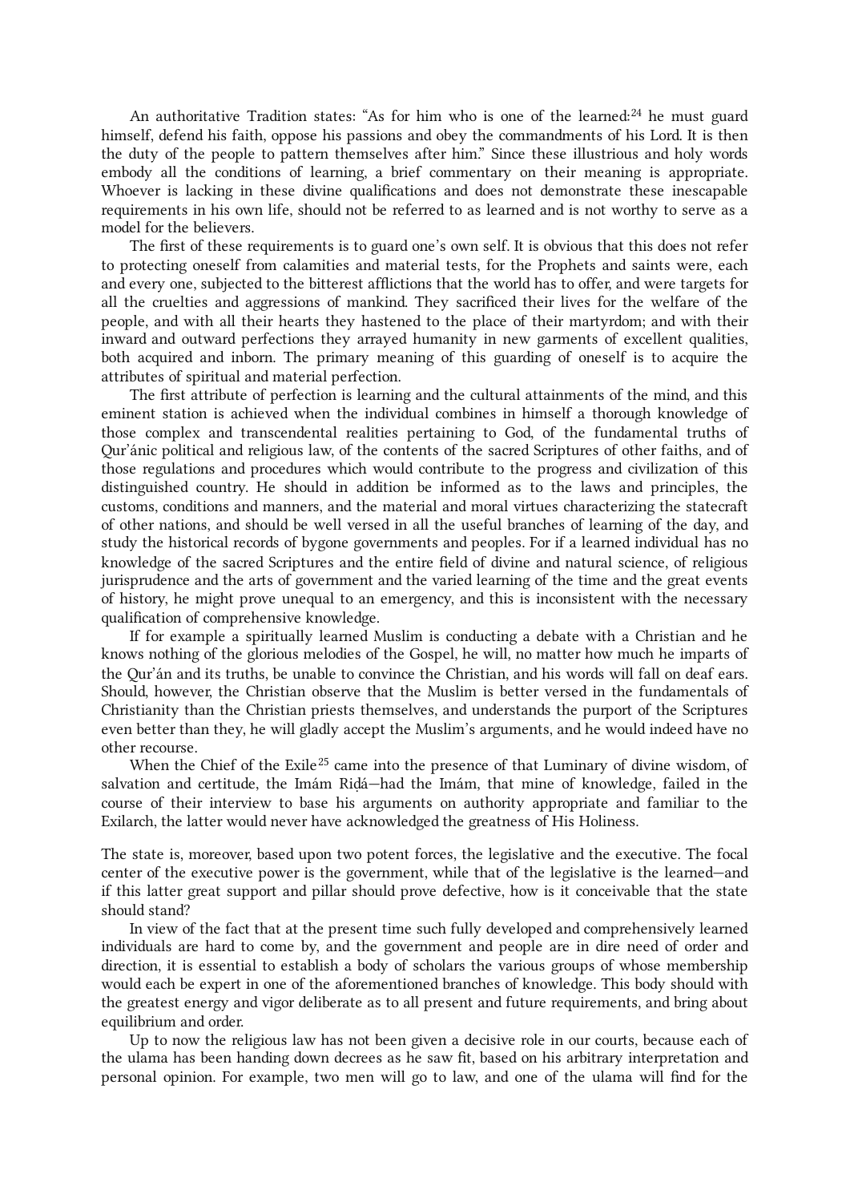An authoritative Tradition states: "As for him who is one of the learned:[24] he must guard himself, defend his faith, oppose his passions and obey the commandments of his Lord. It is then the duty of the people to pattern themselves after him." Since these illustrious and holy words embody all the conditions of learning, a brief commentary on their meaning is appropriate. Whoever is lacking in these divine qualifications and does not demonstrate these inescapable requirements in his own life, should not be referred to as learned and is not worthy to serve as a model for the believers.

The first of these requirements is to guard one's own self. It is obvious that this does not refer to protecting oneself from calamities and material tests, for the Prophets and saints were, each and every one, subjected to the bitterest afflictions that the world has to offer, and were targets for all the cruelties and aggressions of mankind. They sacrificed their lives for the welfare of the people, and with all their hearts they hastened to the place of their martyrdom; and with their inward and outward perfections they arrayed humanity in new garments of excellent qualities, both acquired and inborn. The primary meaning of this guarding of oneself is to acquire the attributes of spiritual and material perfection.

The first attribute of perfection is learning and the cultural attainments of the mind, and this eminent station is achieved when the individual combines in himself a thorough knowledge of those complex and transcendental realities pertaining to God, of the fundamental truths of Qur'ánic political and religious law, of the contents of the sacred Scriptures of other faiths, and of those regulations and procedures which would contribute to the progress and civilization of this distinguished country. He should in addition be informed as to the laws and principles, the customs, conditions and manners, and the material and moral virtues characterizing the statecraft of other nations, and should be well versed in all the useful branches of learning of the day, and study the historical records of bygone governments and peoples. For if a learned individual has no knowledge of the sacred Scriptures and the entire field of divine and natural science, of religious jurisprudence and the arts of government and the varied learning of the time and the great events of history, he might prove unequal to an emergency, and this is inconsistent with the necessary qualification of comprehensive knowledge.

If for example a spiritually learned Muslim is conducting a debate with a Christian and he knows nothing of the glorious melodies of the Gospel, he will, no matter how much he imparts of the Qur'án and its truths, be unable to convince the Christian, and his words will fall on deaf ears. Should, however, the Christian observe that the Muslim is better versed in the fundamentals of Christianity than the Christian priests themselves, and understands the purport of the Scriptures even better than they, he will gladly accept the Muslim's arguments, and he would indeed have no other recourse.

When the Chief of the Exile[25] came into the presence of that Luminary of divine wisdom, of salvation and certitude, the Imám Riḍá—had the Imám, that mine of knowledge, failed in the course of their interview to base his arguments on authority appropriate and familiar to the Exilarch, the latter would never have acknowledged the greatness of His Holiness.

The state is, moreover, based upon two potent forces, the legislative and the executive. The focal center of the executive power is the government, while that of the legislative is the learned—and if this latter great support and pillar should prove defective, how is it conceivable that the state should stand?

In view of the fact that at the present time such fully developed and comprehensively learned individuals are hard to come by, and the government and people are in dire need of order and direction, it is essential to establish a body of scholars the various groups of whose membership would each be expert in one of the aforementioned branches of knowledge. This body should with the greatest energy and vigor deliberate as to all present and future requirements, and bring about equilibrium and order.

Up to now the religious law has not been given a decisive role in our courts, because each of the ulama has been handing down decrees as he saw fit, based on his arbitrary interpretation and personal opinion. For example, two men will go to law, and one of the ulama will find for the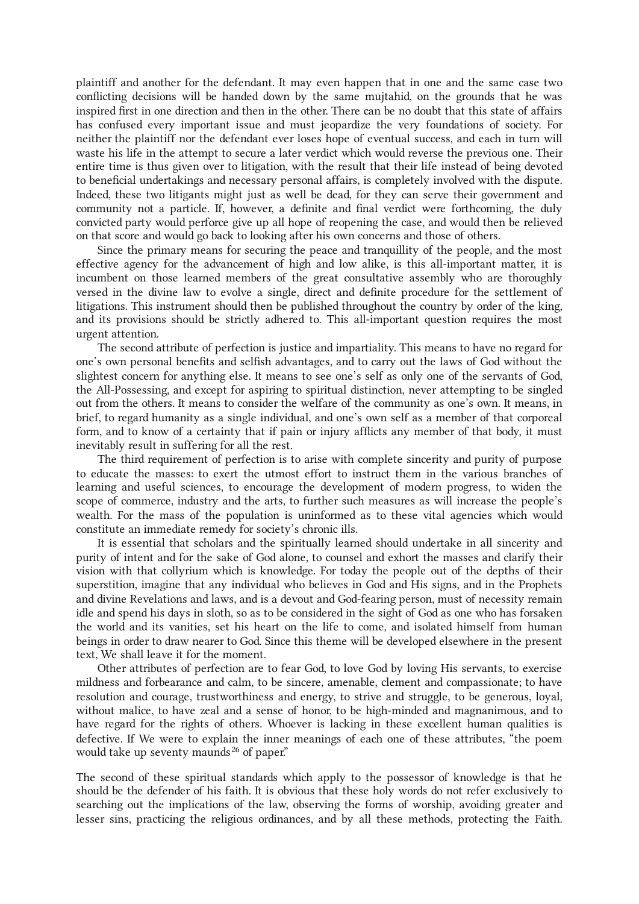plaintiff and another for the defendant. It may even happen that in one and the same case two conflicting decisions will be handed down by the same mujtahid, on the grounds that he was inspired first in one direction and then in the other. There can be no doubt that this state of affairs has confused every important issue and must jeopardize the very foundations of society. For neither the plaintiff nor the defendant ever loses hope of eventual success, and each in turn will waste his life in the attempt to secure a later verdict which would reverse the previous one. Their entire time is thus given over to litigation, with the result that their life instead of being devoted to beneficial undertakings and necessary personal affairs, is completely involved with the dispute. Indeed, these two litigants might just as well be dead, for they can serve their government and community not a particle. If, however, a definite and final verdict were forthcoming, the duly convicted party would perforce give up all hope of reopening the case, and would then be relieved on that score and would go back to looking after his own concerns and those of others.

Since the primary means for securing the peace and tranquillity of the people, and the most effective agency for the advancement of high and low alike, is this all-important matter, it is incumbent on those learned members of the great consultative assembly who are thoroughly versed in the divine law to evolve a single, direct and definite procedure for the settlement of litigations. This instrument should then be published throughout the country by order of the king, and its provisions should be strictly adhered to. This all-important question requires the most urgent attention.

The second attribute of perfection is justice and impartiality. This means to have no regard for one's own personal benefits and selfish advantages, and to carry out the laws of God without the slightest concern for anything else. It means to see one's self as only one of the servants of God, the All-Possessing, and except for aspiring to spiritual distinction, never attempting to be singled out from the others. It means to consider the welfare of the community as one's own. It means, in brief, to regard humanity as a single individual, and one's own self as a member of that corporeal form, and to know of a certainty that if pain or injury afflicts any member of that body, it must inevitably result in suffering for all the rest.

The third requirement of perfection is to arise with complete sincerity and purity of purpose to educate the masses: to exert the utmost effort to instruct them in the various branches of learning and useful sciences, to encourage the development of modern progress, to widen the scope of commerce, industry and the arts, to further such measures as will increase the people's wealth. For the mass of the population is uninformed as to these vital agencies which would constitute an immediate remedy for society's chronic ills.

It is essential that scholars and the spiritually learned should undertake in all sincerity and purity of intent and for the sake of God alone, to counsel and exhort the masses and clarify their vision with that collyrium which is knowledge. For today the people out of the depths of their superstition, imagine that any individual who believes in God and His signs, and in the Prophets and divine Revelations and laws, and is a devout and God-fearing person, must of necessity remain idle and spend his days in sloth, so as to be considered in the sight of God as one who has forsaken the world and its vanities, set his heart on the life to come, and isolated himself from human beings in order to draw nearer to God. Since this theme will be developed elsewhere in the present text, We shall leave it for the moment.

Other attributes of perfection are to fear God, to love God by loving His servants, to exercise mildness and forbearance and calm, to be sincere, amenable, clement and compassionate; to have resolution and courage, trustworthiness and energy, to strive and struggle, to be generous, loyal, without malice, to have zeal and a sense of honor, to be high-minded and magnanimous, and to have regard for the rights of others. Whoever is lacking in these excellent human qualities is defective. If We were to explain the inner meanings of each one of these attributes, "the poem would take up seventy maunds[26] of paper."

The second of these spiritual standards which apply to the possessor of knowledge is that he should be the defender of his faith. It is obvious that these holy words do not refer exclusively to searching out the implications of the law, observing the forms of worship, avoiding greater and lesser sins, practicing the religious ordinances, and by all these methods, protecting the Faith.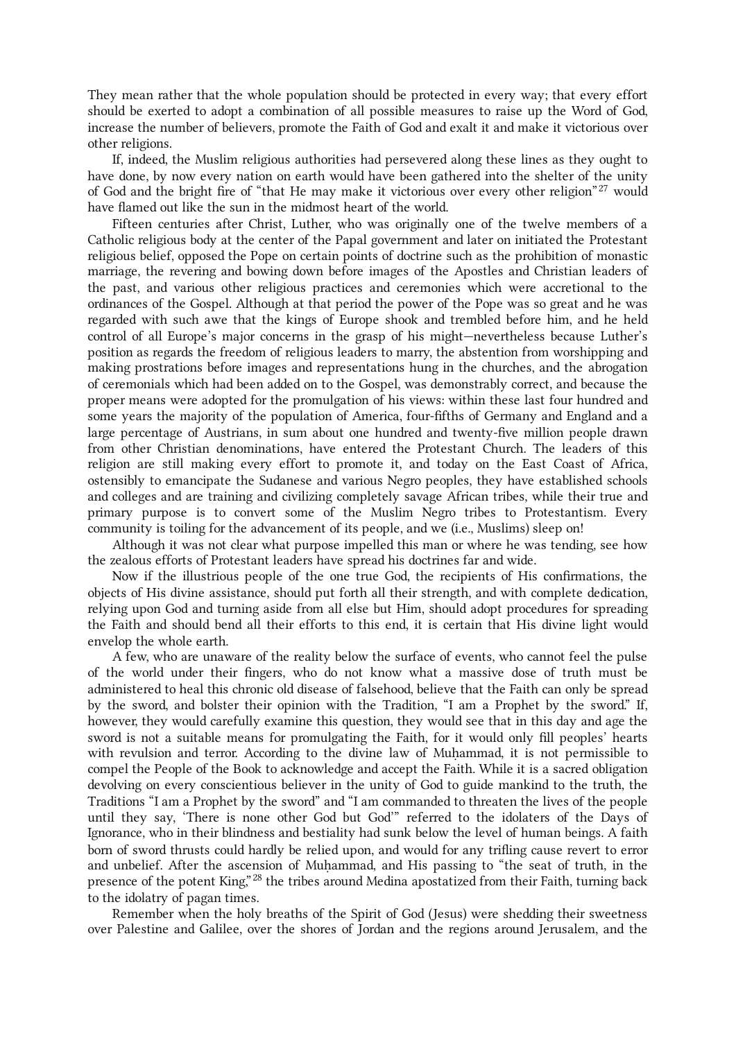They mean rather that the whole population should be protected in every way; that every effort should be exerted to adopt a combination of all possible measures to raise up the Word of God, increase the number of believers, promote the Faith of God and exalt it and make it victorious over other religions.

If, indeed, the Muslim religious authorities had persevered along these lines as they ought to have done, by now every nation on earth would have been gathered into the shelter of the unity of God and the bright fire of “that He may make it victorious over every other religion”[27] would have flamed out like the sun in the midmost heart of the world.

Fifteen centuries after Christ, Luther, who was originally one of the twelve members of a Catholic religious body at the center of the Papal government and later on initiated the Protestant religious belief, opposed the Pope on certain points of doctrine such as the prohibition of monastic marriage, the revering and bowing down before images of the Apostles and Christian leaders of the past, and various other religious practices and ceremonies which were accretional to the ordinances of the Gospel. Although at that period the power of the Pope was so great and he was regarded with such awe that the kings of Europe shook and trembled before him, and he held control of all Europe’s major concerns in the grasp of his might—nevertheless because Luther’s position as regards the freedom of religious leaders to marry, the abstention from worshipping and making prostrations before images and representations hung in the churches, and the abrogation of ceremonials which had been added on to the Gospel, was demonstrably correct, and because the proper means were adopted for the promulgation of his views: within these last four hundred and some years the majority of the population of America, four-fifths of Germany and England and a large percentage of Austrians, in sum about one hundred and twenty-five million people drawn from other Christian denominations, have entered the Protestant Church. The leaders of this religion are still making every effort to promote it, and today on the East Coast of Africa, ostensibly to emancipate the Sudanese and various Negro peoples, they have established schools and colleges and are training and civilizing completely savage African tribes, while their true and primary purpose is to convert some of the Muslim Negro tribes to Protestantism. Every community is toiling for the advancement of its people, and we (i.e., Muslims) sleep on!

Although it was not clear what purpose impelled this man or where he was tending, see how the zealous efforts of Protestant leaders have spread his doctrines far and wide.

Now if the illustrious people of the one true God, the recipients of His confirmations, the objects of His divine assistance, should put forth all their strength, and with complete dedication, relying upon God and turning aside from all else but Him, should adopt procedures for spreading the Faith and should bend all their efforts to this end, it is certain that His divine light would envelop the whole earth.

A few, who are unaware of the reality below the surface of events, who cannot feel the pulse of the world under their fingers, who do not know what a massive dose of truth must be administered to heal this chronic old disease of falsehood, believe that the Faith can only be spread by the sword, and bolster their opinion with the Tradition, “I am a Prophet by the sword.” If, however, they would carefully examine this question, they would see that in this day and age the sword is not a suitable means for promulgating the Faith, for it would only fill peoples’ hearts with revulsion and terror. According to the divine law of Muḥammad, it is not permissible to compel the People of the Book to acknowledge and accept the Faith. While it is a sacred obligation devolving on every conscientious believer in the unity of God to guide mankind to the truth, the Traditions “I am a Prophet by the sword” and “I am commanded to threaten the lives of the people until they say, ‘There is none other God but God’” referred to the idolaters of the Days of Ignorance, who in their blindness and bestiality had sunk below the level of human beings. A faith born of sword thrusts could hardly be relied upon, and would for any trifling cause revert to error and unbelief. After the ascension of Muḥammad, and His passing to “the seat of truth, in the presence of the potent King,”[28] the tribes around Medina apostatized from their Faith, turning back to the idolatry of pagan times.

Remember when the holy breaths of the Spirit of God (Jesus) were shedding their sweetness over Palestine and Galilee, over the shores of Jordan and the regions around Jerusalem, and the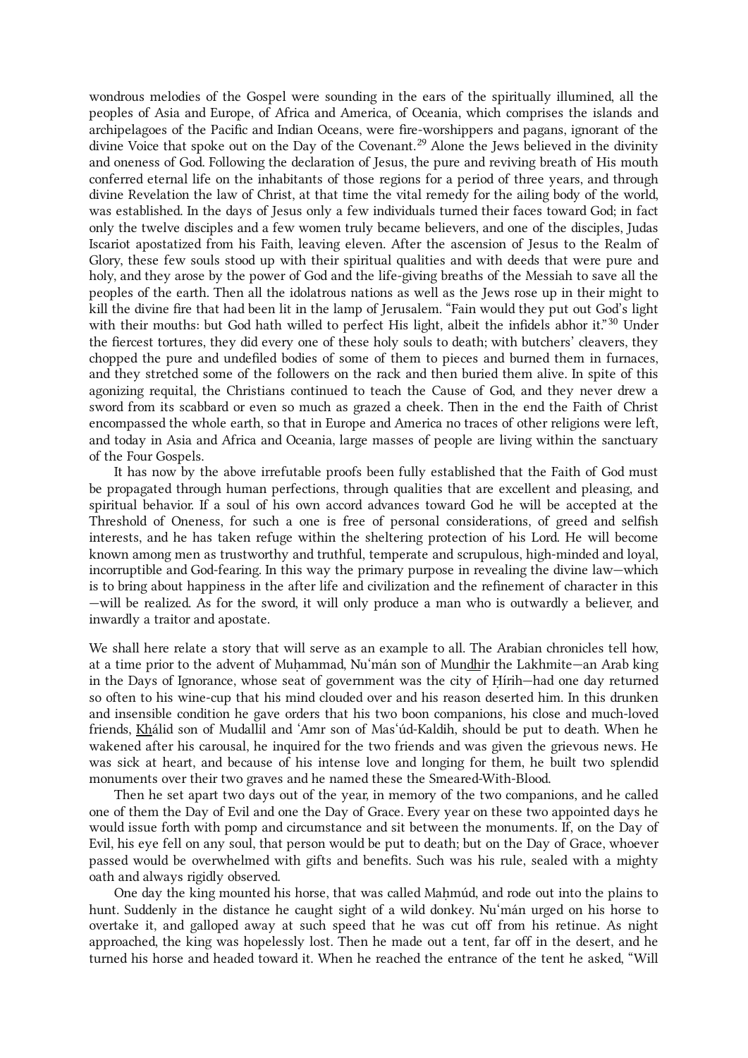wondrous melodies of the Gospel were sounding in the ears of the spiritually illumined, all the peoples of Asia and Europe, of Africa and America, of Oceania, which comprises the islands and archipelagoes of the Pacific and Indian Oceans, were fire-worshippers and pagans, ignorant of the divine Voice that spoke out on the Day of the Covenant.[29] Alone the Jews believed in the divinity and oneness of God. Following the declaration of Jesus, the pure and reviving breath of His mouth conferred eternal life on the inhabitants of those regions for a period of three years, and through divine Revelation the law of Christ, at that time the vital remedy for the ailing body of the world, was established. In the days of Jesus only a few individuals turned their faces toward God; in fact only the twelve disciples and a few women truly became believers, and one of the disciples, Judas Iscariot apostatized from his Faith, leaving eleven. After the ascension of Jesus to the Realm of Glory, these few souls stood up with their spiritual qualities and with deeds that were pure and holy, and they arose by the power of God and the life-giving breaths of the Messiah to save all the peoples of the earth. Then all the idolatrous nations as well as the Jews rose up in their might to kill the divine fire that had been lit in the lamp of Jerusalem. "Fain would they put out God's light with their mouths: but God hath willed to perfect His light, albeit the infidels abhor it."[30] Under the fiercest tortures, they did every one of these holy souls to death; with butchers' cleavers, they chopped the pure and undefiled bodies of some of them to pieces and burned them in furnaces, and they stretched some of the followers on the rack and then buried them alive. In spite of this agonizing requital, the Christians continued to teach the Cause of God, and they never drew a sword from its scabbard or even so much as grazed a cheek. Then in the end the Faith of Christ encompassed the whole earth, so that in Europe and America no traces of other religions were left, and today in Asia and Africa and Oceania, large masses of people are living within the sanctuary of the Four Gospels.

It has now by the above irrefutable proofs been fully established that the Faith of God must be propagated through human perfections, through qualities that are excellent and pleasing, and spiritual behavior. If a soul of his own accord advances toward God he will be accepted at the Threshold of Oneness, for such a one is free of personal considerations, of greed and selfish interests, and he has taken refuge within the sheltering protection of his Lord. He will become known among men as trustworthy and truthful, temperate and scrupulous, high-minded and loyal, incorruptible and God-fearing. In this way the primary purpose in revealing the divine law—which is to bring about happiness in the after life and civilization and the refinement of character in this—will be realized. As for the sword, it will only produce a man who is outwardly a believer, and inwardly a traitor and apostate.

We shall here relate a story that will serve as an example to all. The Arabian chronicles tell how, at a time prior to the advent of Muḥammad, Nu'mán son of Mun<u>dh</u>ir the Lakhmite—an Arab king in the Days of Ignorance, whose seat of government was the city of Ḥírih—had one day returned so often to his wine-cup that his mind clouded over and his reason deserted him. In this drunken and insensible condition he gave orders that his two boon companions, his close and much-loved friends, <u>Kh</u>álid son of Mudallil and 'Amr son of Mas'úd-Kaldih, should be put to death. When he wakened after his carousal, he inquired for the two friends and was given the grievous news. He was sick at heart, and because of his intense love and longing for them, he built two splendid monuments over their two graves and he named these the Smeared-With-Blood.

Then he set apart two days out of the year, in memory of the two companions, and he called one of them the Day of Evil and one the Day of Grace. Every year on these two appointed days he would issue forth with pomp and circumstance and sit between the monuments. If, on the Day of Evil, his eye fell on any soul, that person would be put to death; but on the Day of Grace, whoever passed would be overwhelmed with gifts and benefits. Such was his rule, sealed with a mighty oath and always rigidly observed.

One day the king mounted his horse, that was called Maḥmúd, and rode out into the plains to hunt. Suddenly in the distance he caught sight of a wild donkey. Nu'mán urged on his horse to overtake it, and galloped away at such speed that he was cut off from his retinue. As night approached, the king was hopelessly lost. Then he made out a tent, far off in the desert, and he turned his horse and headed toward it. When he reached the entrance of the tent he asked, "Will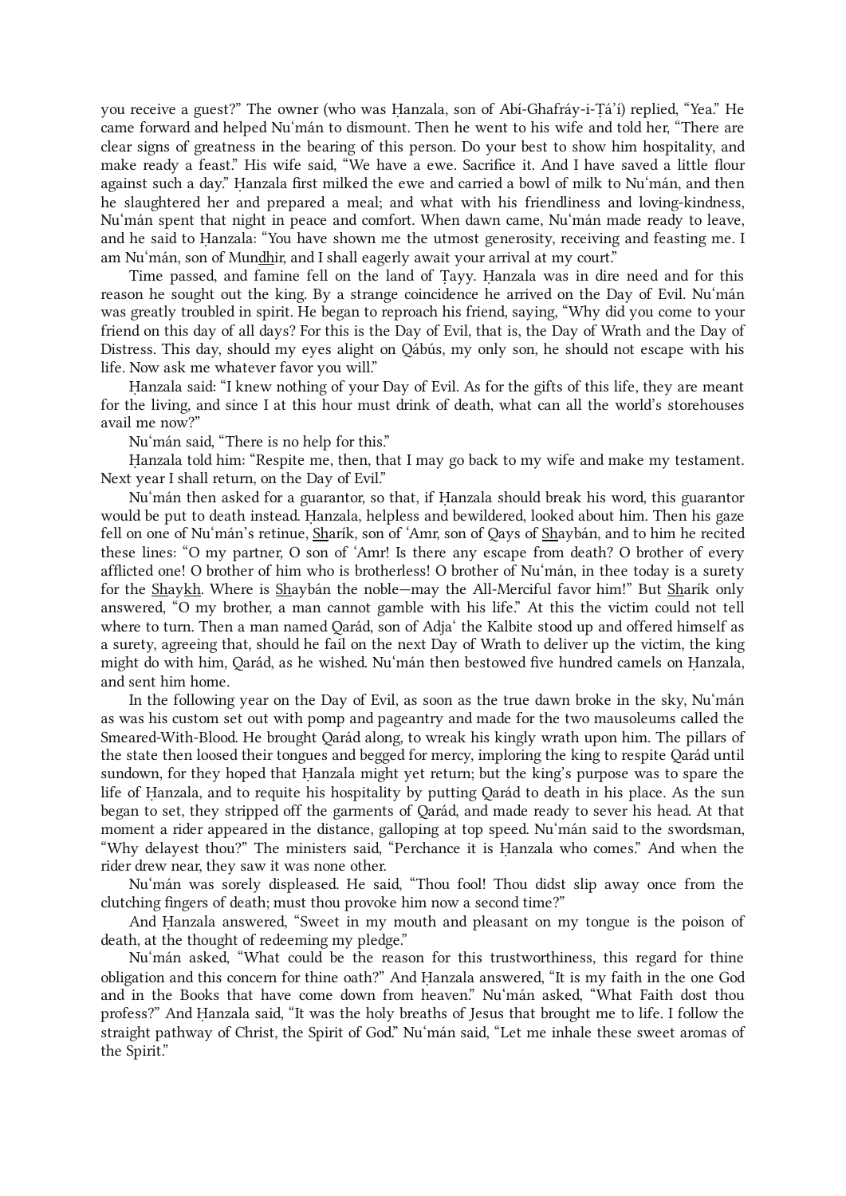you receive a guest?" The owner (who was Ḥanzala, son of Abí-Ghafráy-i-Ṭá'í) replied, "Yea." He came forward and helped Nu'mán to dismount. Then he went to his wife and told her, "There are clear signs of greatness in the bearing of this person. Do your best to show him hospitality, and make ready a feast." His wife said, "We have a ewe. Sacrifice it. And I have saved a little flour against such a day." Ḥanzala first milked the ewe and carried a bowl of milk to Nu'mán, and then he slaughtered her and prepared a meal; and what with his friendliness and loving-kindness, Nu'mán spent that night in peace and comfort. When dawn came, Nu'mán made ready to leave, and he said to Ḥanzala: "You have shown me the utmost generosity, receiving and feasting me. I am Nu'mán, son of Mun<u>dh</u>ir, and I shall eagerly await your arrival at my court."

Time passed, and famine fell on the land of Ṭayy. Ḥanzala was in dire need and for this reason he sought out the king. By a strange coincidence he arrived on the Day of Evil. Nu'mán was greatly troubled in spirit. He began to reproach his friend, saying, "Why did you come to your friend on this day of all days? For this is the Day of Evil, that is, the Day of Wrath and the Day of Distress. This day, should my eyes alight on Qábús, my only son, he should not escape with his life. Now ask me whatever favor you will."

Ḥanzala said: "I knew nothing of your Day of Evil. As for the gifts of this life, they are meant for the living, and since I at this hour must drink of death, what can all the world's storehouses avail me now?"

Nu'mán said, "There is no help for this."

Ḥanzala told him: "Respite me, then, that I may go back to my wife and make my testament. Next year I shall return, on the Day of Evil."

Nu'mán then asked for a guarantor, so that, if Ḥanzala should break his word, this guarantor would be put to death instead. Ḥanzala, helpless and bewildered, looked about him. Then his gaze fell on one of Nu'mán's retinue, <u>Sh</u>arík, son of 'Amr, son of Qays of <u>Sh</u>aybán, and to him he recited these lines: "O my partner, O son of 'Amr! Is there any escape from death? O brother of every afflicted one! O brother of him who is brotherless! O brother of Nu'mán, in thee today is a surety for the <u>Sh</u>ay<u>kh</u>. Where is <u>Sh</u>aybán the noble—may the All-Merciful favor him!" But <u>Sh</u>arík only answered, "O my brother, a man cannot gamble with his life." At this the victim could not tell where to turn. Then a man named Qarád, son of Adja' the Kalbite stood up and offered himself as a surety, agreeing that, should he fail on the next Day of Wrath to deliver up the victim, the king might do with him, Qarád, as he wished. Nu'mán then bestowed five hundred camels on Ḥanzala, and sent him home.

In the following year on the Day of Evil, as soon as the true dawn broke in the sky, Nu'mán as was his custom set out with pomp and pageantry and made for the two mausoleums called the Smeared-With-Blood. He brought Qarád along, to wreak his kingly wrath upon him. The pillars of the state then loosed their tongues and begged for mercy, imploring the king to respite Qarád until sundown, for they hoped that Ḥanzala might yet return; but the king's purpose was to spare the life of Ḥanzala, and to requite his hospitality by putting Qarád to death in his place. As the sun began to set, they stripped off the garments of Qarád, and made ready to sever his head. At that moment a rider appeared in the distance, galloping at top speed. Nu'mán said to the swordsman, "Why delayest thou?" The ministers said, "Perchance it is Ḥanzala who comes." And when the rider drew near, they saw it was none other.

Nu'mán was sorely displeased. He said, "Thou fool! Thou didst slip away once from the clutching fingers of death; must thou provoke him now a second time?"

And Ḥanzala answered, "Sweet in my mouth and pleasant on my tongue is the poison of death, at the thought of redeeming my pledge."

Nu'mán asked, "What could be the reason for this trustworthiness, this regard for thine obligation and this concern for thine oath?" And Ḥanzala answered, "It is my faith in the one God and in the Books that have come down from heaven." Nu'mán asked, "What Faith dost thou profess?" And Ḥanzala said, "It was the holy breaths of Jesus that brought me to life. I follow the straight pathway of Christ, the Spirit of God." Nu'mán said, "Let me inhale these sweet aromas of the Spirit."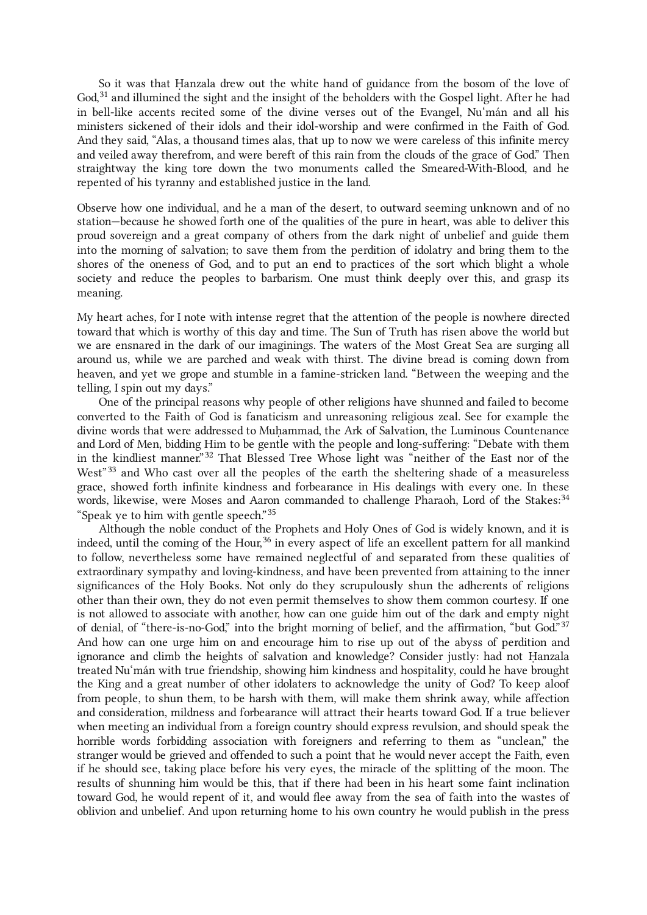So it was that Ḥanzala drew out the white hand of guidance from the bosom of the love of God,[31] and illumined the sight and the insight of the beholders with the Gospel light. After he had in bell-like accents recited some of the divine verses out of the Evangel, Nu‘mán and all his ministers sickened of their idols and their idol-worship and were confirmed in the Faith of God. And they said, "Alas, a thousand times alas, that up to now we were careless of this infinite mercy and veiled away therefrom, and were bereft of this rain from the clouds of the grace of God." Then straightway the king tore down the two monuments called the Smeared-With-Blood, and he repented of his tyranny and established justice in the land.

Observe how one individual, and he a man of the desert, to outward seeming unknown and of no station—because he showed forth one of the qualities of the pure in heart, was able to deliver this proud sovereign and a great company of others from the dark night of unbelief and guide them into the morning of salvation; to save them from the perdition of idolatry and bring them to the shores of the oneness of God, and to put an end to practices of the sort which blight a whole society and reduce the peoples to barbarism. One must think deeply over this, and grasp its meaning.

My heart aches, for I note with intense regret that the attention of the people is nowhere directed toward that which is worthy of this day and time. The Sun of Truth has risen above the world but we are ensnared in the dark of our imaginings. The waters of the Most Great Sea are surging all around us, while we are parched and weak with thirst. The divine bread is coming down from heaven, and yet we grope and stumble in a famine-stricken land. "Between the weeping and the telling, I spin out my days."

One of the principal reasons why people of other religions have shunned and failed to become converted to the Faith of God is fanaticism and unreasoning religious zeal. See for example the divine words that were addressed to Muḥammad, the Ark of Salvation, the Luminous Countenance and Lord of Men, bidding Him to be gentle with the people and long-suffering: "Debate with them in the kindliest manner."[32] That Blessed Tree Whose light was "neither of the East nor of the West"[33] and Who cast over all the peoples of the earth the sheltering shade of a measureless grace, showed forth infinite kindness and forbearance in His dealings with every one. In these words, likewise, were Moses and Aaron commanded to challenge Pharaoh, Lord of the Stakes:[34] "Speak ye to him with gentle speech."[35]

Although the noble conduct of the Prophets and Holy Ones of God is widely known, and it is indeed, until the coming of the Hour,[36] in every aspect of life an excellent pattern for all mankind to follow, nevertheless some have remained neglectful of and separated from these qualities of extraordinary sympathy and loving-kindness, and have been prevented from attaining to the inner significances of the Holy Books. Not only do they scrupulously shun the adherents of religions other than their own, they do not even permit themselves to show them common courtesy. If one is not allowed to associate with another, how can one guide him out of the dark and empty night of denial, of "there-is-no-God," into the bright morning of belief, and the affirmation, "but God."[37] And how can one urge him on and encourage him to rise up out of the abyss of perdition and ignorance and climb the heights of salvation and knowledge? Consider justly: had not Ḥanzala treated Nu‘mán with true friendship, showing him kindness and hospitality, could he have brought the King and a great number of other idolaters to acknowledge the unity of God? To keep aloof from people, to shun them, to be harsh with them, will make them shrink away, while affection and consideration, mildness and forbearance will attract their hearts toward God. If a true believer when meeting an individual from a foreign country should express revulsion, and should speak the horrible words forbidding association with foreigners and referring to them as "unclean," the stranger would be grieved and offended to such a point that he would never accept the Faith, even if he should see, taking place before his very eyes, the miracle of the splitting of the moon. The results of shunning him would be this, that if there had been in his heart some faint inclination toward God, he would repent of it, and would flee away from the sea of faith into the wastes of oblivion and unbelief. And upon returning home to his own country he would publish in the press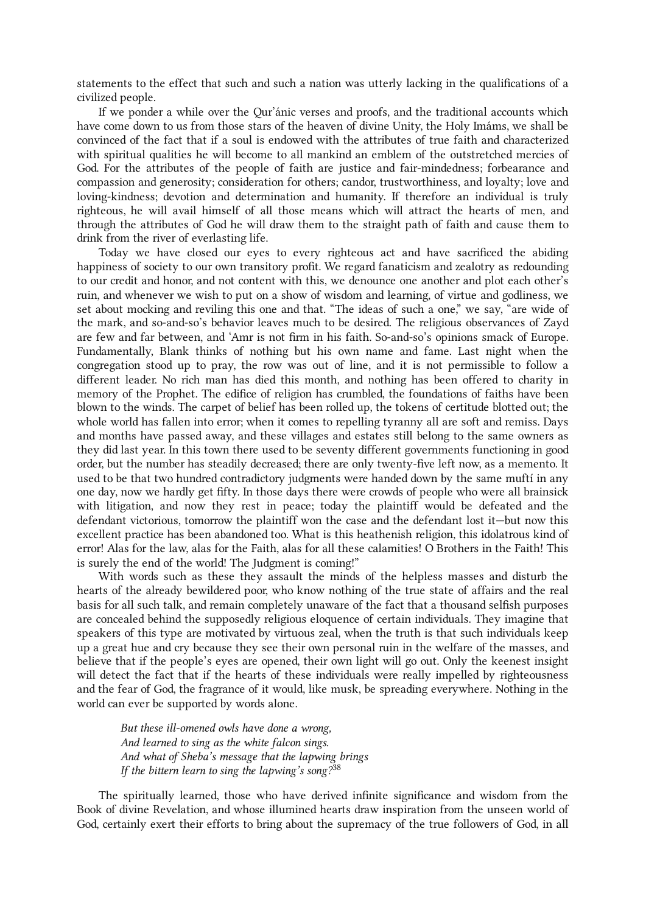statements to the effect that such and such a nation was utterly lacking in the qualifications of a civilized people.

If we ponder a while over the Qur'ánic verses and proofs, and the traditional accounts which have come down to us from those stars of the heaven of divine Unity, the Holy Imáms, we shall be convinced of the fact that if a soul is endowed with the attributes of true faith and characterized with spiritual qualities he will become to all mankind an emblem of the outstretched mercies of God. For the attributes of the people of faith are justice and fair-mindedness; forbearance and compassion and generosity; consideration for others; candor, trustworthiness, and loyalty; love and loving-kindness; devotion and determination and humanity. If therefore an individual is truly righteous, he will avail himself of all those means which will attract the hearts of men, and through the attributes of God he will draw them to the straight path of faith and cause them to drink from the river of everlasting life.

Today we have closed our eyes to every righteous act and have sacrificed the abiding happiness of society to our own transitory profit. We regard fanaticism and zealotry as redounding to our credit and honor, and not content with this, we denounce one another and plot each other's ruin, and whenever we wish to put on a show of wisdom and learning, of virtue and godliness, we set about mocking and reviling this one and that. "The ideas of such a one," we say, "are wide of the mark, and so-and-so's behavior leaves much to be desired. The religious observances of Zayd are few and far between, and 'Amr is not firm in his faith. So-and-so's opinions smack of Europe. Fundamentally, Blank thinks of nothing but his own name and fame. Last night when the congregation stood up to pray, the row was out of line, and it is not permissible to follow a different leader. No rich man has died this month, and nothing has been offered to charity in memory of the Prophet. The edifice of religion has crumbled, the foundations of faiths have been blown to the winds. The carpet of belief has been rolled up, the tokens of certitude blotted out; the whole world has fallen into error; when it comes to repelling tyranny all are soft and remiss. Days and months have passed away, and these villages and estates still belong to the same owners as they did last year. In this town there used to be seventy different governments functioning in good order, but the number has steadily decreased; there are only twenty-five left now, as a memento. It used to be that two hundred contradictory judgments were handed down by the same muftí in any one day, now we hardly get fifty. In those days there were crowds of people who were all brainsick with litigation, and now they rest in peace; today the plaintiff would be defeated and the defendant victorious, tomorrow the plaintiff won the case and the defendant lost it—but now this excellent practice has been abandoned too. What is this heathenish religion, this idolatrous kind of error! Alas for the law, alas for the Faith, alas for all these calamities! O Brothers in the Faith! This is surely the end of the world! The Judgment is coming!"

With words such as these they assault the minds of the helpless masses and disturb the hearts of the already bewildered poor, who know nothing of the true state of affairs and the real basis for all such talk, and remain completely unaware of the fact that a thousand selfish purposes are concealed behind the supposedly religious eloquence of certain individuals. They imagine that speakers of this type are motivated by virtuous zeal, when the truth is that such individuals keep up a great hue and cry because they see their own personal ruin in the welfare of the masses, and believe that if the people's eyes are opened, their own light will go out. Only the keenest insight will detect the fact that if the hearts of these individuals were really impelled by righteousness and the fear of God, the fragrance of it would, like musk, be spreading everywhere. Nothing in the world can ever be supported by words alone.

> *But these ill-omened owls have done a wrong,*
> *And learned to sing as the white falcon sings.*
> *And what of Sheba's message that the lapwing brings*
> *If the bittern learn to sing the lapwing's song?*[38]

The spiritually learned, those who have derived infinite significance and wisdom from the Book of divine Revelation, and whose illumined hearts draw inspiration from the unseen world of God, certainly exert their efforts to bring about the supremacy of the true followers of God, in all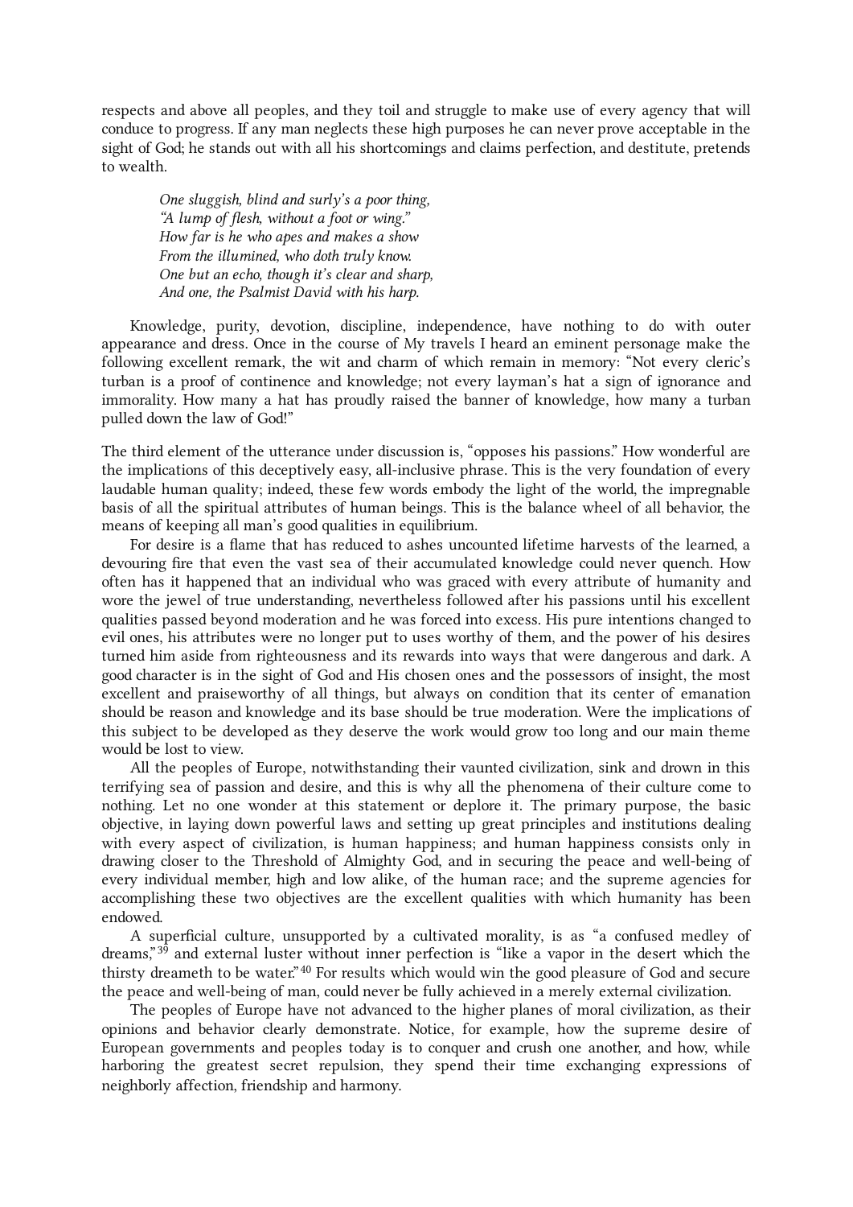respects and above all peoples, and they toil and struggle to make use of every agency that will conduce to progress. If any man neglects these high purposes he can never prove acceptable in the sight of God; he stands out with all his shortcomings and claims perfection, and destitute, pretends to wealth.

> *One sluggish, blind and surly's a poor thing,*
> *"A lump of flesh, without a foot or wing."*
> *How far is he who apes and makes a show*
> *From the illumined, who doth truly know.*
> *One but an echo, though it's clear and sharp,*
> *And one, the Psalmist David with his harp.*

Knowledge, purity, devotion, discipline, independence, have nothing to do with outer appearance and dress. Once in the course of My travels I heard an eminent personage make the following excellent remark, the wit and charm of which remain in memory: "Not every cleric's turban is a proof of continence and knowledge; not every layman's hat a sign of ignorance and immorality. How many a hat has proudly raised the banner of knowledge, how many a turban pulled down the law of God!"

The third element of the utterance under discussion is, "opposes his passions." How wonderful are the implications of this deceptively easy, all-inclusive phrase. This is the very foundation of every laudable human quality; indeed, these few words embody the light of the world, the impregnable basis of all the spiritual attributes of human beings. This is the balance wheel of all behavior, the means of keeping all man's good qualities in equilibrium.

For desire is a flame that has reduced to ashes uncounted lifetime harvests of the learned, a devouring fire that even the vast sea of their accumulated knowledge could never quench. How often has it happened that an individual who was graced with every attribute of humanity and wore the jewel of true understanding, nevertheless followed after his passions until his excellent qualities passed beyond moderation and he was forced into excess. His pure intentions changed to evil ones, his attributes were no longer put to uses worthy of them, and the power of his desires turned him aside from righteousness and its rewards into ways that were dangerous and dark. A good character is in the sight of God and His chosen ones and the possessors of insight, the most excellent and praiseworthy of all things, but always on condition that its center of emanation should be reason and knowledge and its base should be true moderation. Were the implications of this subject to be developed as they deserve the work would grow too long and our main theme would be lost to view.

All the peoples of Europe, notwithstanding their vaunted civilization, sink and drown in this terrifying sea of passion and desire, and this is why all the phenomena of their culture come to nothing. Let no one wonder at this statement or deplore it. The primary purpose, the basic objective, in laying down powerful laws and setting up great principles and institutions dealing with every aspect of civilization, is human happiness; and human happiness consists only in drawing closer to the Threshold of Almighty God, and in securing the peace and well-being of every individual member, high and low alike, of the human race; and the supreme agencies for accomplishing these two objectives are the excellent qualities with which humanity has been endowed.

A superficial culture, unsupported by a cultivated morality, is as "a confused medley of dreams,"[39] and external luster without inner perfection is "like a vapor in the desert which the thirsty dreameth to be water."[40] For results which would win the good pleasure of God and secure the peace and well-being of man, could never be fully achieved in a merely external civilization.

The peoples of Europe have not advanced to the higher planes of moral civilization, as their opinions and behavior clearly demonstrate. Notice, for example, how the supreme desire of European governments and peoples today is to conquer and crush one another, and how, while harboring the greatest secret repulsion, they spend their time exchanging expressions of neighborly affection, friendship and harmony.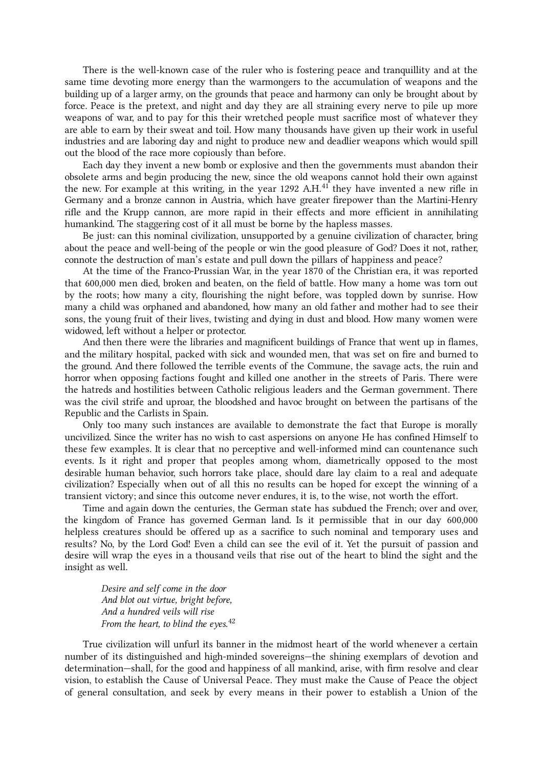There is the well-known case of the ruler who is fostering peace and tranquillity and at the same time devoting more energy than the warmongers to the accumulation of weapons and the building up of a larger army, on the grounds that peace and harmony can only be brought about by force. Peace is the pretext, and night and day they are all straining every nerve to pile up more weapons of war, and to pay for this their wretched people must sacrifice most of whatever they are able to earn by their sweat and toil. How many thousands have given up their work in useful industries and are laboring day and night to produce new and deadlier weapons which would spill out the blood of the race more copiously than before.

Each day they invent a new bomb or explosive and then the governments must abandon their obsolete arms and begin producing the new, since the old weapons cannot hold their own against the new. For example at this writing, in the year 1292 A.H.[41] they have invented a new rifle in Germany and a bronze cannon in Austria, which have greater firepower than the Martini-Henry rifle and the Krupp cannon, are more rapid in their effects and more efficient in annihilating humankind. The staggering cost of it all must be borne by the hapless masses.

Be just: can this nominal civilization, unsupported by a genuine civilization of character, bring about the peace and well-being of the people or win the good pleasure of God? Does it not, rather, connote the destruction of man's estate and pull down the pillars of happiness and peace?

At the time of the Franco-Prussian War, in the year 1870 of the Christian era, it was reported that 600,000 men died, broken and beaten, on the field of battle. How many a home was torn out by the roots; how many a city, flourishing the night before, was toppled down by sunrise. How many a child was orphaned and abandoned, how many an old father and mother had to see their sons, the young fruit of their lives, twisting and dying in dust and blood. How many women were widowed, left without a helper or protector.

And then there were the libraries and magnificent buildings of France that went up in flames, and the military hospital, packed with sick and wounded men, that was set on fire and burned to the ground. And there followed the terrible events of the Commune, the savage acts, the ruin and horror when opposing factions fought and killed one another in the streets of Paris. There were the hatreds and hostilities between Catholic religious leaders and the German government. There was the civil strife and uproar, the bloodshed and havoc brought on between the partisans of the Republic and the Carlists in Spain.

Only too many such instances are available to demonstrate the fact that Europe is morally uncivilized. Since the writer has no wish to cast aspersions on anyone He has confined Himself to these few examples. It is clear that no perceptive and well-informed mind can countenance such events. Is it right and proper that peoples among whom, diametrically opposed to the most desirable human behavior, such horrors take place, should dare lay claim to a real and adequate civilization? Especially when out of all this no results can be hoped for except the winning of a transient victory; and since this outcome never endures, it is, to the wise, not worth the effort.

Time and again down the centuries, the German state has subdued the French; over and over, the kingdom of France has governed German land. Is it permissible that in our day 600,000 helpless creatures should be offered up as a sacrifice to such nominal and temporary uses and results? No, by the Lord God! Even a child can see the evil of it. Yet the pursuit of passion and desire will wrap the eyes in a thousand veils that rise out of the heart to blind the sight and the insight as well.

> *Desire and self come in the door*
> *And blot out virtue, bright before,*
> *And a hundred veils will rise*
> *From the heart, to blind the eyes.*[42]

True civilization will unfurl its banner in the midmost heart of the world whenever a certain number of its distinguished and high-minded sovereigns—the shining exemplars of devotion and determination—shall, for the good and happiness of all mankind, arise, with firm resolve and clear vision, to establish the Cause of Universal Peace. They must make the Cause of Peace the object of general consultation, and seek by every means in their power to establish a Union of the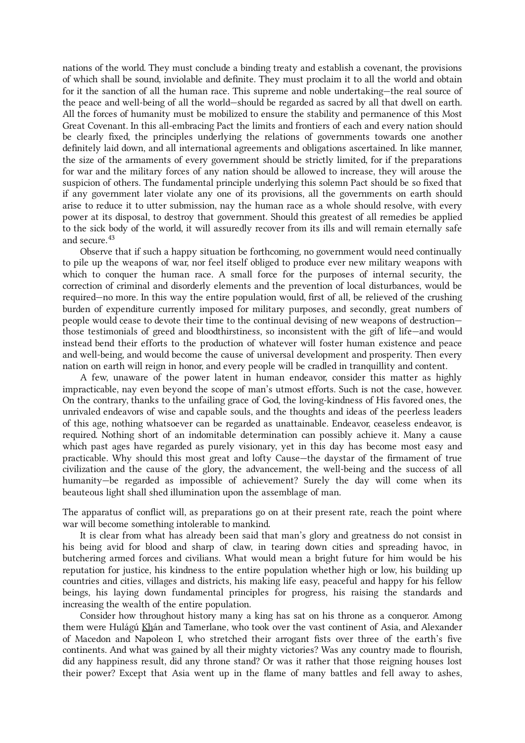nations of the world. They must conclude a binding treaty and establish a covenant, the provisions of which shall be sound, inviolable and definite. They must proclaim it to all the world and obtain for it the sanction of all the human race. This supreme and noble undertaking—the real source of the peace and well-being of all the world—should be regarded as sacred by all that dwell on earth. All the forces of humanity must be mobilized to ensure the stability and permanence of this Most Great Covenant. In this all-embracing Pact the limits and frontiers of each and every nation should be clearly fixed, the principles underlying the relations of governments towards one another definitely laid down, and all international agreements and obligations ascertained. In like manner, the size of the armaments of every government should be strictly limited, for if the preparations for war and the military forces of any nation should be allowed to increase, they will arouse the suspicion of others. The fundamental principle underlying this solemn Pact should be so fixed that if any government later violate any one of its provisions, all the governments on earth should arise to reduce it to utter submission, nay the human race as a whole should resolve, with every power at its disposal, to destroy that government. Should this greatest of all remedies be applied to the sick body of the world, it will assuredly recover from its ills and will remain eternally safe and secure.[43]

Observe that if such a happy situation be forthcoming, no government would need continually to pile up the weapons of war, nor feel itself obliged to produce ever new military weapons with which to conquer the human race. A small force for the purposes of internal security, the correction of criminal and disorderly elements and the prevention of local disturbances, would be required—no more. In this way the entire population would, first of all, be relieved of the crushing burden of expenditure currently imposed for military purposes, and secondly, great numbers of people would cease to devote their time to the continual devising of new weapons of destruction—those testimonials of greed and bloodthirstiness, so inconsistent with the gift of life—and would instead bend their efforts to the production of whatever will foster human existence and peace and well-being, and would become the cause of universal development and prosperity. Then every nation on earth will reign in honor, and every people will be cradled in tranquillity and content.

A few, unaware of the power latent in human endeavor, consider this matter as highly impracticable, nay even beyond the scope of man's utmost efforts. Such is not the case, however. On the contrary, thanks to the unfailing grace of God, the loving-kindness of His favored ones, the unrivaled endeavors of wise and capable souls, and the thoughts and ideas of the peerless leaders of this age, nothing whatsoever can be regarded as unattainable. Endeavor, ceaseless endeavor, is required. Nothing short of an indomitable determination can possibly achieve it. Many a cause which past ages have regarded as purely visionary, yet in this day has become most easy and practicable. Why should this most great and lofty Cause—the daystar of the firmament of true civilization and the cause of the glory, the advancement, the well-being and the success of all humanity—be regarded as impossible of achievement? Surely the day will come when its beauteous light shall shed illumination upon the assemblage of man.

The apparatus of conflict will, as preparations go on at their present rate, reach the point where war will become something intolerable to mankind.

It is clear from what has already been said that man's glory and greatness do not consist in his being avid for blood and sharp of claw, in tearing down cities and spreading havoc, in butchering armed forces and civilians. What would mean a bright future for him would be his reputation for justice, his kindness to the entire population whether high or low, his building up countries and cities, villages and districts, his making life easy, peaceful and happy for his fellow beings, his laying down fundamental principles for progress, his raising the standards and increasing the wealth of the entire population.

Consider how throughout history many a king has sat on his throne as a conqueror. Among them were Hulágú Khán and Tamerlane, who took over the vast continent of Asia, and Alexander of Macedon and Napoleon I, who stretched their arrogant fists over three of the earth's five continents. And what was gained by all their mighty victories? Was any country made to flourish, did any happiness result, did any throne stand? Or was it rather that those reigning houses lost their power? Except that Asia went up in the flame of many battles and fell away to ashes,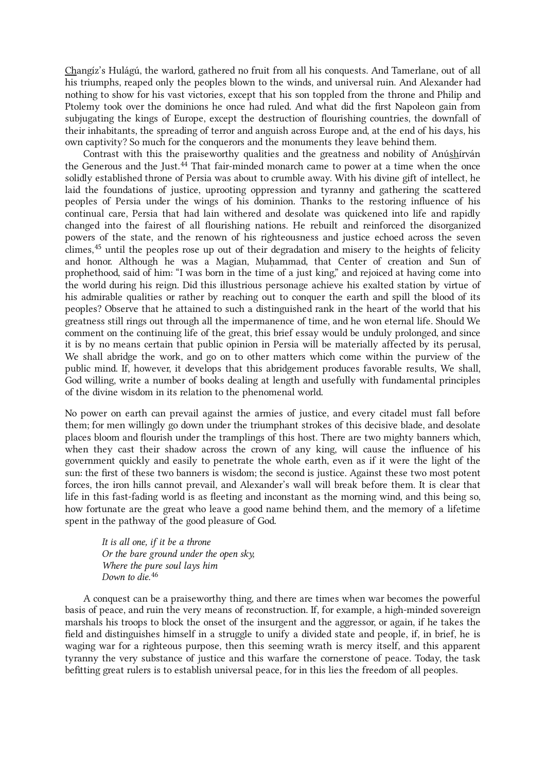Changíz's Hulágú, the warlord, gathered no fruit from all his conquests. And Tamerlane, out of all his triumphs, reaped only the peoples blown to the winds, and universal ruin. And Alexander had nothing to show for his vast victories, except that his son toppled from the throne and Philip and Ptolemy took over the dominions he once had ruled. And what did the first Napoleon gain from subjugating the kings of Europe, except the destruction of flourishing countries, the downfall of their inhabitants, the spreading of terror and anguish across Europe and, at the end of his days, his own captivity? So much for the conquerors and the monuments they leave behind them.

Contrast with this the praiseworthy qualities and the greatness and nobility of Anúshírván the Generous and the Just.[44] That fair-minded monarch came to power at a time when the once solidly established throne of Persia was about to crumble away. With his divine gift of intellect, he laid the foundations of justice, uprooting oppression and tyranny and gathering the scattered peoples of Persia under the wings of his dominion. Thanks to the restoring influence of his continual care, Persia that had lain withered and desolate was quickened into life and rapidly changed into the fairest of all flourishing nations. He rebuilt and reinforced the disorganized powers of the state, and the renown of his righteousness and justice echoed across the seven climes,[45] until the peoples rose up out of their degradation and misery to the heights of felicity and honor. Although he was a Magian, Muḥammad, that Center of creation and Sun of prophethood, said of him: "I was born in the time of a just king," and rejoiced at having come into the world during his reign. Did this illustrious personage achieve his exalted station by virtue of his admirable qualities or rather by reaching out to conquer the earth and spill the blood of its peoples? Observe that he attained to such a distinguished rank in the heart of the world that his greatness still rings out through all the impermanence of time, and he won eternal life. Should We comment on the continuing life of the great, this brief essay would be unduly prolonged, and since it is by no means certain that public opinion in Persia will be materially affected by its perusal, We shall abridge the work, and go on to other matters which come within the purview of the public mind. If, however, it develops that this abridgement produces favorable results, We shall, God willing, write a number of books dealing at length and usefully with fundamental principles of the divine wisdom in its relation to the phenomenal world.

No power on earth can prevail against the armies of justice, and every citadel must fall before them; for men willingly go down under the triumphant strokes of this decisive blade, and desolate places bloom and flourish under the tramplings of this host. There are two mighty banners which, when they cast their shadow across the crown of any king, will cause the influence of his government quickly and easily to penetrate the whole earth, even as if it were the light of the sun: the first of these two banners is wisdom; the second is justice. Against these two most potent forces, the iron hills cannot prevail, and Alexander's wall will break before them. It is clear that life in this fast-fading world is as fleeting and inconstant as the morning wind, and this being so, how fortunate are the great who leave a good name behind them, and the memory of a lifetime spent in the pathway of the good pleasure of God.

> *It is all one, if it be a throne*
> *Or the bare ground under the open sky,*
> *Where the pure soul lays him*
> *Down to die.*[46]

A conquest can be a praiseworthy thing, and there are times when war becomes the powerful basis of peace, and ruin the very means of reconstruction. If, for example, a high-minded sovereign marshals his troops to block the onset of the insurgent and the aggressor, or again, if he takes the field and distinguishes himself in a struggle to unify a divided state and people, if, in brief, he is waging war for a righteous purpose, then this seeming wrath is mercy itself, and this apparent tyranny the very substance of justice and this warfare the cornerstone of peace. Today, the task befitting great rulers is to establish universal peace, for in this lies the freedom of all peoples.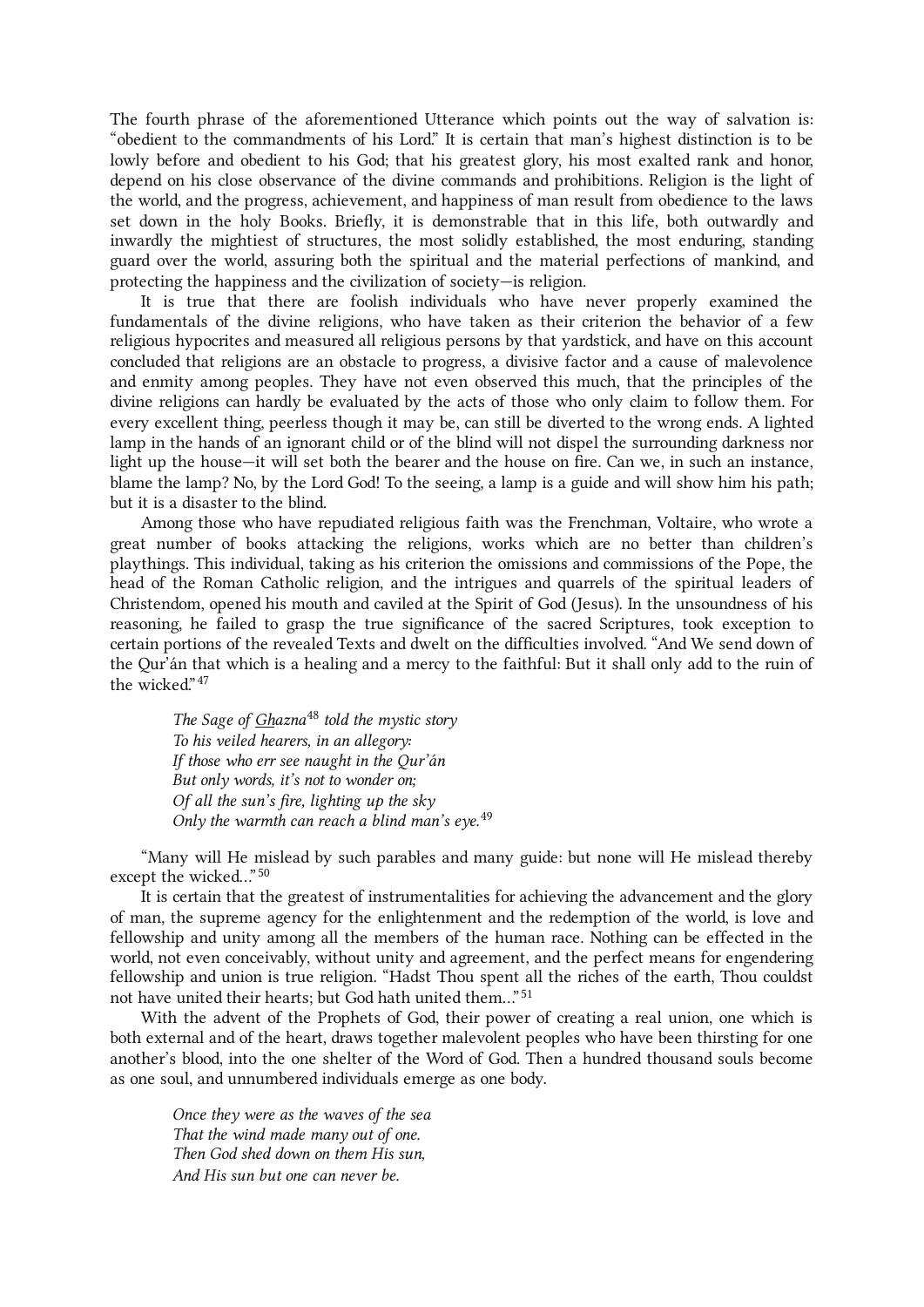The fourth phrase of the aforementioned Utterance which points out the way of salvation is: “obedient to the commandments of his Lord.” It is certain that man’s highest distinction is to be lowly before and obedient to his God; that his greatest glory, his most exalted rank and honor, depend on his close observance of the divine commands and prohibitions. Religion is the light of the world, and the progress, achievement, and happiness of man result from obedience to the laws set down in the holy Books. Briefly, it is demonstrable that in this life, both outwardly and inwardly the mightiest of structures, the most solidly established, the most enduring, standing guard over the world, assuring both the spiritual and the material perfections of mankind, and protecting the happiness and the civilization of society—is religion.

It is true that there are foolish individuals who have never properly examined the fundamentals of the divine religions, who have taken as their criterion the behavior of a few religious hypocrites and measured all religious persons by that yardstick, and have on this account concluded that religions are an obstacle to progress, a divisive factor and a cause of malevolence and enmity among peoples. They have not even observed this much, that the principles of the divine religions can hardly be evaluated by the acts of those who only claim to follow them. For every excellent thing, peerless though it may be, can still be diverted to the wrong ends. A lighted lamp in the hands of an ignorant child or of the blind will not dispel the surrounding darkness nor light up the house—it will set both the bearer and the house on fire. Can we, in such an instance, blame the lamp? No, by the Lord God! To the seeing, a lamp is a guide and will show him his path; but it is a disaster to the blind.

Among those who have repudiated religious faith was the Frenchman, Voltaire, who wrote a great number of books attacking the religions, works which are no better than children’s playthings. This individual, taking as his criterion the omissions and commissions of the Pope, the head of the Roman Catholic religion, and the intrigues and quarrels of the spiritual leaders of Christendom, opened his mouth and caviled at the Spirit of God (Jesus). In the unsoundness of his reasoning, he failed to grasp the true significance of the sacred Scriptures, took exception to certain portions of the revealed Texts and dwelt on the difficulties involved. “And We send down of the Qur’án that which is a healing and a mercy to the faithful: But it shall only add to the ruin of the wicked.”[47]

> *The Sage of Ghazna*[48] *told the mystic story*
> *To his veiled hearers, in an allegory:*
> *If those who err see naught in the Qur’án*
> *But only words, it’s not to wonder on;*
> *Of all the sun’s fire, lighting up the sky*
> *Only the warmth can reach a blind man’s eye.*[49]

“Many will He mislead by such parables and many guide: but none will He mislead thereby except the wicked…”[50]

It is certain that the greatest of instrumentalities for achieving the advancement and the glory of man, the supreme agency for the enlightenment and the redemption of the world, is love and fellowship and unity among all the members of the human race. Nothing can be effected in the world, not even conceivably, without unity and agreement, and the perfect means for engendering fellowship and union is true religion. “Hadst Thou spent all the riches of the earth, Thou couldst not have united their hearts; but God hath united them…”[51]

With the advent of the Prophets of God, their power of creating a real union, one which is both external and of the heart, draws together malevolent peoples who have been thirsting for one another’s blood, into the one shelter of the Word of God. Then a hundred thousand souls become as one soul, and unnumbered individuals emerge as one body.

> *Once they were as the waves of the sea*
> *That the wind made many out of one.*
> *Then God shed down on them His sun,*
> *And His sun but one can never be.*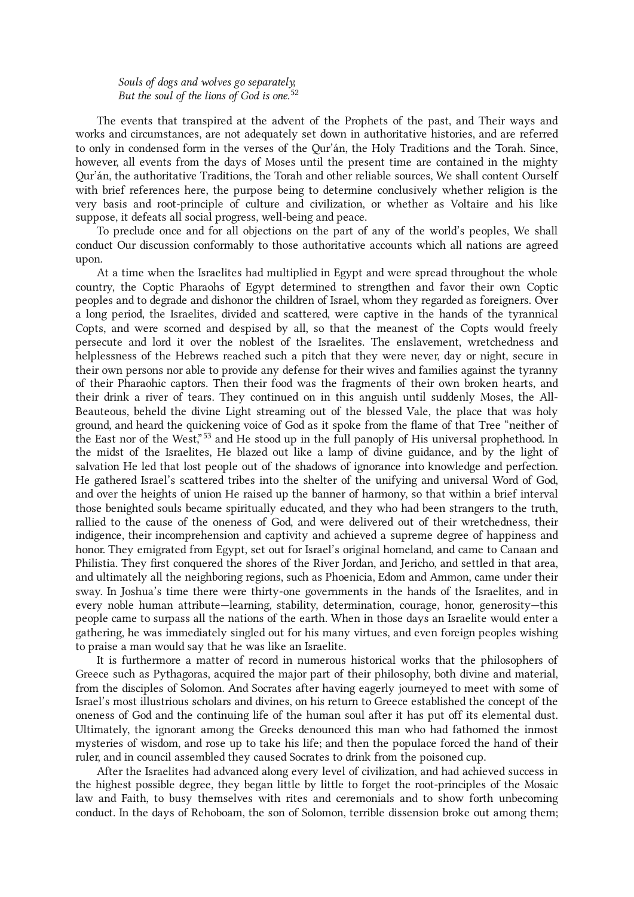*Souls of dogs and wolves go separately,*
*But the soul of the lions of God is one.*[52]

The events that transpired at the advent of the Prophets of the past, and Their ways and works and circumstances, are not adequately set down in authoritative histories, and are referred to only in condensed form in the verses of the Qur'án, the Holy Traditions and the Torah. Since, however, all events from the days of Moses until the present time are contained in the mighty Qur'án, the authoritative Traditions, the Torah and other reliable sources, We shall content Ourself with brief references here, the purpose being to determine conclusively whether religion is the very basis and root-principle of culture and civilization, or whether as Voltaire and his like suppose, it defeats all social progress, well-being and peace.

To preclude once and for all objections on the part of any of the world's peoples, We shall conduct Our discussion conformably to those authoritative accounts which all nations are agreed upon.

At a time when the Israelites had multiplied in Egypt and were spread throughout the whole country, the Coptic Pharaohs of Egypt determined to strengthen and favor their own Coptic peoples and to degrade and dishonor the children of Israel, whom they regarded as foreigners. Over a long period, the Israelites, divided and scattered, were captive in the hands of the tyrannical Copts, and were scorned and despised by all, so that the meanest of the Copts would freely persecute and lord it over the noblest of the Israelites. The enslavement, wretchedness and helplessness of the Hebrews reached such a pitch that they were never, day or night, secure in their own persons nor able to provide any defense for their wives and families against the tyranny of their Pharaohic captors. Then their food was the fragments of their own broken hearts, and their drink a river of tears. They continued on in this anguish until suddenly Moses, the All-Beauteous, beheld the divine Light streaming out of the blessed Vale, the place that was holy ground, and heard the quickening voice of God as it spoke from the flame of that Tree "neither of the East nor of the West,"[53] and He stood up in the full panoply of His universal prophethood. In the midst of the Israelites, He blazed out like a lamp of divine guidance, and by the light of salvation He led that lost people out of the shadows of ignorance into knowledge and perfection. He gathered Israel's scattered tribes into the shelter of the unifying and universal Word of God, and over the heights of union He raised up the banner of harmony, so that within a brief interval those benighted souls became spiritually educated, and they who had been strangers to the truth, rallied to the cause of the oneness of God, and were delivered out of their wretchedness, their indigence, their incomprehension and captivity and achieved a supreme degree of happiness and honor. They emigrated from Egypt, set out for Israel's original homeland, and came to Canaan and Philistia. They first conquered the shores of the River Jordan, and Jericho, and settled in that area, and ultimately all the neighboring regions, such as Phoenicia, Edom and Ammon, came under their sway. In Joshua's time there were thirty-one governments in the hands of the Israelites, and in every noble human attribute—learning, stability, determination, courage, honor, generosity—this people came to surpass all the nations of the earth. When in those days an Israelite would enter a gathering, he was immediately singled out for his many virtues, and even foreign peoples wishing to praise a man would say that he was like an Israelite.

It is furthermore a matter of record in numerous historical works that the philosophers of Greece such as Pythagoras, acquired the major part of their philosophy, both divine and material, from the disciples of Solomon. And Socrates after having eagerly journeyed to meet with some of Israel's most illustrious scholars and divines, on his return to Greece established the concept of the oneness of God and the continuing life of the human soul after it has put off its elemental dust. Ultimately, the ignorant among the Greeks denounced this man who had fathomed the inmost mysteries of wisdom, and rose up to take his life; and then the populace forced the hand of their ruler, and in council assembled they caused Socrates to drink from the poisoned cup.

After the Israelites had advanced along every level of civilization, and had achieved success in the highest possible degree, they began little by little to forget the root-principles of the Mosaic law and Faith, to busy themselves with rites and ceremonials and to show forth unbecoming conduct. In the days of Rehoboam, the son of Solomon, terrible dissension broke out among them;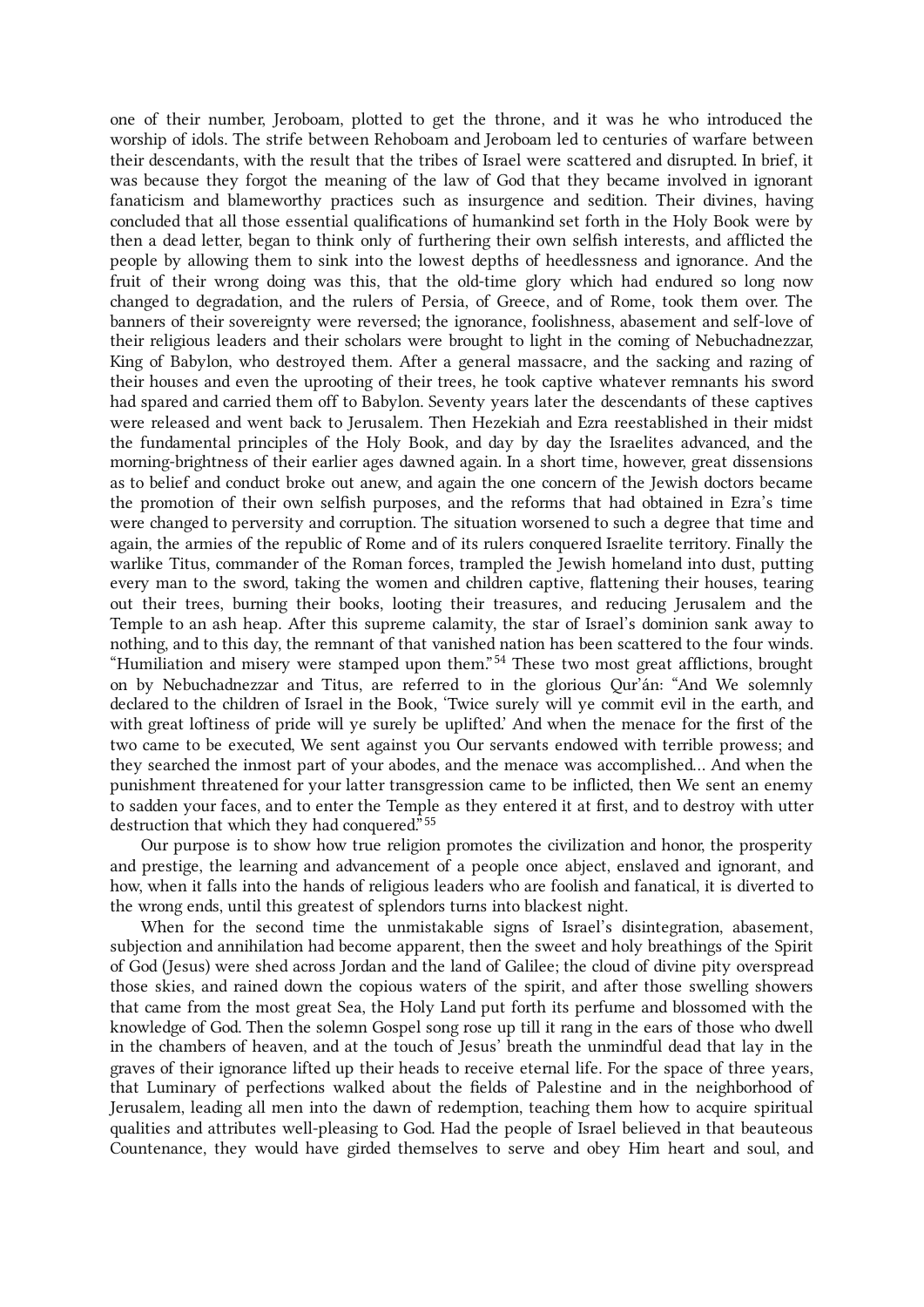one of their number, Jeroboam, plotted to get the throne, and it was he who introduced the worship of idols. The strife between Rehoboam and Jeroboam led to centuries of warfare between their descendants, with the result that the tribes of Israel were scattered and disrupted. In brief, it was because they forgot the meaning of the law of God that they became involved in ignorant fanaticism and blameworthy practices such as insurgence and sedition. Their divines, having concluded that all those essential qualifications of humankind set forth in the Holy Book were by then a dead letter, began to think only of furthering their own selfish interests, and afflicted the people by allowing them to sink into the lowest depths of heedlessness and ignorance. And the fruit of their wrong doing was this, that the old-time glory which had endured so long now changed to degradation, and the rulers of Persia, of Greece, and of Rome, took them over. The banners of their sovereignty were reversed; the ignorance, foolishness, abasement and self-love of their religious leaders and their scholars were brought to light in the coming of Nebuchadnezzar, King of Babylon, who destroyed them. After a general massacre, and the sacking and razing of their houses and even the uprooting of their trees, he took captive whatever remnants his sword had spared and carried them off to Babylon. Seventy years later the descendants of these captives were released and went back to Jerusalem. Then Hezekiah and Ezra reestablished in their midst the fundamental principles of the Holy Book, and day by day the Israelites advanced, and the morning-brightness of their earlier ages dawned again. In a short time, however, great dissensions as to belief and conduct broke out anew, and again the one concern of the Jewish doctors became the promotion of their own selfish purposes, and the reforms that had obtained in Ezra's time were changed to perversity and corruption. The situation worsened to such a degree that time and again, the armies of the republic of Rome and of its rulers conquered Israelite territory. Finally the warlike Titus, commander of the Roman forces, trampled the Jewish homeland into dust, putting every man to the sword, taking the women and children captive, flattening their houses, tearing out their trees, burning their books, looting their treasures, and reducing Jerusalem and the Temple to an ash heap. After this supreme calamity, the star of Israel's dominion sank away to nothing, and to this day, the remnant of that vanished nation has been scattered to the four winds. "Humiliation and misery were stamped upon them."[54] These two most great afflictions, brought on by Nebuchadnezzar and Titus, are referred to in the glorious Qur'án: "And We solemnly declared to the children of Israel in the Book, 'Twice surely will ye commit evil in the earth, and with great loftiness of pride will ye surely be uplifted.' And when the menace for the first of the two came to be executed, We sent against you Our servants endowed with terrible prowess; and they searched the inmost part of your abodes, and the menace was accomplished… And when the punishment threatened for your latter transgression came to be inflicted, then We sent an enemy to sadden your faces, and to enter the Temple as they entered it at first, and to destroy with utter destruction that which they had conquered."[55]

Our purpose is to show how true religion promotes the civilization and honor, the prosperity and prestige, the learning and advancement of a people once abject, enslaved and ignorant, and how, when it falls into the hands of religious leaders who are foolish and fanatical, it is diverted to the wrong ends, until this greatest of splendors turns into blackest night.

When for the second time the unmistakable signs of Israel's disintegration, abasement, subjection and annihilation had become apparent, then the sweet and holy breathings of the Spirit of God (Jesus) were shed across Jordan and the land of Galilee; the cloud of divine pity overspread those skies, and rained down the copious waters of the spirit, and after those swelling showers that came from the most great Sea, the Holy Land put forth its perfume and blossomed with the knowledge of God. Then the solemn Gospel song rose up till it rang in the ears of those who dwell in the chambers of heaven, and at the touch of Jesus' breath the unmindful dead that lay in the graves of their ignorance lifted up their heads to receive eternal life. For the space of three years, that Luminary of perfections walked about the fields of Palestine and in the neighborhood of Jerusalem, leading all men into the dawn of redemption, teaching them how to acquire spiritual qualities and attributes well-pleasing to God. Had the people of Israel believed in that beauteous Countenance, they would have girded themselves to serve and obey Him heart and soul, and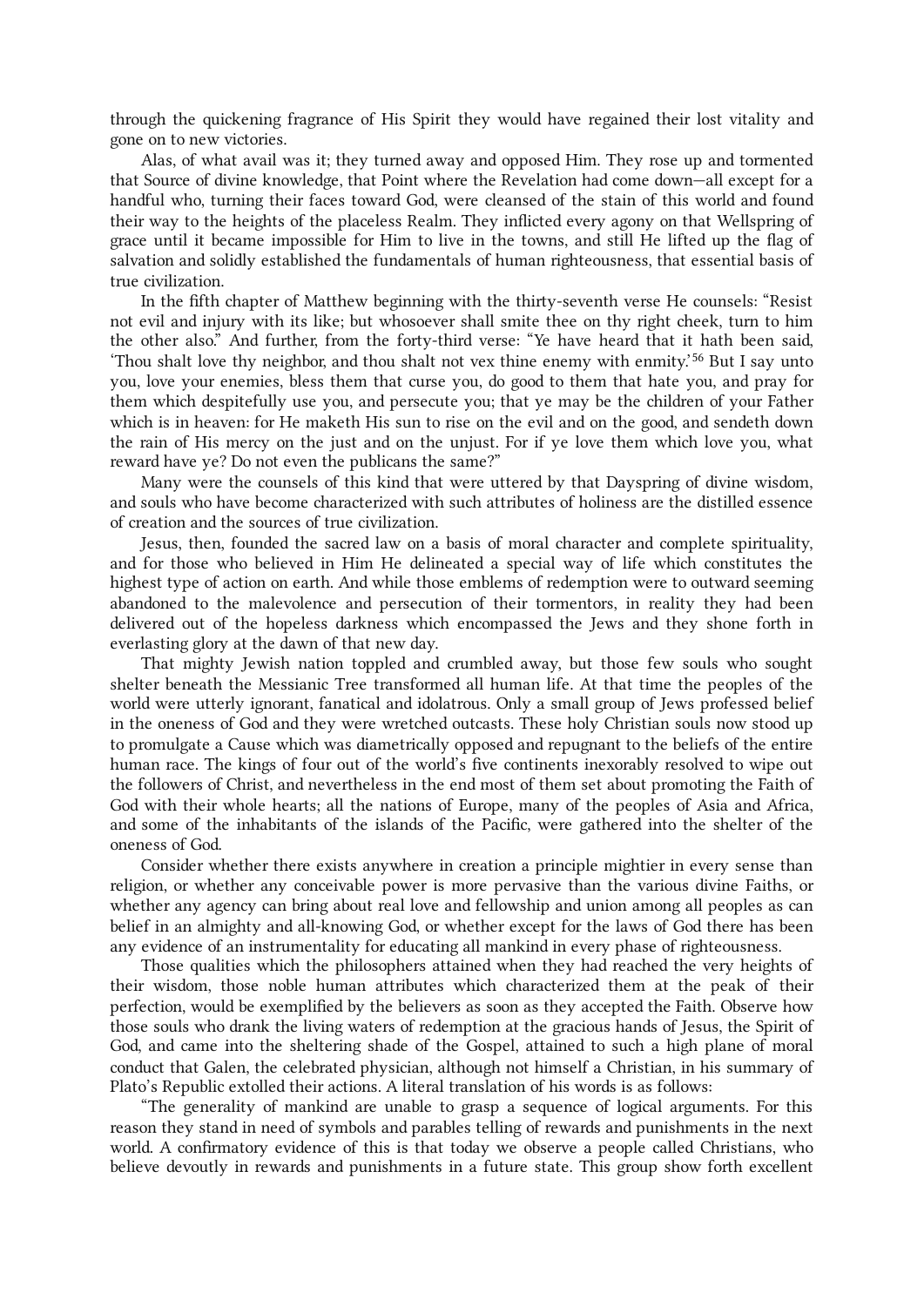through the quickening fragrance of His Spirit they would have regained their lost vitality and gone on to new victories.

Alas, of what avail was it; they turned away and opposed Him. They rose up and tormented that Source of divine knowledge, that Point where the Revelation had come down—all except for a handful who, turning their faces toward God, were cleansed of the stain of this world and found their way to the heights of the placeless Realm. They inflicted every agony on that Wellspring of grace until it became impossible for Him to live in the towns, and still He lifted up the flag of salvation and solidly established the fundamentals of human righteousness, that essential basis of true civilization.

In the fifth chapter of Matthew beginning with the thirty-seventh verse He counsels: "Resist not evil and injury with its like; but whosoever shall smite thee on thy right cheek, turn to him the other also." And further, from the forty-third verse: "Ye have heard that it hath been said, 'Thou shalt love thy neighbor, and thou shalt not vex thine enemy with enmity.'[56] But I say unto you, love your enemies, bless them that curse you, do good to them that hate you, and pray for them which despitefully use you, and persecute you; that ye may be the children of your Father which is in heaven: for He maketh His sun to rise on the evil and on the good, and sendeth down the rain of His mercy on the just and on the unjust. For if ye love them which love you, what reward have ye? Do not even the publicans the same?"

Many were the counsels of this kind that were uttered by that Dayspring of divine wisdom, and souls who have become characterized with such attributes of holiness are the distilled essence of creation and the sources of true civilization.

Jesus, then, founded the sacred law on a basis of moral character and complete spirituality, and for those who believed in Him He delineated a special way of life which constitutes the highest type of action on earth. And while those emblems of redemption were to outward seeming abandoned to the malevolence and persecution of their tormentors, in reality they had been delivered out of the hopeless darkness which encompassed the Jews and they shone forth in everlasting glory at the dawn of that new day.

That mighty Jewish nation toppled and crumbled away, but those few souls who sought shelter beneath the Messianic Tree transformed all human life. At that time the peoples of the world were utterly ignorant, fanatical and idolatrous. Only a small group of Jews professed belief in the oneness of God and they were wretched outcasts. These holy Christian souls now stood up to promulgate a Cause which was diametrically opposed and repugnant to the beliefs of the entire human race. The kings of four out of the world's five continents inexorably resolved to wipe out the followers of Christ, and nevertheless in the end most of them set about promoting the Faith of God with their whole hearts; all the nations of Europe, many of the peoples of Asia and Africa, and some of the inhabitants of the islands of the Pacific, were gathered into the shelter of the oneness of God.

Consider whether there exists anywhere in creation a principle mightier in every sense than religion, or whether any conceivable power is more pervasive than the various divine Faiths, or whether any agency can bring about real love and fellowship and union among all peoples as can belief in an almighty and all-knowing God, or whether except for the laws of God there has been any evidence of an instrumentality for educating all mankind in every phase of righteousness.

Those qualities which the philosophers attained when they had reached the very heights of their wisdom, those noble human attributes which characterized them at the peak of their perfection, would be exemplified by the believers as soon as they accepted the Faith. Observe how those souls who drank the living waters of redemption at the gracious hands of Jesus, the Spirit of God, and came into the sheltering shade of the Gospel, attained to such a high plane of moral conduct that Galen, the celebrated physician, although not himself a Christian, in his summary of Plato's Republic extolled their actions. A literal translation of his words is as follows:

"The generality of mankind are unable to grasp a sequence of logical arguments. For this reason they stand in need of symbols and parables telling of rewards and punishments in the next world. A confirmatory evidence of this is that today we observe a people called Christians, who believe devoutly in rewards and punishments in a future state. This group show forth excellent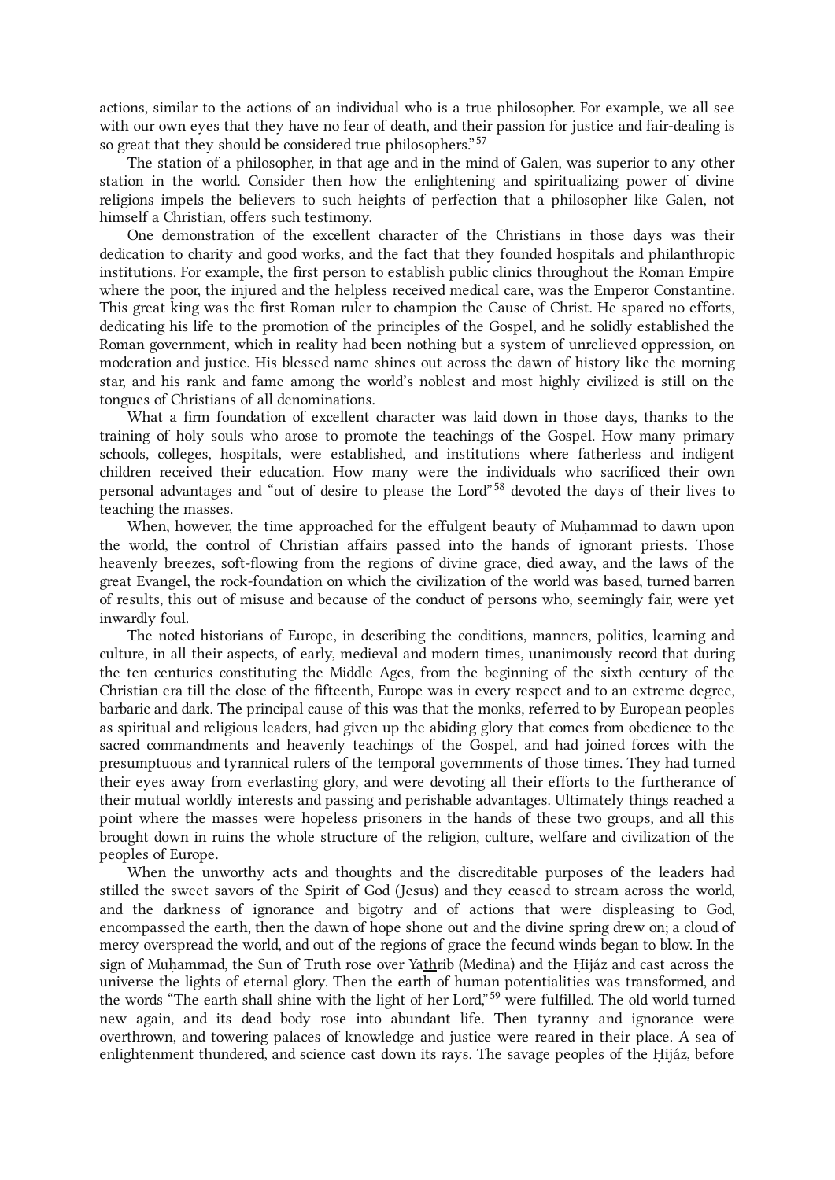actions, similar to the actions of an individual who is a true philosopher. For example, we all see with our own eyes that they have no fear of death, and their passion for justice and fair-dealing is so great that they should be considered true philosophers."[57]

The station of a philosopher, in that age and in the mind of Galen, was superior to any other station in the world. Consider then how the enlightening and spiritualizing power of divine religions impels the believers to such heights of perfection that a philosopher like Galen, not himself a Christian, offers such testimony.

One demonstration of the excellent character of the Christians in those days was their dedication to charity and good works, and the fact that they founded hospitals and philanthropic institutions. For example, the first person to establish public clinics throughout the Roman Empire where the poor, the injured and the helpless received medical care, was the Emperor Constantine. This great king was the first Roman ruler to champion the Cause of Christ. He spared no efforts, dedicating his life to the promotion of the principles of the Gospel, and he solidly established the Roman government, which in reality had been nothing but a system of unrelieved oppression, on moderation and justice. His blessed name shines out across the dawn of history like the morning star, and his rank and fame among the world's noblest and most highly civilized is still on the tongues of Christians of all denominations.

What a firm foundation of excellent character was laid down in those days, thanks to the training of holy souls who arose to promote the teachings of the Gospel. How many primary schools, colleges, hospitals, were established, and institutions where fatherless and indigent children received their education. How many were the individuals who sacrificed their own personal advantages and "out of desire to please the Lord"[58] devoted the days of their lives to teaching the masses.

When, however, the time approached for the effulgent beauty of Muḥammad to dawn upon the world, the control of Christian affairs passed into the hands of ignorant priests. Those heavenly breezes, soft-flowing from the regions of divine grace, died away, and the laws of the great Evangel, the rock-foundation on which the civilization of the world was based, turned barren of results, this out of misuse and because of the conduct of persons who, seemingly fair, were yet inwardly foul.

The noted historians of Europe, in describing the conditions, manners, politics, learning and culture, in all their aspects, of early, medieval and modern times, unanimously record that during the ten centuries constituting the Middle Ages, from the beginning of the sixth century of the Christian era till the close of the fifteenth, Europe was in every respect and to an extreme degree, barbaric and dark. The principal cause of this was that the monks, referred to by European peoples as spiritual and religious leaders, had given up the abiding glory that comes from obedience to the sacred commandments and heavenly teachings of the Gospel, and had joined forces with the presumptuous and tyrannical rulers of the temporal governments of those times. They had turned their eyes away from everlasting glory, and were devoting all their efforts to the furtherance of their mutual worldly interests and passing and perishable advantages. Ultimately things reached a point where the masses were hopeless prisoners in the hands of these two groups, and all this brought down in ruins the whole structure of the religion, culture, welfare and civilization of the peoples of Europe.

When the unworthy acts and thoughts and the discreditable purposes of the leaders had stilled the sweet savors of the Spirit of God (Jesus) and they ceased to stream across the world, and the darkness of ignorance and bigotry and of actions that were displeasing to God, encompassed the earth, then the dawn of hope shone out and the divine spring drew on; a cloud of mercy overspread the world, and out of the regions of grace the fecund winds began to blow. In the sign of Muḥammad, the Sun of Truth rose over Ya<u>th</u>rib (Medina) and the Ḥijáz and cast across the universe the lights of eternal glory. Then the earth of human potentialities was transformed, and the words "The earth shall shine with the light of her Lord,"[59] were fulfilled. The old world turned new again, and its dead body rose into abundant life. Then tyranny and ignorance were overthrown, and towering palaces of knowledge and justice were reared in their place. A sea of enlightenment thundered, and science cast down its rays. The savage peoples of the Ḥijáz, before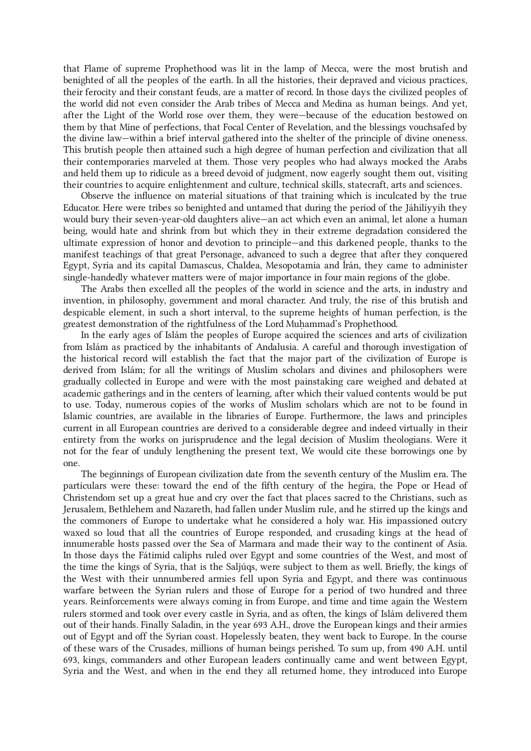that Flame of supreme Prophethood was lit in the lamp of Mecca, were the most brutish and benighted of all the peoples of the earth. In all the histories, their depraved and vicious practices, their ferocity and their constant feuds, are a matter of record. In those days the civilized peoples of the world did not even consider the Arab tribes of Mecca and Medina as human beings. And yet, after the Light of the World rose over them, they were—because of the education bestowed on them by that Mine of perfections, that Focal Center of Revelation, and the blessings vouchsafed by the divine law—within a brief interval gathered into the shelter of the principle of divine oneness. This brutish people then attained such a high degree of human perfection and civilization that all their contemporaries marveled at them. Those very peoples who had always mocked the Arabs and held them up to ridicule as a breed devoid of judgment, now eagerly sought them out, visiting their countries to acquire enlightenment and culture, technical skills, statecraft, arts and sciences.

Observe the influence on material situations of that training which is inculcated by the true Educator. Here were tribes so benighted and untamed that during the period of the Jáhilíyyih they would bury their seven-year-old daughters alive—an act which even an animal, let alone a human being, would hate and shrink from but which they in their extreme degradation considered the ultimate expression of honor and devotion to principle—and this darkened people, thanks to the manifest teachings of that great Personage, advanced to such a degree that after they conquered Egypt, Syria and its capital Damascus, Chaldea, Mesopotamia and Írán, they came to administer single-handedly whatever matters were of major importance in four main regions of the globe.

The Arabs then excelled all the peoples of the world in science and the arts, in industry and invention, in philosophy, government and moral character. And truly, the rise of this brutish and despicable element, in such a short interval, to the supreme heights of human perfection, is the greatest demonstration of the rightfulness of the Lord Muḥammad's Prophethood.

In the early ages of Islám the peoples of Europe acquired the sciences and arts of civilization from Islám as practiced by the inhabitants of Andalusia. A careful and thorough investigation of the historical record will establish the fact that the major part of the civilization of Europe is derived from Islám; for all the writings of Muslim scholars and divines and philosophers were gradually collected in Europe and were with the most painstaking care weighed and debated at academic gatherings and in the centers of learning, after which their valued contents would be put to use. Today, numerous copies of the works of Muslim scholars which are not to be found in Islamic countries, are available in the libraries of Europe. Furthermore, the laws and principles current in all European countries are derived to a considerable degree and indeed virtually in their entirety from the works on jurisprudence and the legal decision of Muslim theologians. Were it not for the fear of unduly lengthening the present text, We would cite these borrowings one by one.

The beginnings of European civilization date from the seventh century of the Muslim era. The particulars were these: toward the end of the fifth century of the hegira, the Pope or Head of Christendom set up a great hue and cry over the fact that places sacred to the Christians, such as Jerusalem, Bethlehem and Nazareth, had fallen under Muslim rule, and he stirred up the kings and the commoners of Europe to undertake what he considered a holy war. His impassioned outcry waxed so loud that all the countries of Europe responded, and crusading kings at the head of innumerable hosts passed over the Sea of Marmara and made their way to the continent of Asia. In those days the Fátimid caliphs ruled over Egypt and some countries of the West, and most of the time the kings of Syria, that is the Saljúqs, were subject to them as well. Briefly, the kings of the West with their unnumbered armies fell upon Syria and Egypt, and there was continuous warfare between the Syrian rulers and those of Europe for a period of two hundred and three years. Reinforcements were always coming in from Europe, and time and time again the Western rulers stormed and took over every castle in Syria, and as often, the kings of Islám delivered them out of their hands. Finally Saladin, in the year 693 A.H., drove the European kings and their armies out of Egypt and off the Syrian coast. Hopelessly beaten, they went back to Europe. In the course of these wars of the Crusades, millions of human beings perished. To sum up, from 490 A.H. until 693, kings, commanders and other European leaders continually came and went between Egypt, Syria and the West, and when in the end they all returned home, they introduced into Europe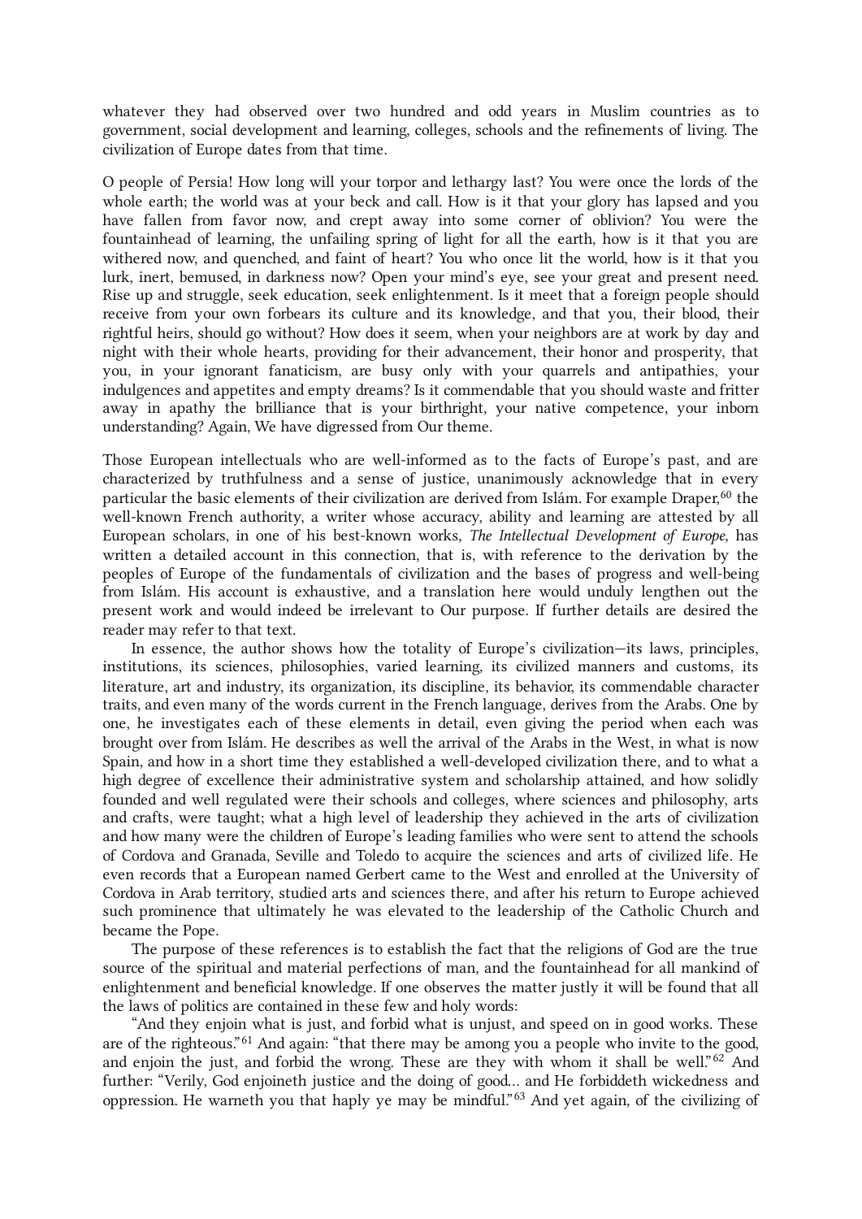whatever they had observed over two hundred and odd years in Muslim countries as to government, social development and learning, colleges, schools and the refinements of living. The civilization of Europe dates from that time.

O people of Persia! How long will your torpor and lethargy last? You were once the lords of the whole earth; the world was at your beck and call. How is it that your glory has lapsed and you have fallen from favor now, and crept away into some corner of oblivion? You were the fountainhead of learning, the unfailing spring of light for all the earth, how is it that you are withered now, and quenched, and faint of heart? You who once lit the world, how is it that you lurk, inert, bemused, in darkness now? Open your mind's eye, see your great and present need. Rise up and struggle, seek education, seek enlightenment. Is it meet that a foreign people should receive from your own forbears its culture and its knowledge, and that you, their blood, their rightful heirs, should go without? How does it seem, when your neighbors are at work by day and night with their whole hearts, providing for their advancement, their honor and prosperity, that you, in your ignorant fanaticism, are busy only with your quarrels and antipathies, your indulgences and appetites and empty dreams? Is it commendable that you should waste and fritter away in apathy the brilliance that is your birthright, your native competence, your inborn understanding? Again, We have digressed from Our theme.

Those European intellectuals who are well-informed as to the facts of Europe's past, and are characterized by truthfulness and a sense of justice, unanimously acknowledge that in every particular the basic elements of their civilization are derived from Islám. For example Draper,[60] the well-known French authority, a writer whose accuracy, ability and learning are attested by all European scholars, in one of his best-known works, *The Intellectual Development of Europe*, has written a detailed account in this connection, that is, with reference to the derivation by the peoples of Europe of the fundamentals of civilization and the bases of progress and well-being from Islám. His account is exhaustive, and a translation here would unduly lengthen out the present work and would indeed be irrelevant to Our purpose. If further details are desired the reader may refer to that text.

In essence, the author shows how the totality of Europe's civilization—its laws, principles, institutions, its sciences, philosophies, varied learning, its civilized manners and customs, its literature, art and industry, its organization, its discipline, its behavior, its commendable character traits, and even many of the words current in the French language, derives from the Arabs. One by one, he investigates each of these elements in detail, even giving the period when each was brought over from Islám. He describes as well the arrival of the Arabs in the West, in what is now Spain, and how in a short time they established a well-developed civilization there, and to what a high degree of excellence their administrative system and scholarship attained, and how solidly founded and well regulated were their schools and colleges, where sciences and philosophy, arts and crafts, were taught; what a high level of leadership they achieved in the arts of civilization and how many were the children of Europe's leading families who were sent to attend the schools of Cordova and Granada, Seville and Toledo to acquire the sciences and arts of civilized life. He even records that a European named Gerbert came to the West and enrolled at the University of Cordova in Arab territory, studied arts and sciences there, and after his return to Europe achieved such prominence that ultimately he was elevated to the leadership of the Catholic Church and became the Pope.

The purpose of these references is to establish the fact that the religions of God are the true source of the spiritual and material perfections of man, and the fountainhead for all mankind of enlightenment and beneficial knowledge. If one observes the matter justly it will be found that all the laws of politics are contained in these few and holy words:

"And they enjoin what is just, and forbid what is unjust, and speed on in good works. These are of the righteous."[61] And again: "that there may be among you a people who invite to the good, and enjoin the just, and forbid the wrong. These are they with whom it shall be well."[62] And further: "Verily, God enjoineth justice and the doing of good… and He forbiddeth wickedness and oppression. He warneth you that haply ye may be mindful."[63] And yet again, of the civilizing of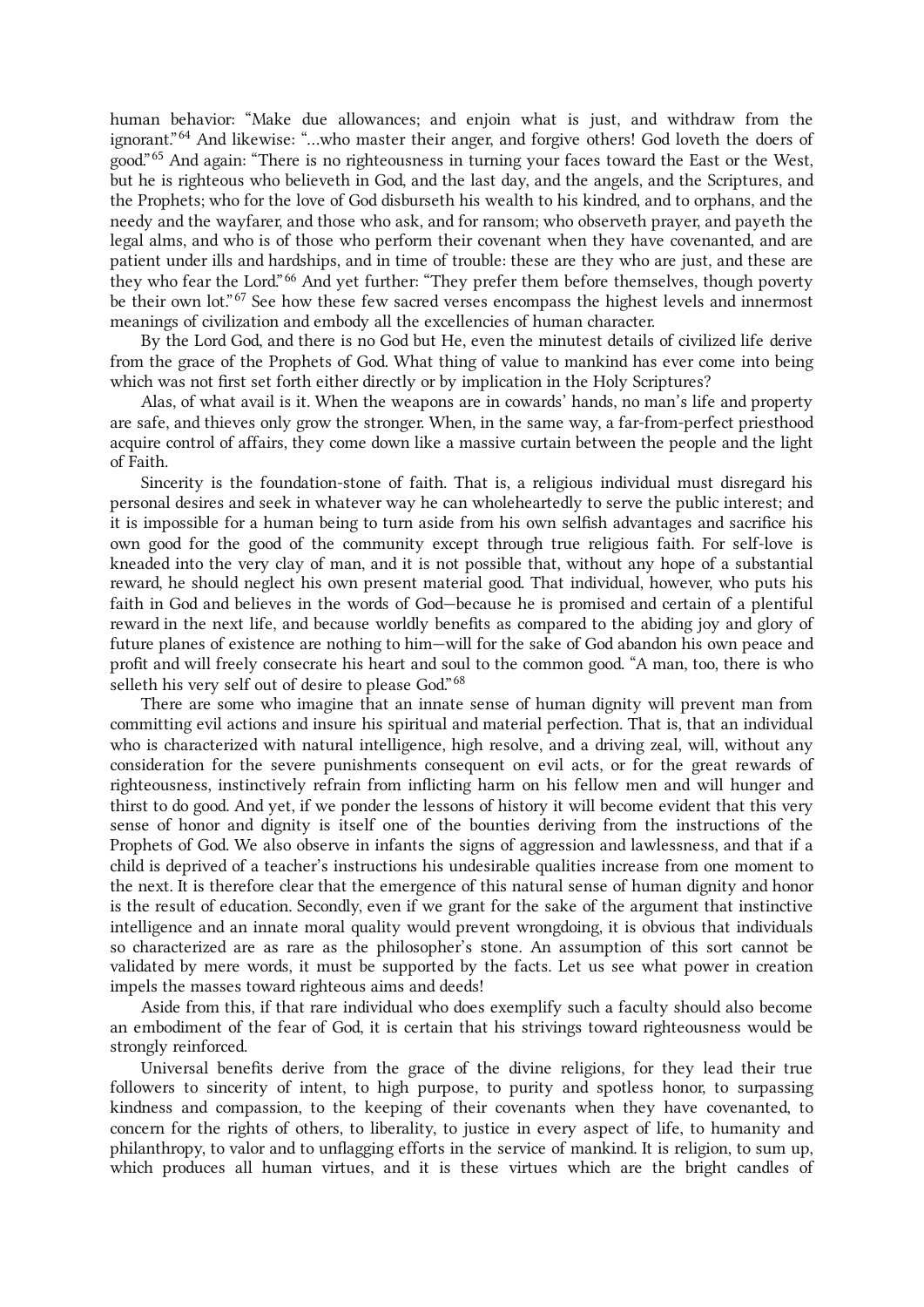human behavior: "Make due allowances; and enjoin what is just, and withdraw from the ignorant."[64] And likewise: "…who master their anger, and forgive others! God loveth the doers of good."[65] And again: "There is no righteousness in turning your faces toward the East or the West, but he is righteous who believeth in God, and the last day, and the angels, and the Scriptures, and the Prophets; who for the love of God disburseth his wealth to his kindred, and to orphans, and the needy and the wayfarer, and those who ask, and for ransom; who observeth prayer, and payeth the legal alms, and who is of those who perform their covenant when they have covenanted, and are patient under ills and hardships, and in time of trouble: these are they who are just, and these are they who fear the Lord."[66] And yet further: "They prefer them before themselves, though poverty be their own lot."[67] See how these few sacred verses encompass the highest levels and innermost meanings of civilization and embody all the excellencies of human character.

By the Lord God, and there is no God but He, even the minutest details of civilized life derive from the grace of the Prophets of God. What thing of value to mankind has ever come into being which was not first set forth either directly or by implication in the Holy Scriptures?

Alas, of what avail is it. When the weapons are in cowards' hands, no man's life and property are safe, and thieves only grow the stronger. When, in the same way, a far-from-perfect priesthood acquire control of affairs, they come down like a massive curtain between the people and the light of Faith.

Sincerity is the foundation-stone of faith. That is, a religious individual must disregard his personal desires and seek in whatever way he can wholeheartedly to serve the public interest; and it is impossible for a human being to turn aside from his own selfish advantages and sacrifice his own good for the good of the community except through true religious faith. For self-love is kneaded into the very clay of man, and it is not possible that, without any hope of a substantial reward, he should neglect his own present material good. That individual, however, who puts his faith in God and believes in the words of God—because he is promised and certain of a plentiful reward in the next life, and because worldly benefits as compared to the abiding joy and glory of future planes of existence are nothing to him—will for the sake of God abandon his own peace and profit and will freely consecrate his heart and soul to the common good. "A man, too, there is who selleth his very self out of desire to please God."[68]

There are some who imagine that an innate sense of human dignity will prevent man from committing evil actions and insure his spiritual and material perfection. That is, that an individual who is characterized with natural intelligence, high resolve, and a driving zeal, will, without any consideration for the severe punishments consequent on evil acts, or for the great rewards of righteousness, instinctively refrain from inflicting harm on his fellow men and will hunger and thirst to do good. And yet, if we ponder the lessons of history it will become evident that this very sense of honor and dignity is itself one of the bounties deriving from the instructions of the Prophets of God. We also observe in infants the signs of aggression and lawlessness, and that if a child is deprived of a teacher's instructions his undesirable qualities increase from one moment to the next. It is therefore clear that the emergence of this natural sense of human dignity and honor is the result of education. Secondly, even if we grant for the sake of the argument that instinctive intelligence and an innate moral quality would prevent wrongdoing, it is obvious that individuals so characterized are as rare as the philosopher's stone. An assumption of this sort cannot be validated by mere words, it must be supported by the facts. Let us see what power in creation impels the masses toward righteous aims and deeds!

Aside from this, if that rare individual who does exemplify such a faculty should also become an embodiment of the fear of God, it is certain that his strivings toward righteousness would be strongly reinforced.

Universal benefits derive from the grace of the divine religions, for they lead their true followers to sincerity of intent, to high purpose, to purity and spotless honor, to surpassing kindness and compassion, to the keeping of their covenants when they have covenanted, to concern for the rights of others, to liberality, to justice in every aspect of life, to humanity and philanthropy, to valor and to unflagging efforts in the service of mankind. It is religion, to sum up, which produces all human virtues, and it is these virtues which are the bright candles of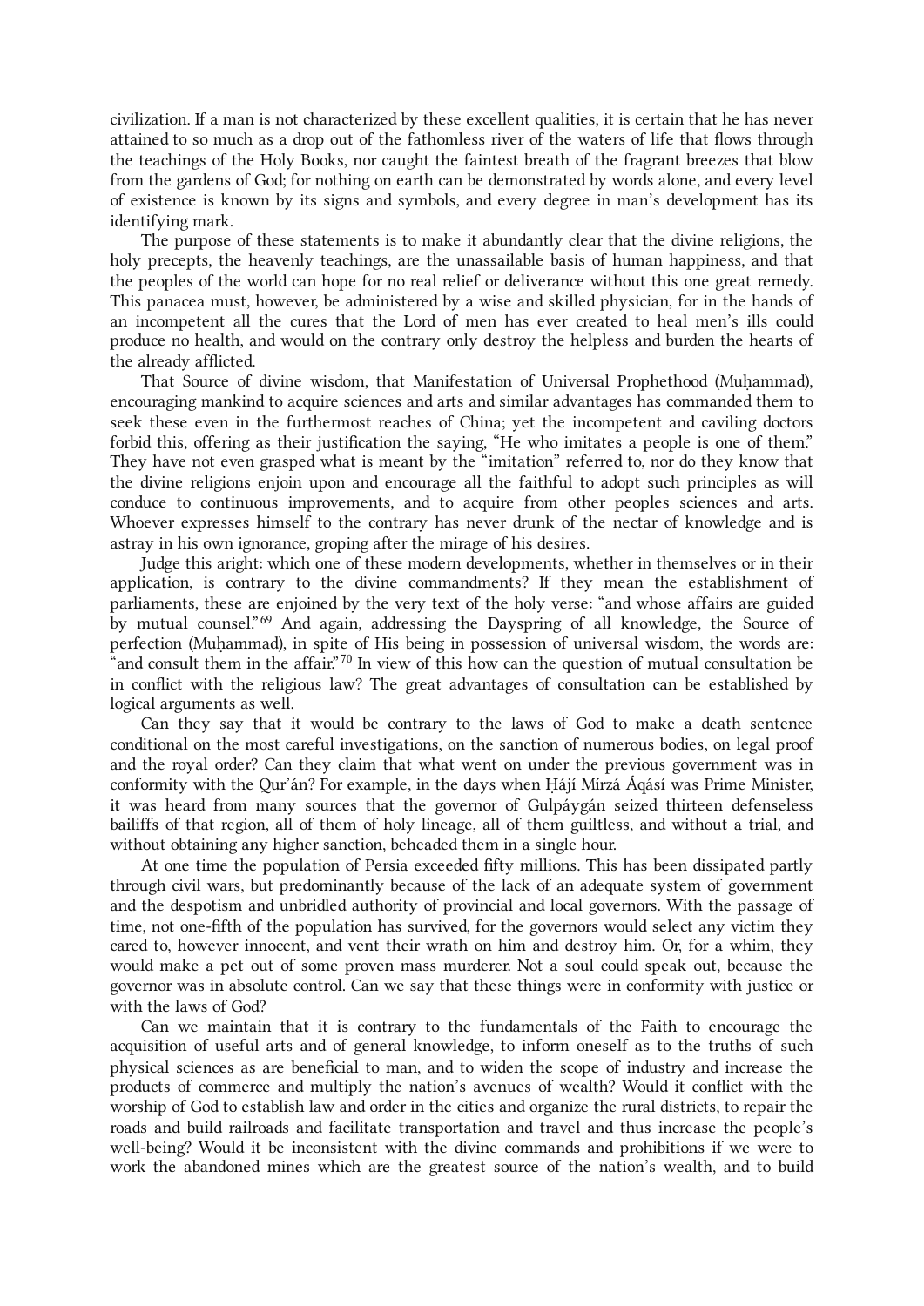civilization. If a man is not characterized by these excellent qualities, it is certain that he has never attained to so much as a drop out of the fathomless river of the waters of life that flows through the teachings of the Holy Books, nor caught the faintest breath of the fragrant breezes that blow from the gardens of God; for nothing on earth can be demonstrated by words alone, and every level of existence is known by its signs and symbols, and every degree in man's development has its identifying mark.

The purpose of these statements is to make it abundantly clear that the divine religions, the holy precepts, the heavenly teachings, are the unassailable basis of human happiness, and that the peoples of the world can hope for no real relief or deliverance without this one great remedy. This panacea must, however, be administered by a wise and skilled physician, for in the hands of an incompetent all the cures that the Lord of men has ever created to heal men's ills could produce no health, and would on the contrary only destroy the helpless and burden the hearts of the already afflicted.

That Source of divine wisdom, that Manifestation of Universal Prophethood (Muḥammad), encouraging mankind to acquire sciences and arts and similar advantages has commanded them to seek these even in the furthermost reaches of China; yet the incompetent and caviling doctors forbid this, offering as their justification the saying, "He who imitates a people is one of them." They have not even grasped what is meant by the "imitation" referred to, nor do they know that the divine religions enjoin upon and encourage all the faithful to adopt such principles as will conduce to continuous improvements, and to acquire from other peoples sciences and arts. Whoever expresses himself to the contrary has never drunk of the nectar of knowledge and is astray in his own ignorance, groping after the mirage of his desires.

Judge this aright: which one of these modern developments, whether in themselves or in their application, is contrary to the divine commandments? If they mean the establishment of parliaments, these are enjoined by the very text of the holy verse: "and whose affairs are guided by mutual counsel."[69] And again, addressing the Dayspring of all knowledge, the Source of perfection (Muḥammad), in spite of His being in possession of universal wisdom, the words are: "and consult them in the affair."[70] In view of this how can the question of mutual consultation be in conflict with the religious law? The great advantages of consultation can be established by logical arguments as well.

Can they say that it would be contrary to the laws of God to make a death sentence conditional on the most careful investigations, on the sanction of numerous bodies, on legal proof and the royal order? Can they claim that what went on under the previous government was in conformity with the Qur'án? For example, in the days when Ḥájí Mírzá Áqásí was Prime Minister, it was heard from many sources that the governor of Gulpáygán seized thirteen defenseless bailiffs of that region, all of them of holy lineage, all of them guiltless, and without a trial, and without obtaining any higher sanction, beheaded them in a single hour.

At one time the population of Persia exceeded fifty millions. This has been dissipated partly through civil wars, but predominantly because of the lack of an adequate system of government and the despotism and unbridled authority of provincial and local governors. With the passage of time, not one-fifth of the population has survived, for the governors would select any victim they cared to, however innocent, and vent their wrath on him and destroy him. Or, for a whim, they would make a pet out of some proven mass murderer. Not a soul could speak out, because the governor was in absolute control. Can we say that these things were in conformity with justice or with the laws of God?

Can we maintain that it is contrary to the fundamentals of the Faith to encourage the acquisition of useful arts and of general knowledge, to inform oneself as to the truths of such physical sciences as are beneficial to man, and to widen the scope of industry and increase the products of commerce and multiply the nation's avenues of wealth? Would it conflict with the worship of God to establish law and order in the cities and organize the rural districts, to repair the roads and build railroads and facilitate transportation and travel and thus increase the people's well-being? Would it be inconsistent with the divine commands and prohibitions if we were to work the abandoned mines which are the greatest source of the nation's wealth, and to build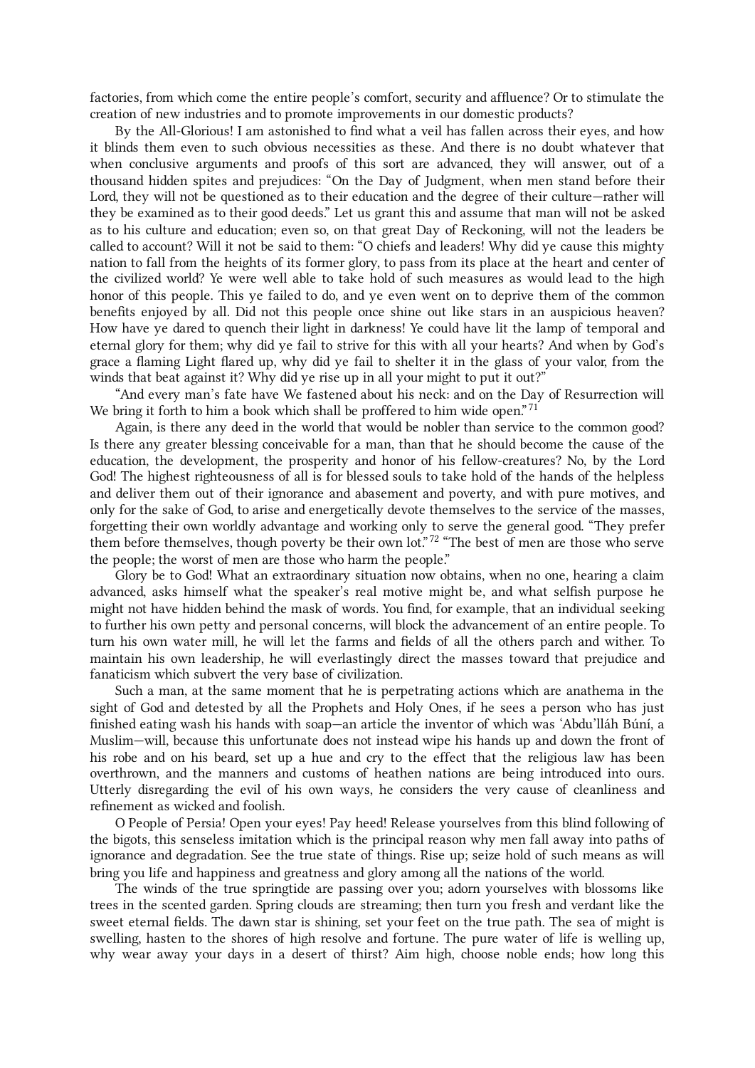factories, from which come the entire people's comfort, security and affluence? Or to stimulate the creation of new industries and to promote improvements in our domestic products?

By the All-Glorious! I am astonished to find what a veil has fallen across their eyes, and how it blinds them even to such obvious necessities as these. And there is no doubt whatever that when conclusive arguments and proofs of this sort are advanced, they will answer, out of a thousand hidden spites and prejudices: "On the Day of Judgment, when men stand before their Lord, they will not be questioned as to their education and the degree of their culture—rather will they be examined as to their good deeds." Let us grant this and assume that man will not be asked as to his culture and education; even so, on that great Day of Reckoning, will not the leaders be called to account? Will it not be said to them: "O chiefs and leaders! Why did ye cause this mighty nation to fall from the heights of its former glory, to pass from its place at the heart and center of the civilized world? Ye were well able to take hold of such measures as would lead to the high honor of this people. This ye failed to do, and ye even went on to deprive them of the common benefits enjoyed by all. Did not this people once shine out like stars in an auspicious heaven? How have ye dared to quench their light in darkness! Ye could have lit the lamp of temporal and eternal glory for them; why did ye fail to strive for this with all your hearts? And when by God's grace a flaming Light flared up, why did ye fail to shelter it in the glass of your valor, from the winds that beat against it? Why did ye rise up in all your might to put it out?"

"And every man's fate have We fastened about his neck: and on the Day of Resurrection will We bring it forth to him a book which shall be proffered to him wide open."[71]

Again, is there any deed in the world that would be nobler than service to the common good? Is there any greater blessing conceivable for a man, than that he should become the cause of the education, the development, the prosperity and honor of his fellow-creatures? No, by the Lord God! The highest righteousness of all is for blessed souls to take hold of the hands of the helpless and deliver them out of their ignorance and abasement and poverty, and with pure motives, and only for the sake of God, to arise and energetically devote themselves to the service of the masses, forgetting their own worldly advantage and working only to serve the general good. "They prefer them before themselves, though poverty be their own lot."[72] "The best of men are those who serve the people; the worst of men are those who harm the people."

Glory be to God! What an extraordinary situation now obtains, when no one, hearing a claim advanced, asks himself what the speaker's real motive might be, and what selfish purpose he might not have hidden behind the mask of words. You find, for example, that an individual seeking to further his own petty and personal concerns, will block the advancement of an entire people. To turn his own water mill, he will let the farms and fields of all the others parch and wither. To maintain his own leadership, he will everlastingly direct the masses toward that prejudice and fanaticism which subvert the very base of civilization.

Such a man, at the same moment that he is perpetrating actions which are anathema in the sight of God and detested by all the Prophets and Holy Ones, if he sees a person who has just finished eating wash his hands with soap—an article the inventor of which was 'Abdu'lláh Búní, a Muslim—will, because this unfortunate does not instead wipe his hands up and down the front of his robe and on his beard, set up a hue and cry to the effect that the religious law has been overthrown, and the manners and customs of heathen nations are being introduced into ours. Utterly disregarding the evil of his own ways, he considers the very cause of cleanliness and refinement as wicked and foolish.

O People of Persia! Open your eyes! Pay heed! Release yourselves from this blind following of the bigots, this senseless imitation which is the principal reason why men fall away into paths of ignorance and degradation. See the true state of things. Rise up; seize hold of such means as will bring you life and happiness and greatness and glory among all the nations of the world.

The winds of the true springtide are passing over you; adorn yourselves with blossoms like trees in the scented garden. Spring clouds are streaming; then turn you fresh and verdant like the sweet eternal fields. The dawn star is shining, set your feet on the true path. The sea of might is swelling, hasten to the shores of high resolve and fortune. The pure water of life is welling up, why wear away your days in a desert of thirst? Aim high, choose noble ends; how long this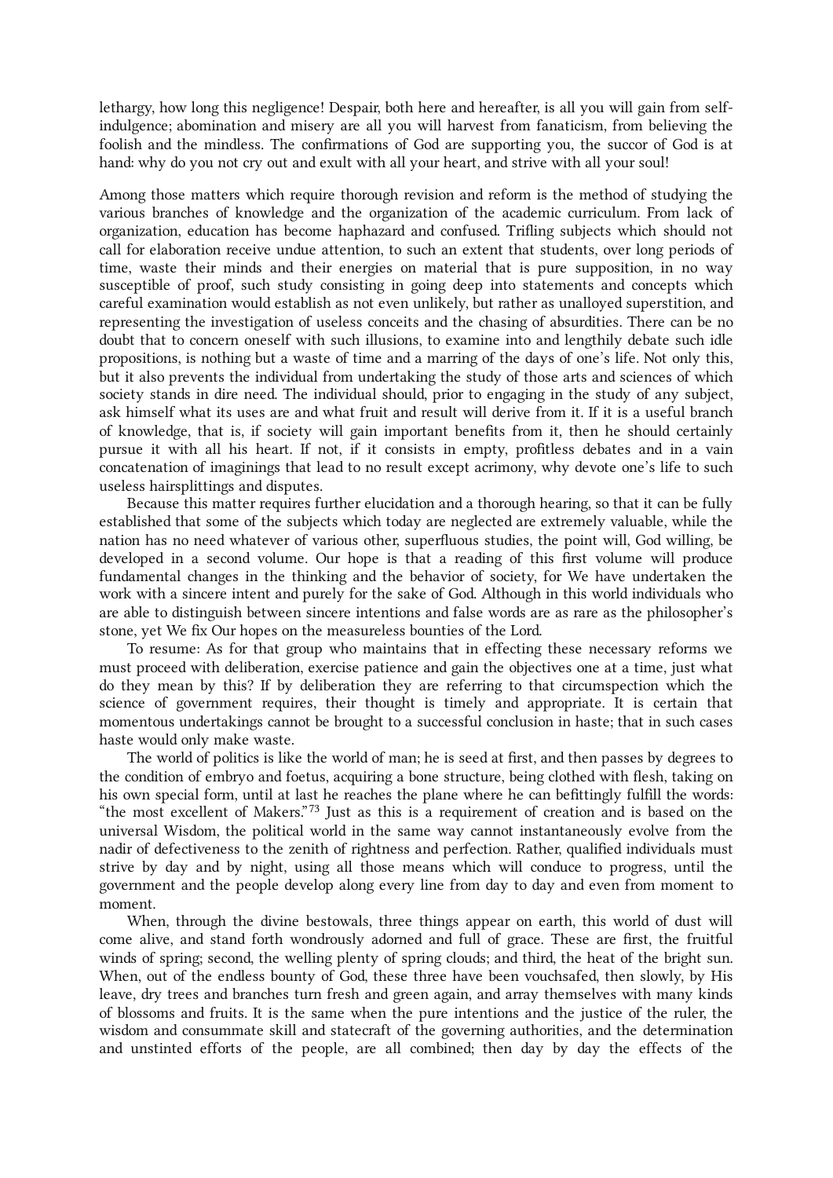lethargy, how long this negligence! Despair, both here and hereafter, is all you will gain from self-indulgence; abomination and misery are all you will harvest from fanaticism, from believing the foolish and the mindless. The confirmations of God are supporting you, the succor of God is at hand: why do you not cry out and exult with all your heart, and strive with all your soul!

Among those matters which require thorough revision and reform is the method of studying the various branches of knowledge and the organization of the academic curriculum. From lack of organization, education has become haphazard and confused. Trifling subjects which should not call for elaboration receive undue attention, to such an extent that students, over long periods of time, waste their minds and their energies on material that is pure supposition, in no way susceptible of proof, such study consisting in going deep into statements and concepts which careful examination would establish as not even unlikely, but rather as unalloyed superstition, and representing the investigation of useless conceits and the chasing of absurdities. There can be no doubt that to concern oneself with such illusions, to examine into and lengthily debate such idle propositions, is nothing but a waste of time and a marring of the days of one's life. Not only this, but it also prevents the individual from undertaking the study of those arts and sciences of which society stands in dire need. The individual should, prior to engaging in the study of any subject, ask himself what its uses are and what fruit and result will derive from it. If it is a useful branch of knowledge, that is, if society will gain important benefits from it, then he should certainly pursue it with all his heart. If not, if it consists in empty, profitless debates and in a vain concatenation of imaginings that lead to no result except acrimony, why devote one's life to such useless hairsplittings and disputes.

Because this matter requires further elucidation and a thorough hearing, so that it can be fully established that some of the subjects which today are neglected are extremely valuable, while the nation has no need whatever of various other, superfluous studies, the point will, God willing, be developed in a second volume. Our hope is that a reading of this first volume will produce fundamental changes in the thinking and the behavior of society, for We have undertaken the work with a sincere intent and purely for the sake of God. Although in this world individuals who are able to distinguish between sincere intentions and false words are as rare as the philosopher's stone, yet We fix Our hopes on the measureless bounties of the Lord.

To resume: As for that group who maintains that in effecting these necessary reforms we must proceed with deliberation, exercise patience and gain the objectives one at a time, just what do they mean by this? If by deliberation they are referring to that circumspection which the science of government requires, their thought is timely and appropriate. It is certain that momentous undertakings cannot be brought to a successful conclusion in haste; that in such cases haste would only make waste.

The world of politics is like the world of man; he is seed at first, and then passes by degrees to the condition of embryo and foetus, acquiring a bone structure, being clothed with flesh, taking on his own special form, until at last he reaches the plane where he can befittingly fulfill the words: "the most excellent of Makers."[73] Just as this is a requirement of creation and is based on the universal Wisdom, the political world in the same way cannot instantaneously evolve from the nadir of defectiveness to the zenith of rightness and perfection. Rather, qualified individuals must strive by day and by night, using all those means which will conduce to progress, until the government and the people develop along every line from day to day and even from moment to moment.

When, through the divine bestowals, three things appear on earth, this world of dust will come alive, and stand forth wondrously adorned and full of grace. These are first, the fruitful winds of spring; second, the welling plenty of spring clouds; and third, the heat of the bright sun. When, out of the endless bounty of God, these three have been vouchsafed, then slowly, by His leave, dry trees and branches turn fresh and green again, and array themselves with many kinds of blossoms and fruits. It is the same when the pure intentions and the justice of the ruler, the wisdom and consummate skill and statecraft of the governing authorities, and the determination and unstinted efforts of the people, are all combined; then day by day the effects of the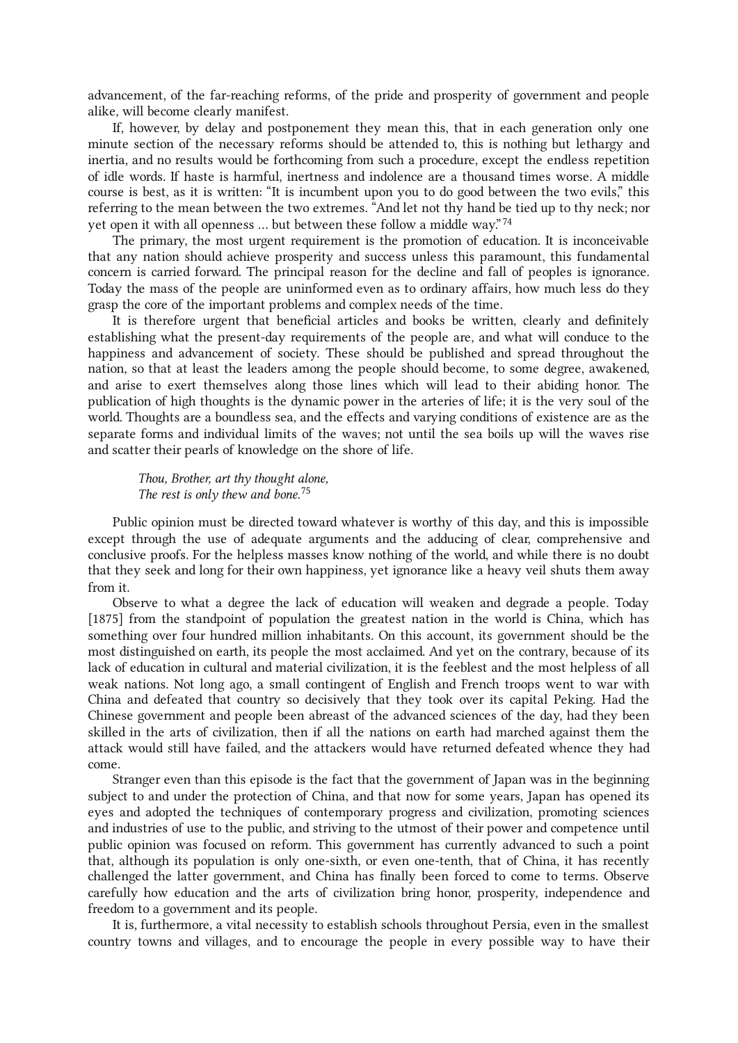advancement, of the far-reaching reforms, of the pride and prosperity of government and people alike, will become clearly manifest.

If, however, by delay and postponement they mean this, that in each generation only one minute section of the necessary reforms should be attended to, this is nothing but lethargy and inertia, and no results would be forthcoming from such a procedure, except the endless repetition of idle words. If haste is harmful, inertness and indolence are a thousand times worse. A middle course is best, as it is written: "It is incumbent upon you to do good between the two evils," this referring to the mean between the two extremes. "And let not thy hand be tied up to thy neck; nor yet open it with all openness … but between these follow a middle way."[74]

The primary, the most urgent requirement is the promotion of education. It is inconceivable that any nation should achieve prosperity and success unless this paramount, this fundamental concern is carried forward. The principal reason for the decline and fall of peoples is ignorance. Today the mass of the people are uninformed even as to ordinary affairs, how much less do they grasp the core of the important problems and complex needs of the time.

It is therefore urgent that beneficial articles and books be written, clearly and definitely establishing what the present-day requirements of the people are, and what will conduce to the happiness and advancement of society. These should be published and spread throughout the nation, so that at least the leaders among the people should become, to some degree, awakened, and arise to exert themselves along those lines which will lead to their abiding honor. The publication of high thoughts is the dynamic power in the arteries of life; it is the very soul of the world. Thoughts are a boundless sea, and the effects and varying conditions of existence are as the separate forms and individual limits of the waves; not until the sea boils up will the waves rise and scatter their pearls of knowledge on the shore of life.

> *Thou, Brother, art thy thought alone,*
> *The rest is only thew and bone.*[75]

Public opinion must be directed toward whatever is worthy of this day, and this is impossible except through the use of adequate arguments and the adducing of clear, comprehensive and conclusive proofs. For the helpless masses know nothing of the world, and while there is no doubt that they seek and long for their own happiness, yet ignorance like a heavy veil shuts them away from it.

Observe to what a degree the lack of education will weaken and degrade a people. Today [1875] from the standpoint of population the greatest nation in the world is China, which has something over four hundred million inhabitants. On this account, its government should be the most distinguished on earth, its people the most acclaimed. And yet on the contrary, because of its lack of education in cultural and material civilization, it is the feeblest and the most helpless of all weak nations. Not long ago, a small contingent of English and French troops went to war with China and defeated that country so decisively that they took over its capital Peking. Had the Chinese government and people been abreast of the advanced sciences of the day, had they been skilled in the arts of civilization, then if all the nations on earth had marched against them the attack would still have failed, and the attackers would have returned defeated whence they had come.

Stranger even than this episode is the fact that the government of Japan was in the beginning subject to and under the protection of China, and that now for some years, Japan has opened its eyes and adopted the techniques of contemporary progress and civilization, promoting sciences and industries of use to the public, and striving to the utmost of their power and competence until public opinion was focused on reform. This government has currently advanced to such a point that, although its population is only one-sixth, or even one-tenth, that of China, it has recently challenged the latter government, and China has finally been forced to come to terms. Observe carefully how education and the arts of civilization bring honor, prosperity, independence and freedom to a government and its people.

It is, furthermore, a vital necessity to establish schools throughout Persia, even in the smallest country towns and villages, and to encourage the people in every possible way to have their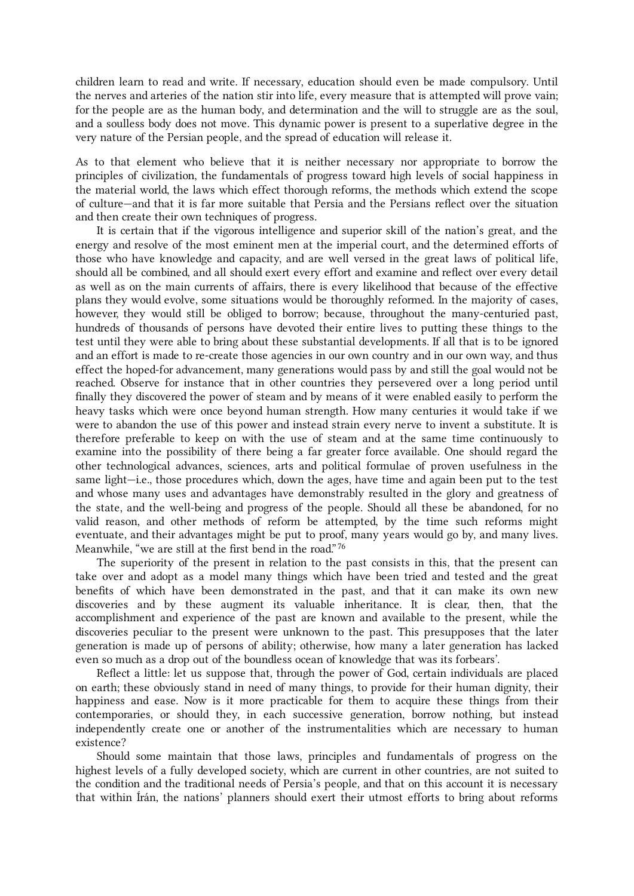children learn to read and write. If necessary, education should even be made compulsory. Until the nerves and arteries of the nation stir into life, every measure that is attempted will prove vain; for the people are as the human body, and determination and the will to struggle are as the soul, and a soulless body does not move. This dynamic power is present to a superlative degree in the very nature of the Persian people, and the spread of education will release it.

As to that element who believe that it is neither necessary nor appropriate to borrow the principles of civilization, the fundamentals of progress toward high levels of social happiness in the material world, the laws which effect thorough reforms, the methods which extend the scope of culture—and that it is far more suitable that Persia and the Persians reflect over the situation and then create their own techniques of progress.

It is certain that if the vigorous intelligence and superior skill of the nation's great, and the energy and resolve of the most eminent men at the imperial court, and the determined efforts of those who have knowledge and capacity, and are well versed in the great laws of political life, should all be combined, and all should exert every effort and examine and reflect over every detail as well as on the main currents of affairs, there is every likelihood that because of the effective plans they would evolve, some situations would be thoroughly reformed. In the majority of cases, however, they would still be obliged to borrow; because, throughout the many-centuried past, hundreds of thousands of persons have devoted their entire lives to putting these things to the test until they were able to bring about these substantial developments. If all that is to be ignored and an effort is made to re-create those agencies in our own country and in our own way, and thus effect the hoped-for advancement, many generations would pass by and still the goal would not be reached. Observe for instance that in other countries they persevered over a long period until finally they discovered the power of steam and by means of it were enabled easily to perform the heavy tasks which were once beyond human strength. How many centuries it would take if we were to abandon the use of this power and instead strain every nerve to invent a substitute. It is therefore preferable to keep on with the use of steam and at the same time continuously to examine into the possibility of there being a far greater force available. One should regard the other technological advances, sciences, arts and political formulae of proven usefulness in the same light—i.e., those procedures which, down the ages, have time and again been put to the test and whose many uses and advantages have demonstrably resulted in the glory and greatness of the state, and the well-being and progress of the people. Should all these be abandoned, for no valid reason, and other methods of reform be attempted, by the time such reforms might eventuate, and their advantages might be put to proof, many years would go by, and many lives. Meanwhile, "we are still at the first bend in the road."[76]

The superiority of the present in relation to the past consists in this, that the present can take over and adopt as a model many things which have been tried and tested and the great benefits of which have been demonstrated in the past, and that it can make its own new discoveries and by these augment its valuable inheritance. It is clear, then, that the accomplishment and experience of the past are known and available to the present, while the discoveries peculiar to the present were unknown to the past. This presupposes that the later generation is made up of persons of ability; otherwise, how many a later generation has lacked even so much as a drop out of the boundless ocean of knowledge that was its forbears'.

Reflect a little: let us suppose that, through the power of God, certain individuals are placed on earth; these obviously stand in need of many things, to provide for their human dignity, their happiness and ease. Now is it more practicable for them to acquire these things from their contemporaries, or should they, in each successive generation, borrow nothing, but instead independently create one or another of the instrumentalities which are necessary to human existence?

Should some maintain that those laws, principles and fundamentals of progress on the highest levels of a fully developed society, which are current in other countries, are not suited to the condition and the traditional needs of Persia's people, and that on this account it is necessary that within Írán, the nations' planners should exert their utmost efforts to bring about reforms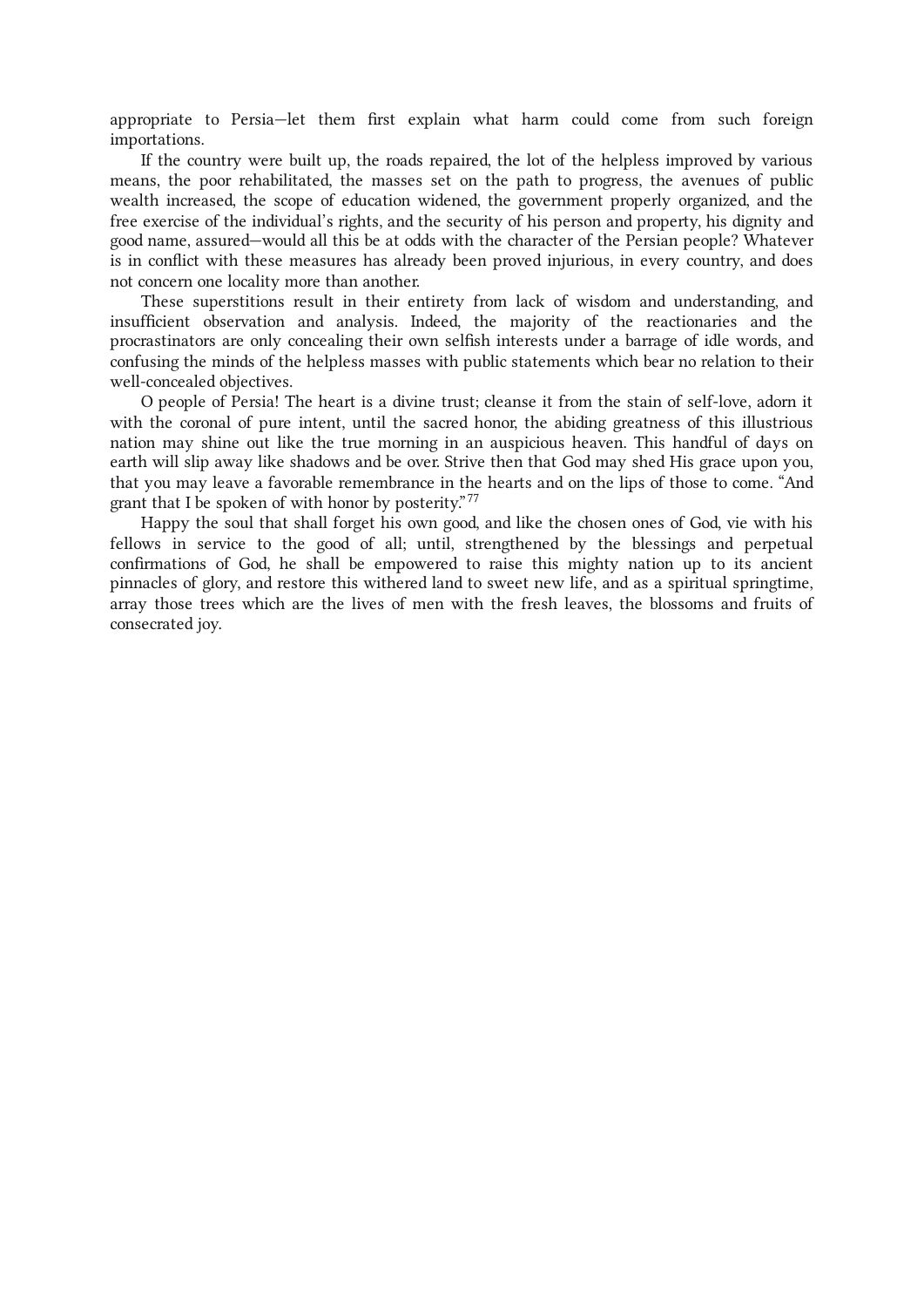appropriate to Persia—let them first explain what harm could come from such foreign importations.

If the country were built up, the roads repaired, the lot of the helpless improved by various means, the poor rehabilitated, the masses set on the path to progress, the avenues of public wealth increased, the scope of education widened, the government properly organized, and the free exercise of the individual's rights, and the security of his person and property, his dignity and good name, assured—would all this be at odds with the character of the Persian people? Whatever is in conflict with these measures has already been proved injurious, in every country, and does not concern one locality more than another.

These superstitions result in their entirety from lack of wisdom and understanding, and insufficient observation and analysis. Indeed, the majority of the reactionaries and the procrastinators are only concealing their own selfish interests under a barrage of idle words, and confusing the minds of the helpless masses with public statements which bear no relation to their well-concealed objectives.

O people of Persia! The heart is a divine trust; cleanse it from the stain of self-love, adorn it with the coronal of pure intent, until the sacred honor, the abiding greatness of this illustrious nation may shine out like the true morning in an auspicious heaven. This handful of days on earth will slip away like shadows and be over. Strive then that God may shed His grace upon you, that you may leave a favorable remembrance in the hearts and on the lips of those to come. "And grant that I be spoken of with honor by posterity."[77]

Happy the soul that shall forget his own good, and like the chosen ones of God, vie with his fellows in service to the good of all; until, strengthened by the blessings and perpetual confirmations of God, he shall be empowered to raise this mighty nation up to its ancient pinnacles of glory, and restore this withered land to sweet new life, and as a spiritual springtime, array those trees which are the lives of men with the fresh leaves, the blossoms and fruits of consecrated joy.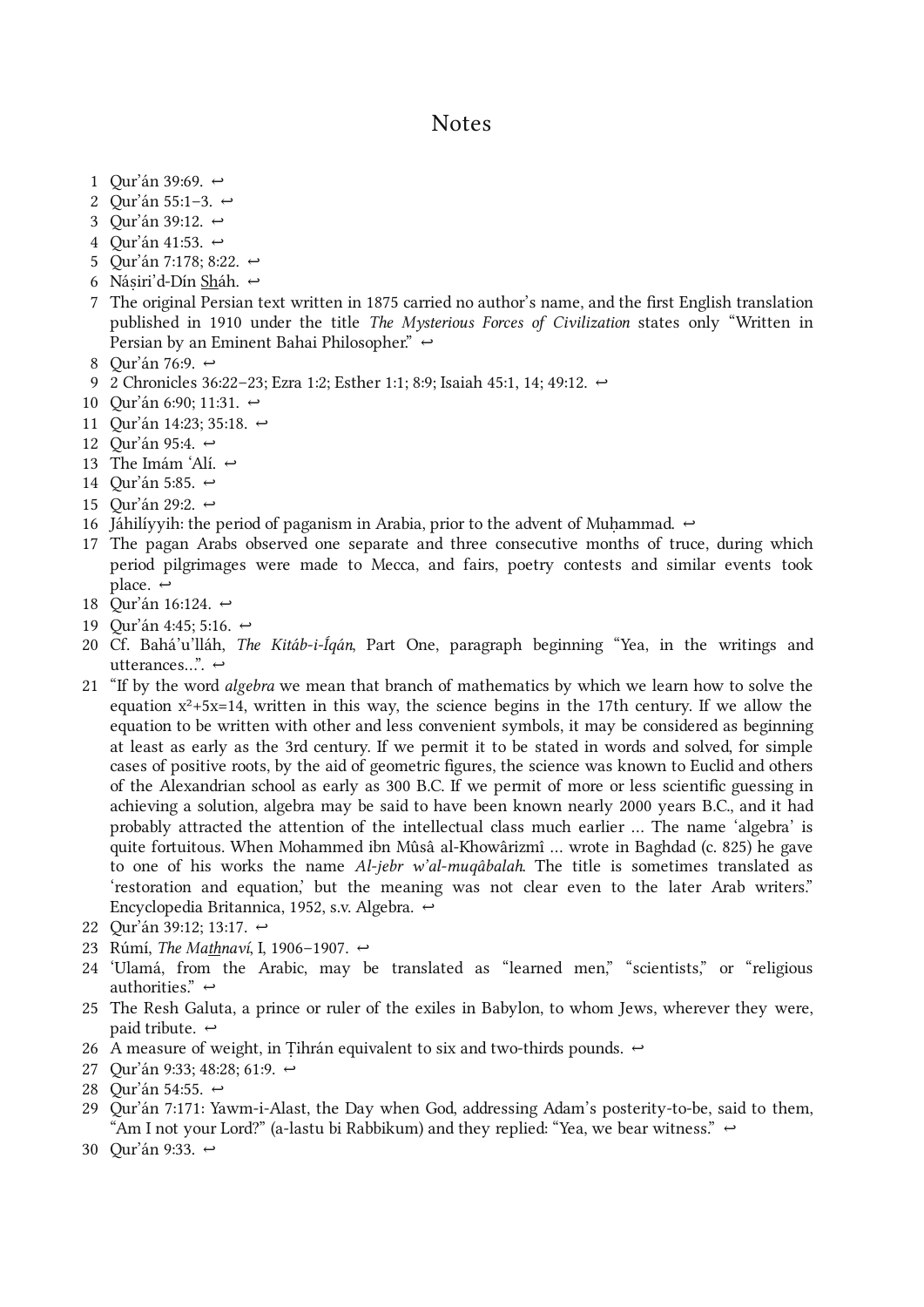# Notes

1. Qur'án 39:69. ↩
2. Qur'án 55:1–3. ↩
3. Qur'án 39:12. ↩
4. Qur'án 41:53. ↩
5. Qur'án 7:178; 8:22. ↩
6. Náṣiri'd-Dín Sháh. ↩
7. The original Persian text written in 1875 carried no author's name, and the first English translation published in 1910 under the title *The Mysterious Forces of Civilization* states only "Written in Persian by an Eminent Bahai Philosopher." ↩
8. Qur'án 76:9. ↩
9. 2 Chronicles 36:22–23; Ezra 1:2; Esther 1:1; 8:9; Isaiah 45:1, 14; 49:12. ↩
10. Qur'án 6:90; 11:31. ↩
11. Qur'án 14:23; 35:18. ↩
12. Qur'án 95:4. ↩
13. The Imám 'Alí. ↩
14. Qur'án 5:85. ↩
15. Qur'án 29:2. ↩
16. Jáhilíyyih: the period of paganism in Arabia, prior to the advent of Muḥammad. ↩
17. The pagan Arabs observed one separate and three consecutive months of truce, during which period pilgrimages were made to Mecca, and fairs, poetry contests and similar events took place. ↩
18. Qur'án 16:124. ↩
19. Qur'án 4:45; 5:16. ↩
20. Cf. Bahá'u'lláh, *The Kitáb-i-Íqán*, Part One, paragraph beginning "Yea, in the writings and utterances…". ↩
21. "If by the word *algebra* we mean that branch of mathematics by which we learn how to solve the equation $x^2+5x=14$, written in this way, the science begins in the 17th century. If we allow the equation to be written with other and less convenient symbols, it may be considered as beginning at least as early as the 3rd century. If we permit it to be stated in words and solved, for simple cases of positive roots, by the aid of geometric figures, the science was known to Euclid and others of the Alexandrian school as early as 300 B.C. If we permit of more or less scientific guessing in achieving a solution, algebra may be said to have been known nearly 2000 years B.C., and it had probably attracted the attention of the intellectual class much earlier … The name 'algebra' is quite fortuitous. When Mohammed ibn Mûsâ al-Khowârizmî … wrote in Baghdad (c. 825) he gave to one of his works the name *Al-jebr w'al-muqâbalah*. The title is sometimes translated as 'restoration and equation,' but the meaning was not clear even to the later Arab writers." Encyclopedia Britannica, 1952, s.v. Algebra. ↩
22. Qur'án 39:12; 13:17. ↩
23. Rúmí, *The Mathnaví*, I, 1906–1907. ↩
24. 'Ulamá, from the Arabic, may be translated as "learned men," "scientists," or "religious authorities." ↩
25. The Resh Galuta, a prince or ruler of the exiles in Babylon, to whom Jews, wherever they were, paid tribute. ↩
26. A measure of weight, in Ṭihrán equivalent to six and two-thirds pounds. ↩
27. Qur'án 9:33; 48:28; 61:9. ↩
28. Qur'án 54:55. ↩
29. Qur'án 7:171: Yawm-i-Alast, the Day when God, addressing Adam's posterity-to-be, said to them, "Am I not your Lord?" (a-lastu bi Rabbikum) and they replied: "Yea, we bear witness." ↩
30. Qur'án 9:33. ↩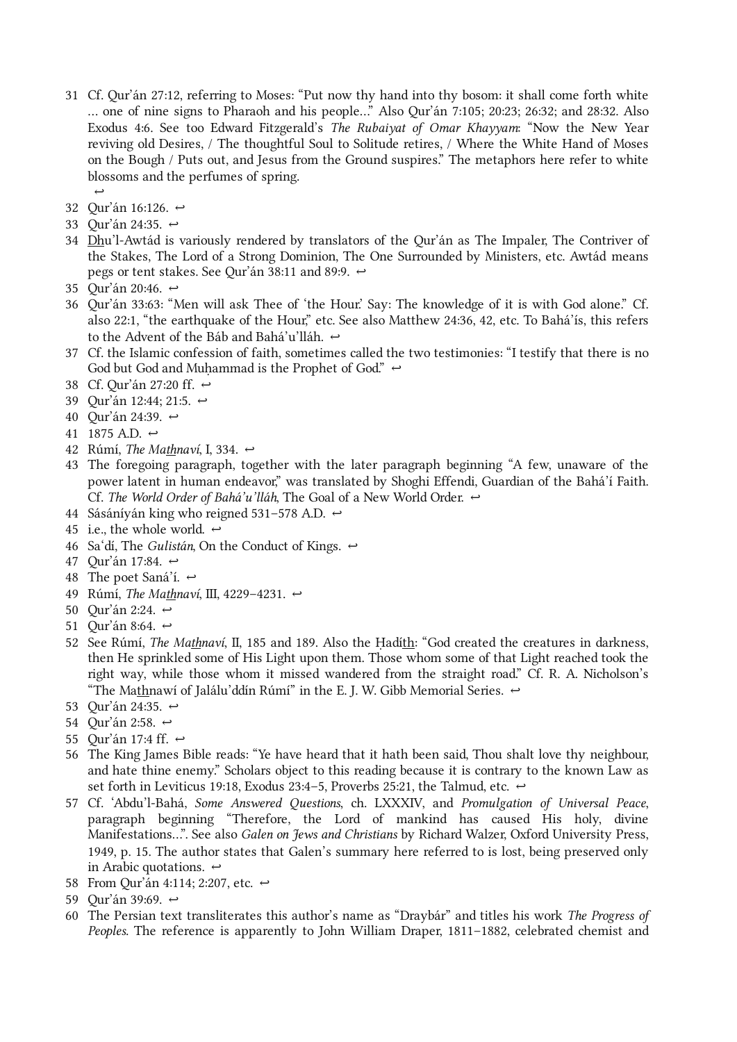31. Cf. Qur'án 27:12, referring to Moses: "Put now thy hand into thy bosom: it shall come forth white … one of nine signs to Pharaoh and his people…" Also Qur'án 7:105; 20:23; 26:32; and 28:32. Also Exodus 4:6. See too Edward Fitzgerald's *The Rubaiyat of Omar Khayyam*: "Now the New Year reviving old Desires, / The thoughtful Soul to Solitude retires, / Where the White Hand of Moses on the Bough / Puts out, and Jesus from the Ground suspires." The metaphors here refer to white blossoms and the perfumes of spring. ↩
32. Qur'án 16:126. ↩
33. Qur'án 24:35. ↩
34. <u>Dh</u>u'l-Awtád is variously rendered by translators of the Qur'án as The Impaler, The Contriver of the Stakes, The Lord of a Strong Dominion, The One Surrounded by Ministers, etc. Awtád means pegs or tent stakes. See Qur'án 38:11 and 89:9. ↩
35. Qur'án 20:46. ↩
36. Qur'án 33:63: "Men will ask Thee of 'the Hour.' Say: The knowledge of it is with God alone." Cf. also 22:1, "the earthquake of the Hour," etc. See also Matthew 24:36, 42, etc. To Bahá'ís, this refers to the Advent of the Báb and Bahá'u'lláh. ↩
37. Cf. the Islamic confession of faith, sometimes called the two testimonies: "I testify that there is no God but God and Muḥammad is the Prophet of God." ↩
38. Cf. Qur'án 27:20 ff. ↩
39. Qur'án 12:44; 21:5. ↩
40. Qur'án 24:39. ↩
41. 1875 A.D. ↩
42. Rúmí, *The Ma<u>th</u>naví*, I, 334. ↩
43. The foregoing paragraph, together with the later paragraph beginning "A few, unaware of the power latent in human endeavor," was translated by Shoghi Effendi, Guardian of the Bahá'í Faith. Cf. *The World Order of Bahá'u'lláh*, The Goal of a New World Order. ↩
44. Sásáníyán king who reigned 531–578 A.D. ↩
45. i.e., the whole world. ↩
46. Sa'dí, The *Gulistán*, On the Conduct of Kings. ↩
47. Qur'án 17:84. ↩
48. The poet Saná'í. ↩
49. Rúmí, *The Ma<u>th</u>naví*, III, 4229–4231. ↩
50. Qur'án 2:24. ↩
51. Qur'án 8:64. ↩
52. See Rúmí, *The Ma<u>th</u>naví*, II, 185 and 189. Also the Ḥadí<u>th</u>: "God created the creatures in darkness, then He sprinkled some of His Light upon them. Those whom some of that Light reached took the right way, while those whom it missed wandered from the straight road." Cf. R. A. Nicholson's "The Ma<u>th</u>nawí of Jalálu'ddín Rúmí" in the E. J. W. Gibb Memorial Series. ↩
53. Qur'án 24:35. ↩
54. Qur'án 2:58. ↩
55. Qur'án 17:4 ff. ↩
56. The King James Bible reads: "Ye have heard that it hath been said, Thou shalt love thy neighbour, and hate thine enemy." Scholars object to this reading because it is contrary to the known Law as set forth in Leviticus 19:18, Exodus 23:4–5, Proverbs 25:21, the Talmud, etc. ↩
57. Cf. 'Abdu'l-Bahá, *Some Answered Questions*, ch. LXXXIV, and *Promulgation of Universal Peace*, paragraph beginning "Therefore, the Lord of mankind has caused His holy, divine Manifestations…". See also *Galen on Jews and Christians* by Richard Walzer, Oxford University Press, 1949, p. 15. The author states that Galen's summary here referred to is lost, being preserved only in Arabic quotations. ↩
58. From Qur'án 4:114; 2:207, etc. ↩
59. Qur'án 39:69. ↩
60. The Persian text transliterates this author's name as "Draybár" and titles his work *The Progress of Peoples*. The reference is apparently to John William Draper, 1811–1882, celebrated chemist and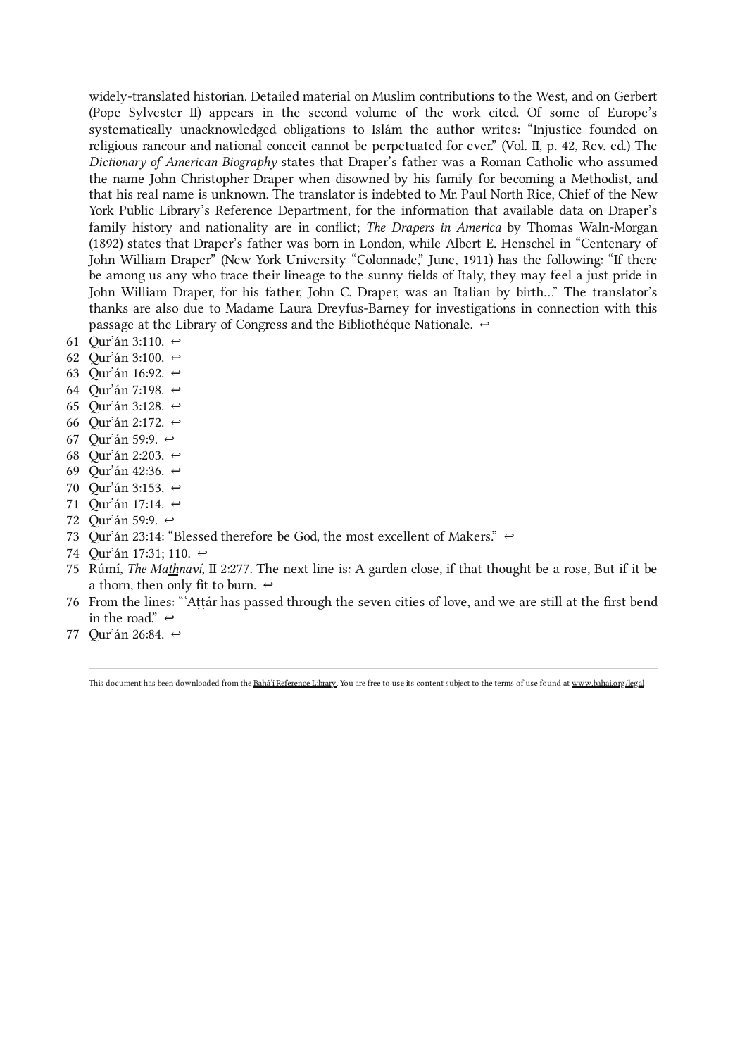widely-translated historian. Detailed material on Muslim contributions to the West, and on Gerbert (Pope Sylvester II) appears in the second volume of the work cited. Of some of Europe's systematically unacknowledged obligations to Islám the author writes: "Injustice founded on religious rancour and national conceit cannot be perpetuated for ever." (Vol. II, p. 42, Rev. ed.) The *Dictionary of American Biography* states that Draper's father was a Roman Catholic who assumed the name John Christopher Draper when disowned by his family for becoming a Methodist, and that his real name is unknown. The translator is indebted to Mr. Paul North Rice, Chief of the New York Public Library's Reference Department, for the information that available data on Draper's family history and nationality are in conflict; *The Drapers in America* by Thomas Waln-Morgan (1892) states that Draper's father was born in London, while Albert E. Henschel in "Centenary of John William Draper" (New York University "Colonnade," June, 1911) has the following: "If there be among us any who trace their lineage to the sunny fields of Italy, they may feel a just pride in John William Draper, for his father, John C. Draper, was an Italian by birth…" The translator's thanks are also due to Madame Laura Dreyfus-Barney for investigations in connection with this passage at the Library of Congress and the Bibliothéque Nationale. ↩

61. Qur'án 3:110. ↩
62. Qur'án 3:100. ↩
63. Qur'án 16:92. ↩
64. Qur'án 7:198. ↩
65. Qur'án 3:128. ↩
66. Qur'án 2:172. ↩
67. Qur'án 59:9. ↩
68. Qur'án 2:203. ↩
69. Qur'án 42:36. ↩
70. Qur'án 3:153. ↩
71. Qur'án 17:14. ↩
72. Qur'án 59:9. ↩
73. Qur'án 23:14: "Blessed therefore be God, the most excellent of Makers." ↩
74. Qur'án 17:31; 110. ↩
75. Rúmí, *The Mathnaví*, II 2:277. The next line is: A garden close, if that thought be a rose, But if it be a thorn, then only fit to burn. ↩
76. From the lines: "'Aṭṭár has passed through the seven cities of love, and we are still at the first bend in the road." ↩
77. Qur'án 26:84. ↩

This document has been downloaded from the Bahá'í Reference Library. You are free to use its content subject to the terms of use found at www.bahai.org/legal